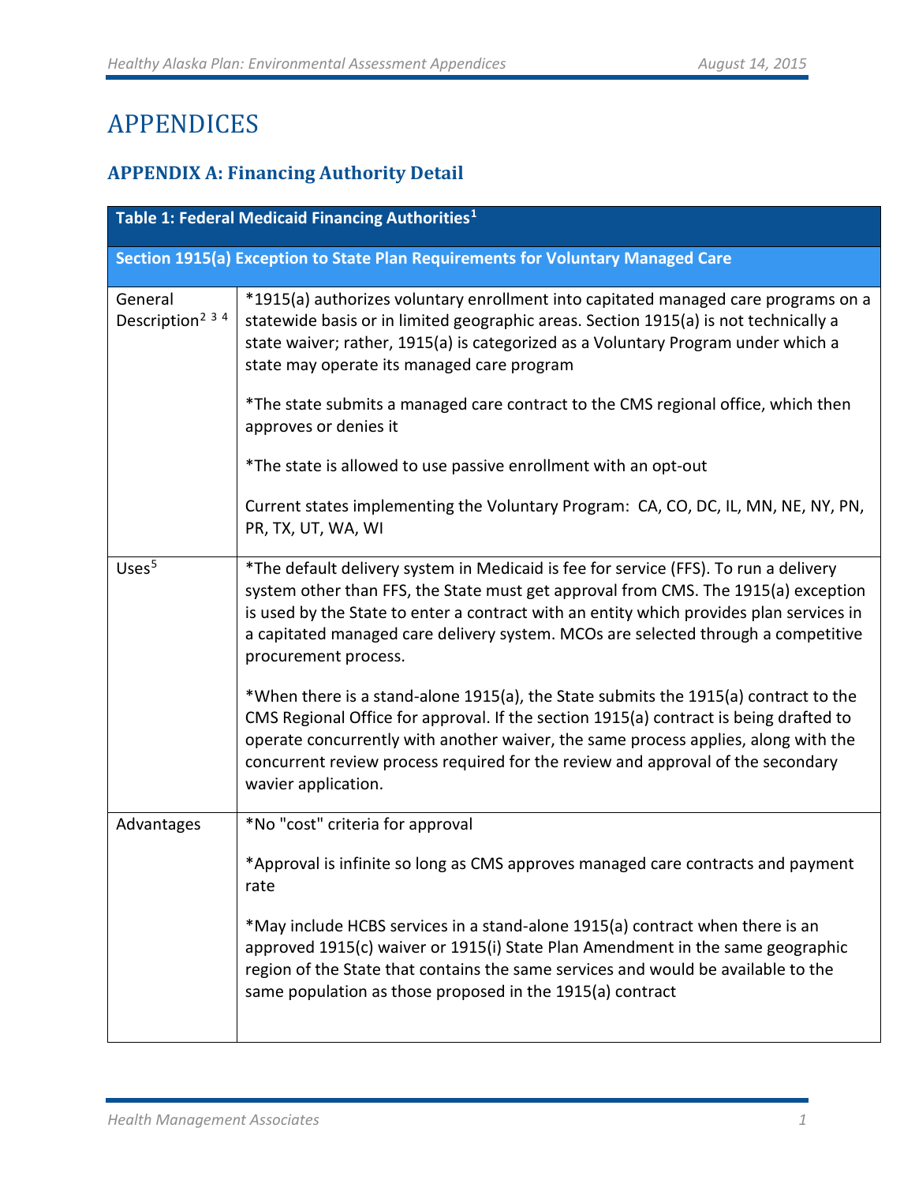# APPENDICES

## APPENDIX A: Financing Authority Detail

| Table 1: Federal Medicaid Financing Authorities[1] | |
|---|---|
| **Section 1915(a) Exception to State Plan Requirements for Voluntary Managed Care** | |
| General Description[2 3 4] | *1915(a) authorizes voluntary enrollment into capitated managed care programs on a statewide basis or in limited geographic areas. Section 1915(a) is not technically a state waiver; rather, 1915(a) is categorized as a Voluntary Program under which a state may operate its managed care program<br><br>*The state submits a managed care contract to the CMS regional office, which then approves or denies it<br><br>*The state is allowed to use passive enrollment with an opt-out<br><br>Current states implementing the Voluntary Program: CA, CO, DC, IL, MN, NE, NY, PN, PR, TX, UT, WA, WI |
| Uses[5] | *The default delivery system in Medicaid is fee for service (FFS). To run a delivery system other than FFS, the State must get approval from CMS. The 1915(a) exception is used by the State to enter a contract with an entity which provides plan services in a capitated managed care delivery system. MCOs are selected through a competitive procurement process.<br><br>*When there is a stand-alone 1915(a), the State submits the 1915(a) contract to the CMS Regional Office for approval. If the section 1915(a) contract is being drafted to operate concurrently with another waiver, the same process applies, along with the concurrent review process required for the review and approval of the secondary wavier application. |
| Advantages | *No "cost" criteria for approval<br><br>*Approval is infinite so long as CMS approves managed care contracts and payment rate<br><br>*May include HCBS services in a stand-alone 1915(a) contract when there is an approved 1915(c) waiver or 1915(i) State Plan Amendment in the same geographic region of the State that contains the same services and would be available to the same population as those proposed in the 1915(a) contract |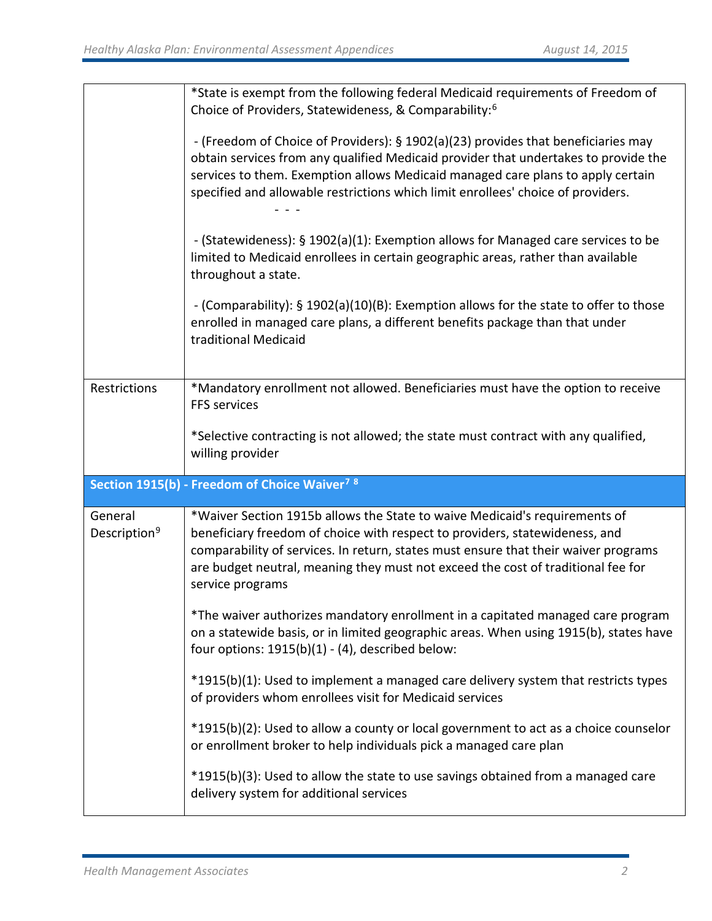| | |
|---|---|
| | *State is exempt from the following federal Medicaid requirements of Freedom of Choice of Providers, Statewideness, & Comparability:[6]<br><br>- (Freedom of Choice of Providers): § 1902(a)(23) provides that beneficiaries may obtain services from any qualified Medicaid provider that undertakes to provide the services to them. Exemption allows Medicaid managed care plans to apply certain specified and allowable restrictions which limit enrollees' choice of providers.<br>- - -<br><br>- (Statewideness): § 1902(a)(1): Exemption allows for Managed care services to be limited to Medicaid enrollees in certain geographic areas, rather than available throughout a state.<br><br>- (Comparability): § 1902(a)(10)(B): Exemption allows for the state to offer to those enrolled in managed care plans, a different benefits package than that under traditional Medicaid |
| Restrictions | *Mandatory enrollment not allowed. Beneficiaries must have the option to receive FFS services<br><br>*Selective contracting is not allowed; the state must contract with any qualified, willing provider |
| **Section 1915(b) - Freedom of Choice Waiver[7] [8]** | |
| General Description[9] | *Waiver Section 1915b allows the State to waive Medicaid's requirements of beneficiary freedom of choice with respect to providers, statewideness, and comparability of services. In return, states must ensure that their waiver programs are budget neutral, meaning they must not exceed the cost of traditional fee for service programs<br><br>*The waiver authorizes mandatory enrollment in a capitated managed care program on a statewide basis, or in limited geographic areas. When using 1915(b), states have four options: 1915(b)(1) - (4), described below:<br><br>*1915(b)(1): Used to implement a managed care delivery system that restricts types of providers whom enrollees visit for Medicaid services<br><br>*1915(b)(2): Used to allow a county or local government to act as a choice counselor or enrollment broker to help individuals pick a managed care plan<br><br>*1915(b)(3): Used to allow the state to use savings obtained from a managed care delivery system for additional services |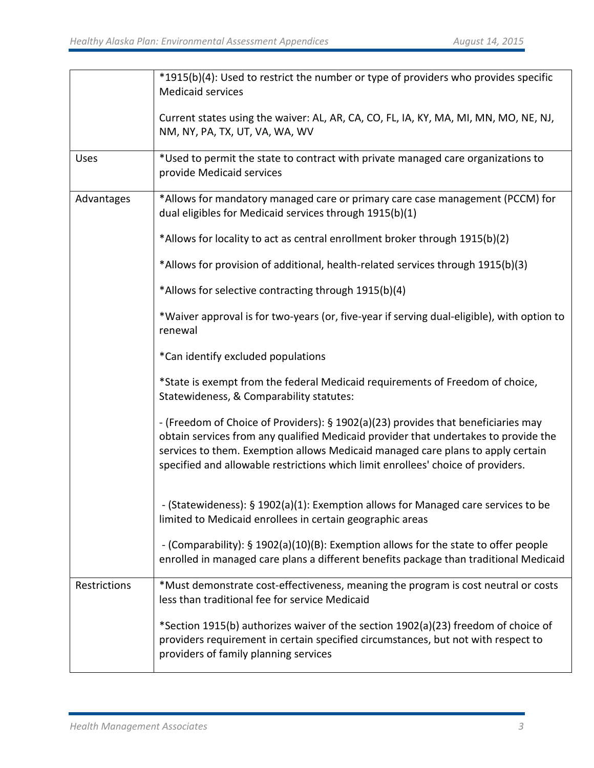| | |
|---|---|
| | *1915(b)(4): Used to restrict the number or type of providers who provides specific Medicaid services<br><br>Current states using the waiver: AL, AR, CA, CO, FL, IA, KY, MA, MI, MN, MO, NE, NJ, NM, NY, PA, TX, UT, VA, WA, WV |
| Uses | *Used to permit the state to contract with private managed care organizations to provide Medicaid services |
| Advantages | *Allows for mandatory managed care or primary care case management (PCCM) for dual eligibles for Medicaid services through 1915(b)(1)<br><br>*Allows for locality to act as central enrollment broker through 1915(b)(2)<br><br>*Allows for provision of additional, health-related services through 1915(b)(3)<br><br>*Allows for selective contracting through 1915(b)(4)<br><br>*Waiver approval is for two-years (or, five-year if serving dual-eligible), with option to renewal<br><br>*Can identify excluded populations<br><br>*State is exempt from the federal Medicaid requirements of Freedom of choice, Statewideness, & Comparability statutes:<br><br>- (Freedom of Choice of Providers): § 1902(a)(23) provides that beneficiaries may obtain services from any qualified Medicaid provider that undertakes to provide the services to them. Exemption allows Medicaid managed care plans to apply certain specified and allowable restrictions which limit enrollees' choice of providers.<br><br>- (Statewideness): § 1902(a)(1): Exemption allows for Managed care services to be limited to Medicaid enrollees in certain geographic areas<br><br>- (Comparability): § 1902(a)(10)(B): Exemption allows for the state to offer people enrolled in managed care plans a different benefits package than traditional Medicaid |
| Restrictions | *Must demonstrate cost-effectiveness, meaning the program is cost neutral or costs less than traditional fee for service Medicaid<br><br>*Section 1915(b) authorizes waiver of the section 1902(a)(23) freedom of choice of providers requirement in certain specified circumstances, but not with respect to providers of family planning services |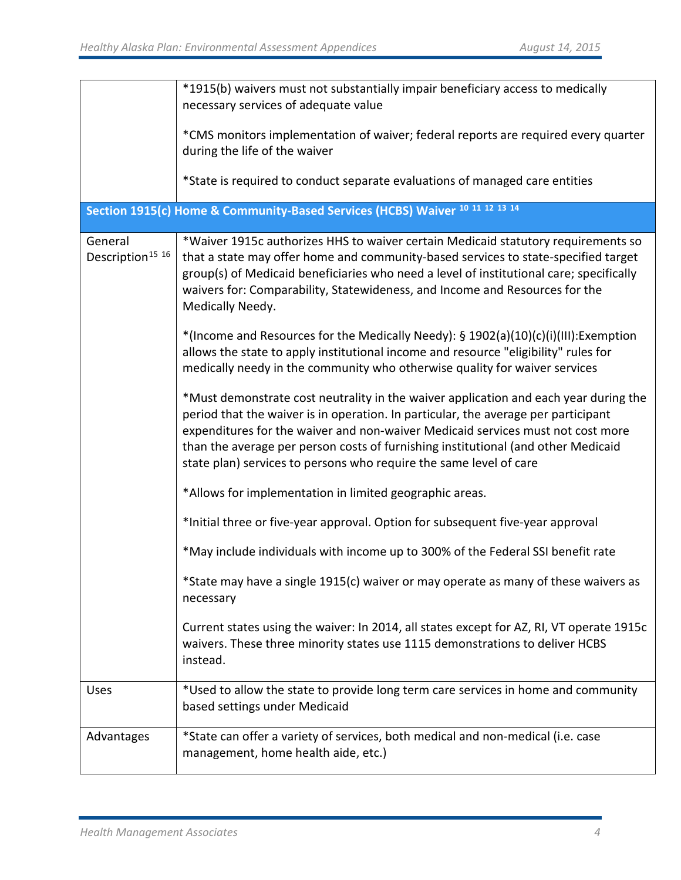| | |
|---|---|
| | *1915(b) waivers must not substantially impair beneficiary access to medically necessary services of adequate value<br><br>*CMS monitors implementation of waiver; federal reports are required every quarter during the life of the waiver<br><br>*State is required to conduct separate evaluations of managed care entities |
| **Section 1915(c) Home & Community-Based Services (HCBS) Waiver [10] [11] [12] [13] [14]** | |
| General Description[15] [16] | *Waiver 1915c authorizes HHS to waiver certain Medicaid statutory requirements so that a state may offer home and community-based services to state-specified target group(s) of Medicaid beneficiaries who need a level of institutional care; specifically waivers for: Comparability, Statewideness, and Income and Resources for the Medically Needy.<br><br>*(Income and Resources for the Medically Needy): § 1902(a)(10)(c)(i)(III):Exemption allows the state to apply institutional income and resource "eligibility" rules for medically needy in the community who otherwise quality for waiver services<br><br>*Must demonstrate cost neutrality in the waiver application and each year during the period that the waiver is in operation. In particular, the average per participant expenditures for the waiver and non-waiver Medicaid services must not cost more than the average per person costs of furnishing institutional (and other Medicaid state plan) services to persons who require the same level of care<br><br>*Allows for implementation in limited geographic areas.<br><br>*Initial three or five-year approval. Option for subsequent five-year approval<br><br>*May include individuals with income up to 300% of the Federal SSI benefit rate<br><br>*State may have a single 1915(c) waiver or may operate as many of these waivers as necessary<br><br>Current states using the waiver: In 2014, all states except for AZ, RI, VT operate 1915c waivers. These three minority states use 1115 demonstrations to deliver HCBS instead. |
| Uses | *Used to allow the state to provide long term care services in home and community based settings under Medicaid |
| Advantages | *State can offer a variety of services, both medical and non-medical (i.e. case management, home health aide, etc.) |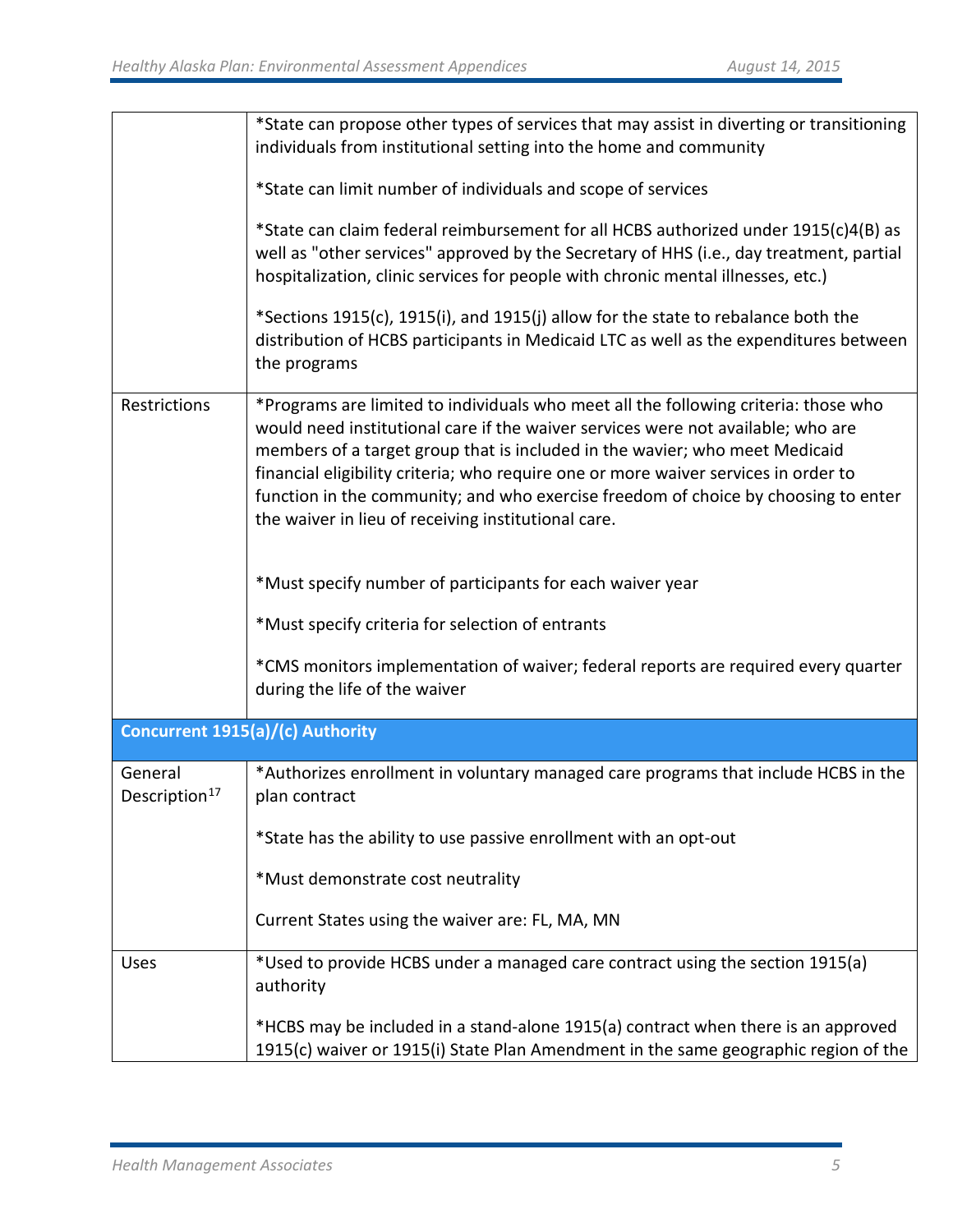| | |
|---|---|
| | *State can propose other types of services that may assist in diverting or transitioning individuals from institutional setting into the home and community<br><br>*State can limit number of individuals and scope of services<br><br>*State can claim federal reimbursement for all HCBS authorized under 1915(c)4(B) as well as "other services" approved by the Secretary of HHS (i.e., day treatment, partial hospitalization, clinic services for people with chronic mental illnesses, etc.)<br><br>*Sections 1915(c), 1915(i), and 1915(j) allow for the state to rebalance both the distribution of HCBS participants in Medicaid LTC as well as the expenditures between the programs |
| Restrictions | *Programs are limited to individuals who meet all the following criteria: those who would need institutional care if the waiver services were not available; who are members of a target group that is included in the wavier; who meet Medicaid financial eligibility criteria; who require one or more waiver services in order to function in the community; and who exercise freedom of choice by choosing to enter the waiver in lieu of receiving institutional care.<br><br>*Must specify number of participants for each waiver year<br><br>*Must specify criteria for selection of entrants<br><br>*CMS monitors implementation of waiver; federal reports are required every quarter during the life of the waiver |
| **Concurrent 1915(a)/(c) Authority** | |
| General Description[17] | *Authorizes enrollment in voluntary managed care programs that include HCBS in the plan contract<br><br>*State has the ability to use passive enrollment with an opt-out<br><br>*Must demonstrate cost neutrality<br><br>Current States using the waiver are: FL, MA, MN |
| Uses | *Used to provide HCBS under a managed care contract using the section 1915(a) authority<br><br>*HCBS may be included in a stand-alone 1915(a) contract when there is an approved 1915(c) waiver or 1915(i) State Plan Amendment in the same geographic region of the |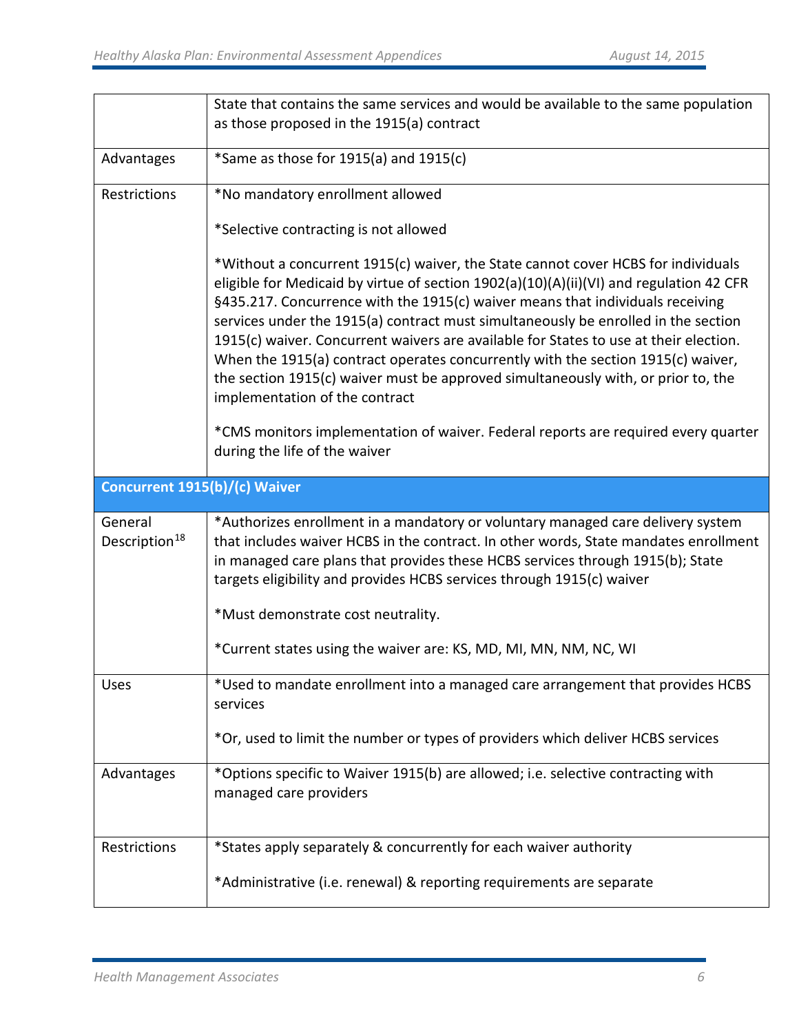| | |
|---|---|
| | State that contains the same services and would be available to the same population as those proposed in the 1915(a) contract |
| Advantages | *Same as those for 1915(a) and 1915(c) |
| Restrictions | *No mandatory enrollment allowed<br><br>*Selective contracting is not allowed<br><br>*Without a concurrent 1915(c) waiver, the State cannot cover HCBS for individuals eligible for Medicaid by virtue of section 1902(a)(10)(A)(ii)(VI) and regulation 42 CFR §435.217. Concurrence with the 1915(c) waiver means that individuals receiving services under the 1915(a) contract must simultaneously be enrolled in the section 1915(c) waiver. Concurrent waivers are available for States to use at their election. When the 1915(a) contract operates concurrently with the section 1915(c) waiver, the section 1915(c) waiver must be approved simultaneously with, or prior to, the implementation of the contract<br><br>*CMS monitors implementation of waiver. Federal reports are required every quarter during the life of the waiver |
| **Concurrent 1915(b)/(c) Waiver** | |
| General Description[18] | *Authorizes enrollment in a mandatory or voluntary managed care delivery system that includes waiver HCBS in the contract. In other words, State mandates enrollment in managed care plans that provides these HCBS services through 1915(b); State targets eligibility and provides HCBS services through 1915(c) waiver<br><br>*Must demonstrate cost neutrality.<br><br>*Current states using the waiver are: KS, MD, MI, MN, NM, NC, WI |
| Uses | *Used to mandate enrollment into a managed care arrangement that provides HCBS services<br><br>*Or, used to limit the number or types of providers which deliver HCBS services |
| Advantages | *Options specific to Waiver 1915(b) are allowed; i.e. selective contracting with managed care providers |
| Restrictions | *States apply separately & concurrently for each waiver authority<br><br>*Administrative (i.e. renewal) & reporting requirements are separate |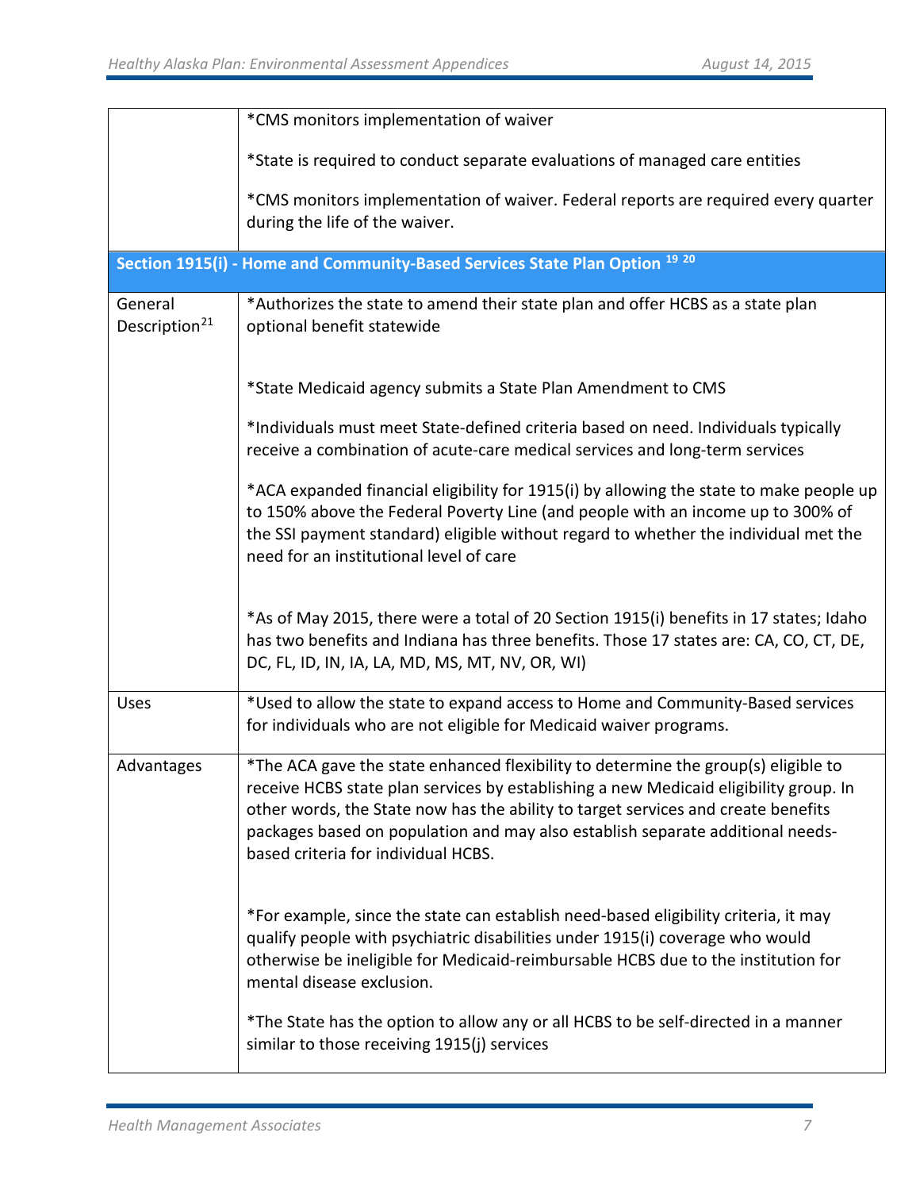| | |
|---|---|
| | *CMS monitors implementation of waiver<br><br>*State is required to conduct separate evaluations of managed care entities<br><br>*CMS monitors implementation of waiver. Federal reports are required every quarter during the life of the waiver. |
| **Section 1915(i) - Home and Community-Based Services State Plan Option [19] [20]** | |
| General Description[21] | *Authorizes the state to amend their state plan and offer HCBS as a state plan optional benefit statewide<br><br>*State Medicaid agency submits a State Plan Amendment to CMS<br><br>*Individuals must meet State-defined criteria based on need. Individuals typically receive a combination of acute-care medical services and long-term services<br><br>*ACA expanded financial eligibility for 1915(i) by allowing the state to make people up to 150% above the Federal Poverty Line (and people with an income up to 300% of the SSI payment standard) eligible without regard to whether the individual met the need for an institutional level of care<br><br>*As of May 2015, there were a total of 20 Section 1915(i) benefits in 17 states; Idaho has two benefits and Indiana has three benefits. Those 17 states are: CA, CO, CT, DE, DC, FL, ID, IN, IA, LA, MD, MS, MT, NV, OR, WI) |
| Uses | *Used to allow the state to expand access to Home and Community-Based services for individuals who are not eligible for Medicaid waiver programs. |
| Advantages | *The ACA gave the state enhanced flexibility to determine the group(s) eligible to receive HCBS state plan services by establishing a new Medicaid eligibility group. In other words, the State now has the ability to target services and create benefits packages based on population and may also establish separate additional needs-based criteria for individual HCBS.<br><br>*For example, since the state can establish need-based eligibility criteria, it may qualify people with psychiatric disabilities under 1915(i) coverage who would otherwise be ineligible for Medicaid-reimbursable HCBS due to the institution for mental disease exclusion.<br><br>*The State has the option to allow any or all HCBS to be self-directed in a manner similar to those receiving 1915(j) services |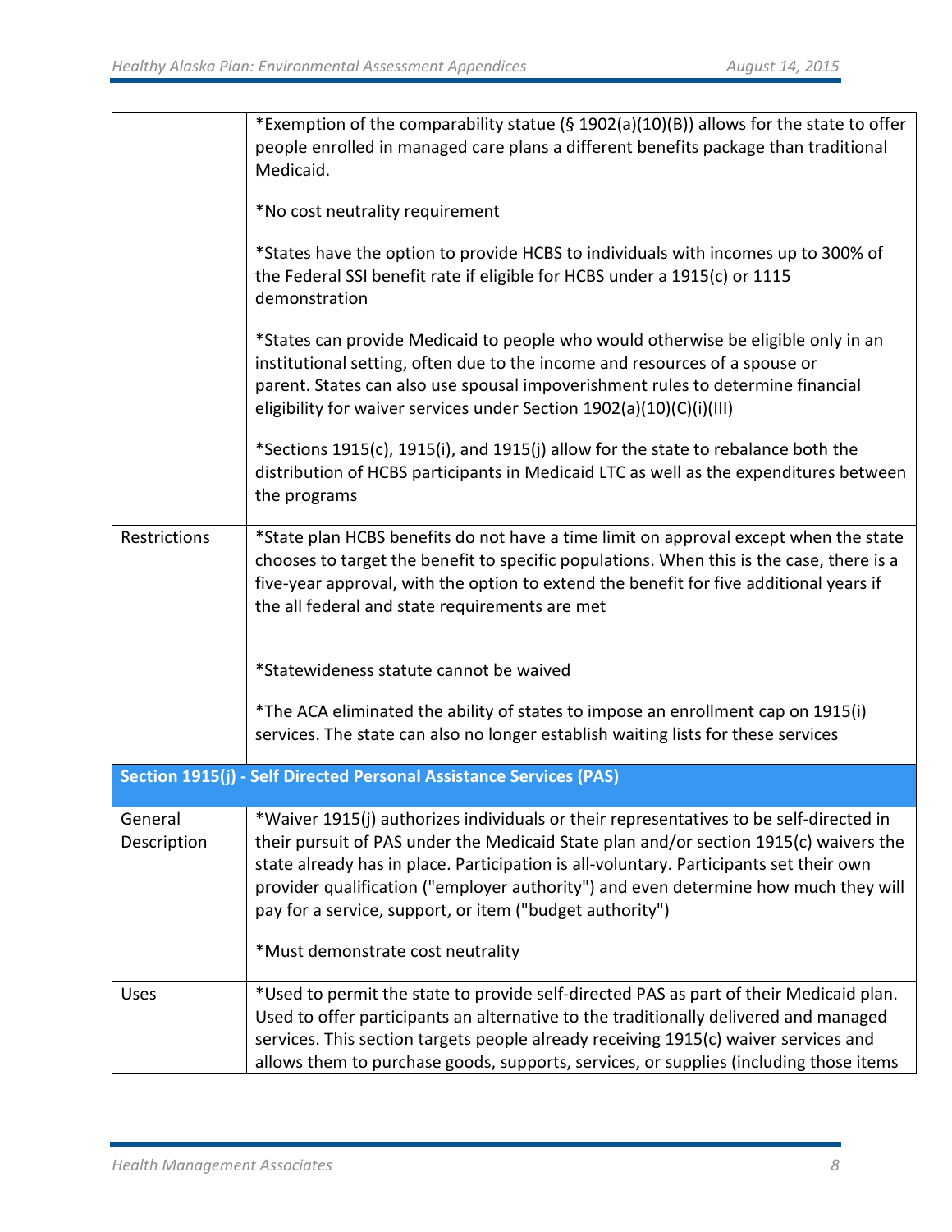| | |
|---|---|
| | *Exemption of the comparability statue (§ 1902(a)(10)(B)) allows for the state to offer people enrolled in managed care plans a different benefits package than traditional Medicaid.<br><br>*No cost neutrality requirement<br><br>*States have the option to provide HCBS to individuals with incomes up to 300% of the Federal SSI benefit rate if eligible for HCBS under a 1915(c) or 1115 demonstration<br><br>*States can provide Medicaid to people who would otherwise be eligible only in an institutional setting, often due to the income and resources of a spouse or parent. States can also use spousal impoverishment rules to determine financial eligibility for waiver services under Section 1902(a)(10)(C)(i)(III)<br><br>*Sections 1915(c), 1915(i), and 1915(j) allow for the state to rebalance both the distribution of HCBS participants in Medicaid LTC as well as the expenditures between the programs |
| Restrictions | *State plan HCBS benefits do not have a time limit on approval except when the state chooses to target the benefit to specific populations. When this is the case, there is a five-year approval, with the option to extend the benefit for five additional years if the all federal and state requirements are met<br><br>*Statewideness statute cannot be waived<br><br>*The ACA eliminated the ability of states to impose an enrollment cap on 1915(i) services. The state can also no longer establish waiting lists for these services |
| **Section 1915(j) - Self Directed Personal Assistance Services (PAS)** | |
| General Description | *Waiver 1915(j) authorizes individuals or their representatives to be self-directed in their pursuit of PAS under the Medicaid State plan and/or section 1915(c) waivers the state already has in place. Participation is all-voluntary. Participants set their own provider qualification ("employer authority") and even determine how much they will pay for a service, support, or item ("budget authority")<br><br>*Must demonstrate cost neutrality |
| Uses | *Used to permit the state to provide self-directed PAS as part of their Medicaid plan. Used to offer participants an alternative to the traditionally delivered and managed services. This section targets people already receiving 1915(c) waiver services and allows them to purchase goods, supports, services, or supplies (including those items |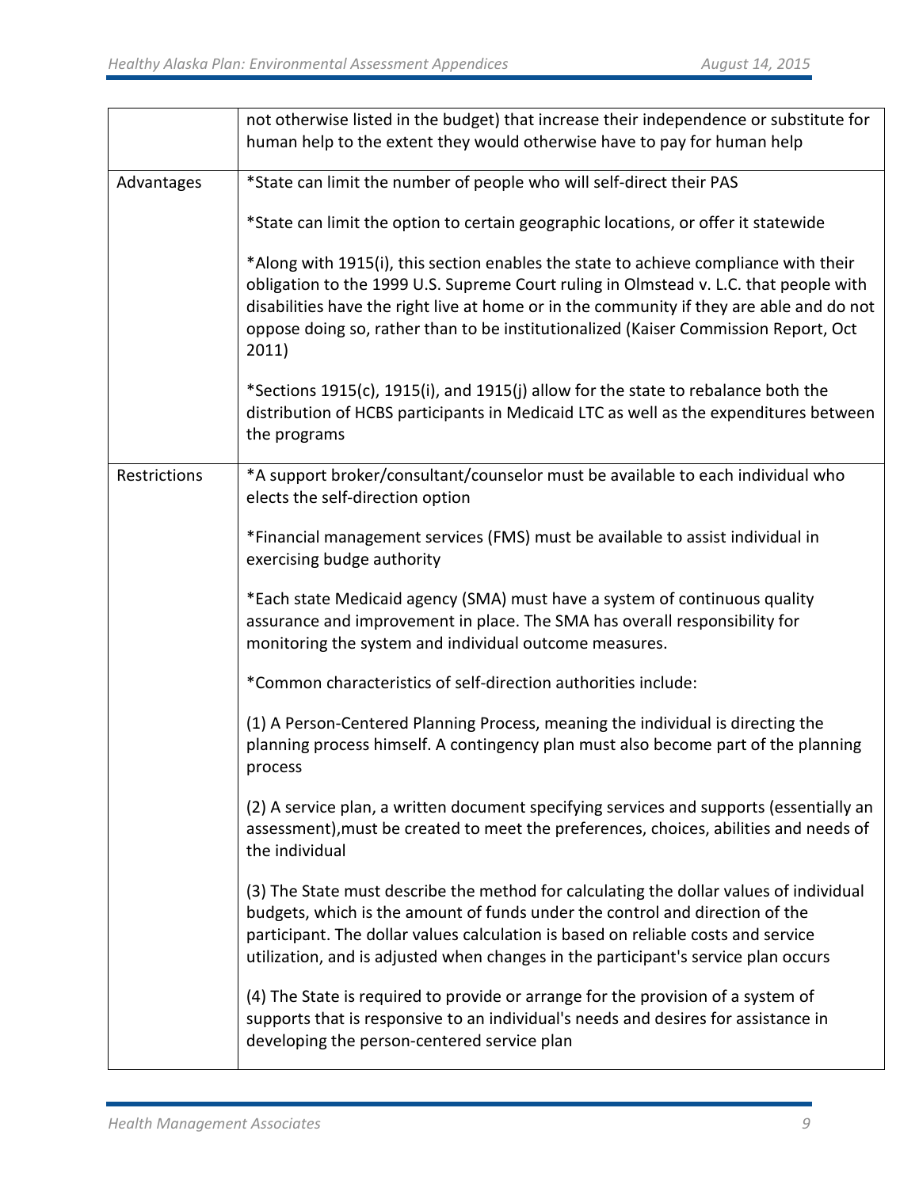| | |
|---|---|
| | not otherwise listed in the budget) that increase their independence or substitute for human help to the extent they would otherwise have to pay for human help |
| Advantages | *State can limit the number of people who will self-direct their PAS<br><br>*State can limit the option to certain geographic locations, or offer it statewide<br><br>*Along with 1915(i), this section enables the state to achieve compliance with their obligation to the 1999 U.S. Supreme Court ruling in Olmstead v. L.C. that people with disabilities have the right live at home or in the community if they are able and do not oppose doing so, rather than to be institutionalized (Kaiser Commission Report, Oct 2011)<br><br>*Sections 1915(c), 1915(i), and 1915(j) allow for the state to rebalance both the distribution of HCBS participants in Medicaid LTC as well as the expenditures between the programs |
| Restrictions | *A support broker/consultant/counselor must be available to each individual who elects the self-direction option<br><br>*Financial management services (FMS) must be available to assist individual in exercising budge authority<br><br>*Each state Medicaid agency (SMA) must have a system of continuous quality assurance and improvement in place. The SMA has overall responsibility for monitoring the system and individual outcome measures.<br><br>*Common characteristics of self-direction authorities include:<br><br>(1) A Person-Centered Planning Process, meaning the individual is directing the planning process himself. A contingency plan must also become part of the planning process<br><br>(2) A service plan, a written document specifying services and supports (essentially an assessment),must be created to meet the preferences, choices, abilities and needs of the individual<br><br>(3) The State must describe the method for calculating the dollar values of individual budgets, which is the amount of funds under the control and direction of the participant. The dollar values calculation is based on reliable costs and service utilization, and is adjusted when changes in the participant's service plan occurs<br><br>(4) The State is required to provide or arrange for the provision of a system of supports that is responsive to an individual's needs and desires for assistance in developing the person-centered service plan |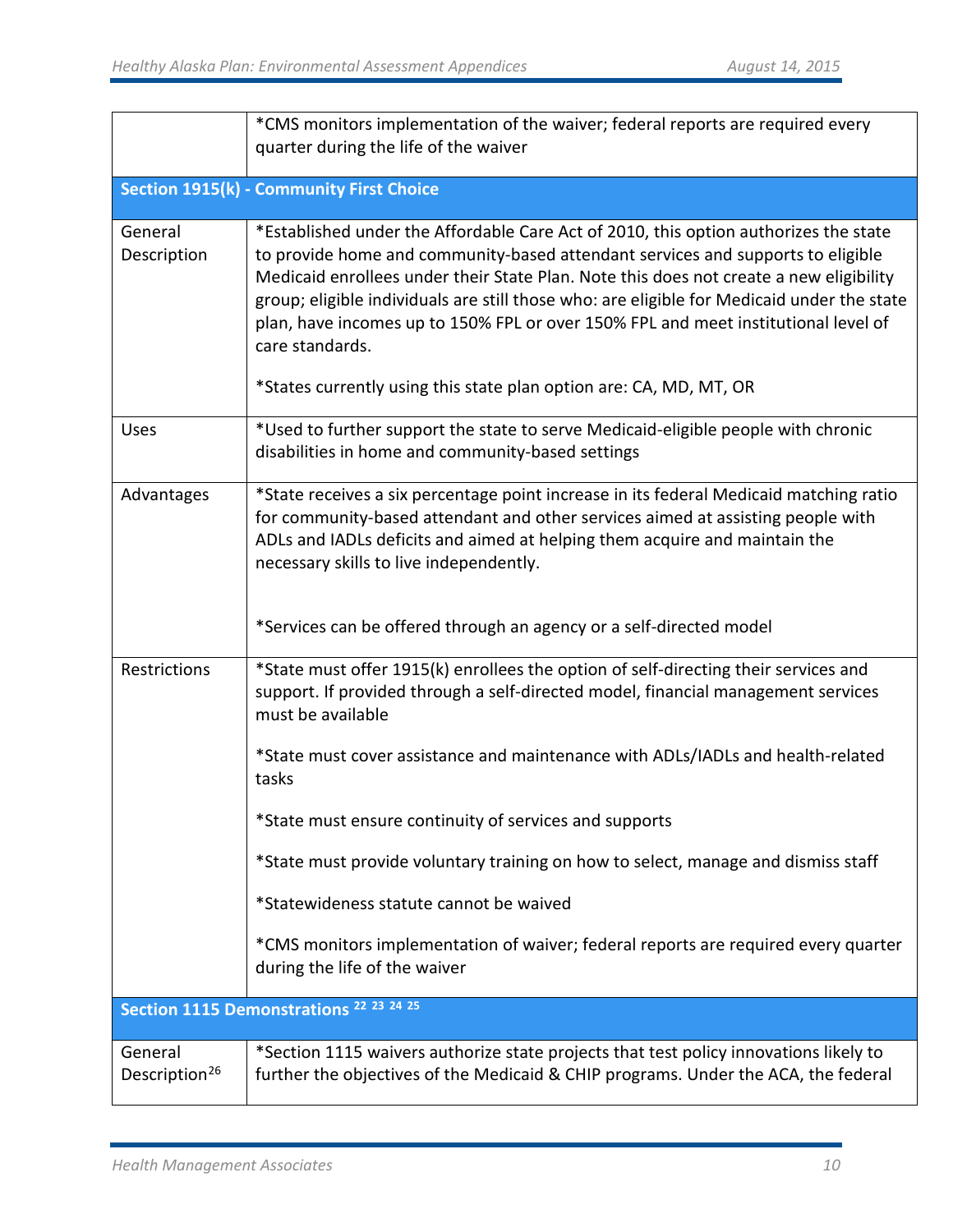| | |
|---|---|
| | *CMS monitors implementation of the waiver; federal reports are required every quarter during the life of the waiver |
| **Section 1915(k) - Community First Choice** | |
| General Description | *Established under the Affordable Care Act of 2010, this option authorizes the state to provide home and community-based attendant services and supports to eligible Medicaid enrollees under their State Plan. Note this does not create a new eligibility group; eligible individuals are still those who: are eligible for Medicaid under the state plan, have incomes up to 150% FPL or over 150% FPL and meet institutional level of care standards.<br><br>*States currently using this state plan option are: CA, MD, MT, OR |
| Uses | *Used to further support the state to serve Medicaid-eligible people with chronic disabilities in home and community-based settings |
| Advantages | *State receives a six percentage point increase in its federal Medicaid matching ratio for community-based attendant and other services aimed at assisting people with ADLs and IADLs deficits and aimed at helping them acquire and maintain the necessary skills to live independently.<br><br>*Services can be offered through an agency or a self-directed model |
| Restrictions | *State must offer 1915(k) enrollees the option of self-directing their services and support. If provided through a self-directed model, financial management services must be available<br><br>*State must cover assistance and maintenance with ADLs/IADLs and health-related tasks<br><br>*State must ensure continuity of services and supports<br><br>*State must provide voluntary training on how to select, manage and dismiss staff<br><br>*Statewideness statute cannot be waived<br><br>*CMS monitors implementation of waiver; federal reports are required every quarter during the life of the waiver |
| **Section 1115 Demonstrations [22] [23] [24] [25]** | |
| General Description[26] | *Section 1115 waivers authorize state projects that test policy innovations likely to further the objectives of the Medicaid & CHIP programs. Under the ACA, the federal |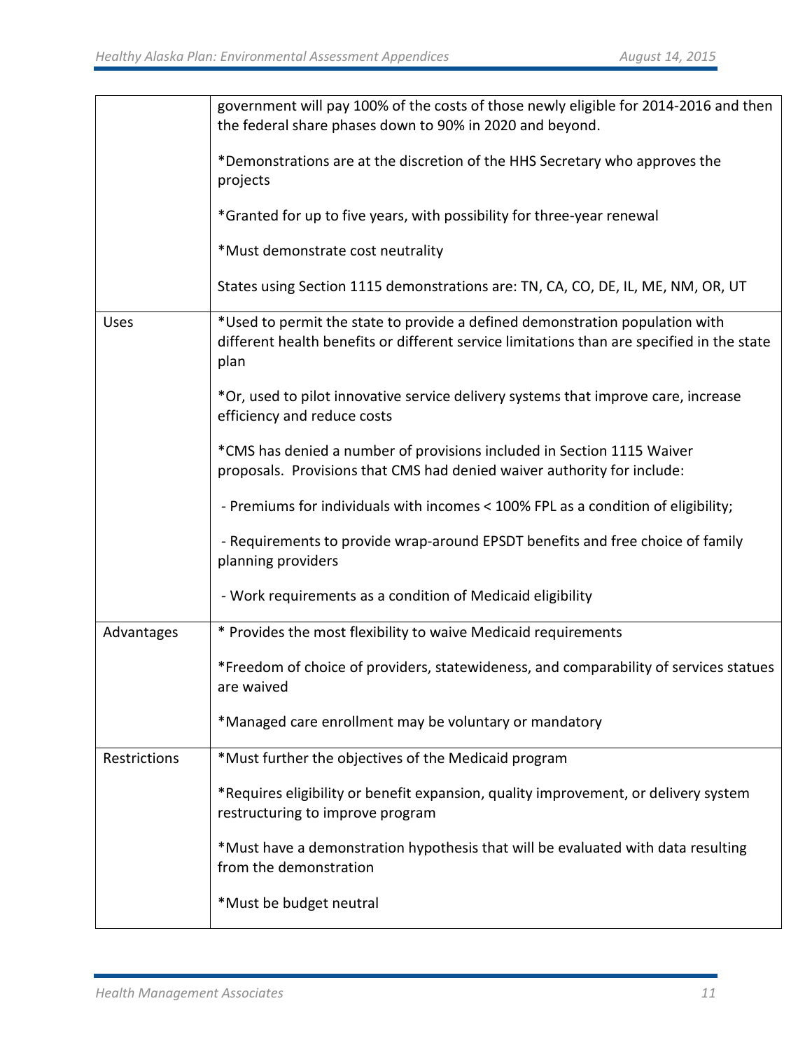| | |
|---|---|
| | government will pay 100% of the costs of those newly eligible for 2014-2016 and then the federal share phases down to 90% in 2020 and beyond.<br><br>*Demonstrations are at the discretion of the HHS Secretary who approves the projects<br><br>*Granted for up to five years, with possibility for three-year renewal<br><br>*Must demonstrate cost neutrality<br><br>States using Section 1115 demonstrations are: TN, CA, CO, DE, IL, ME, NM, OR, UT |
| Uses | *Used to permit the state to provide a defined demonstration population with different health benefits or different service limitations than are specified in the state plan<br><br>*Or, used to pilot innovative service delivery systems that improve care, increase efficiency and reduce costs<br><br>*CMS has denied a number of provisions included in Section 1115 Waiver proposals. Provisions that CMS had denied waiver authority for include:<br><br>- Premiums for individuals with incomes < 100% FPL as a condition of eligibility;<br><br>- Requirements to provide wrap-around EPSDT benefits and free choice of family planning providers<br><br>- Work requirements as a condition of Medicaid eligibility |
| Advantages | * Provides the most flexibility to waive Medicaid requirements<br><br>*Freedom of choice of providers, statewideness, and comparability of services statues are waived<br><br>*Managed care enrollment may be voluntary or mandatory |
| Restrictions | *Must further the objectives of the Medicaid program<br><br>*Requires eligibility or benefit expansion, quality improvement, or delivery system restructuring to improve program<br><br>*Must have a demonstration hypothesis that will be evaluated with data resulting from the demonstration<br><br>*Must be budget neutral |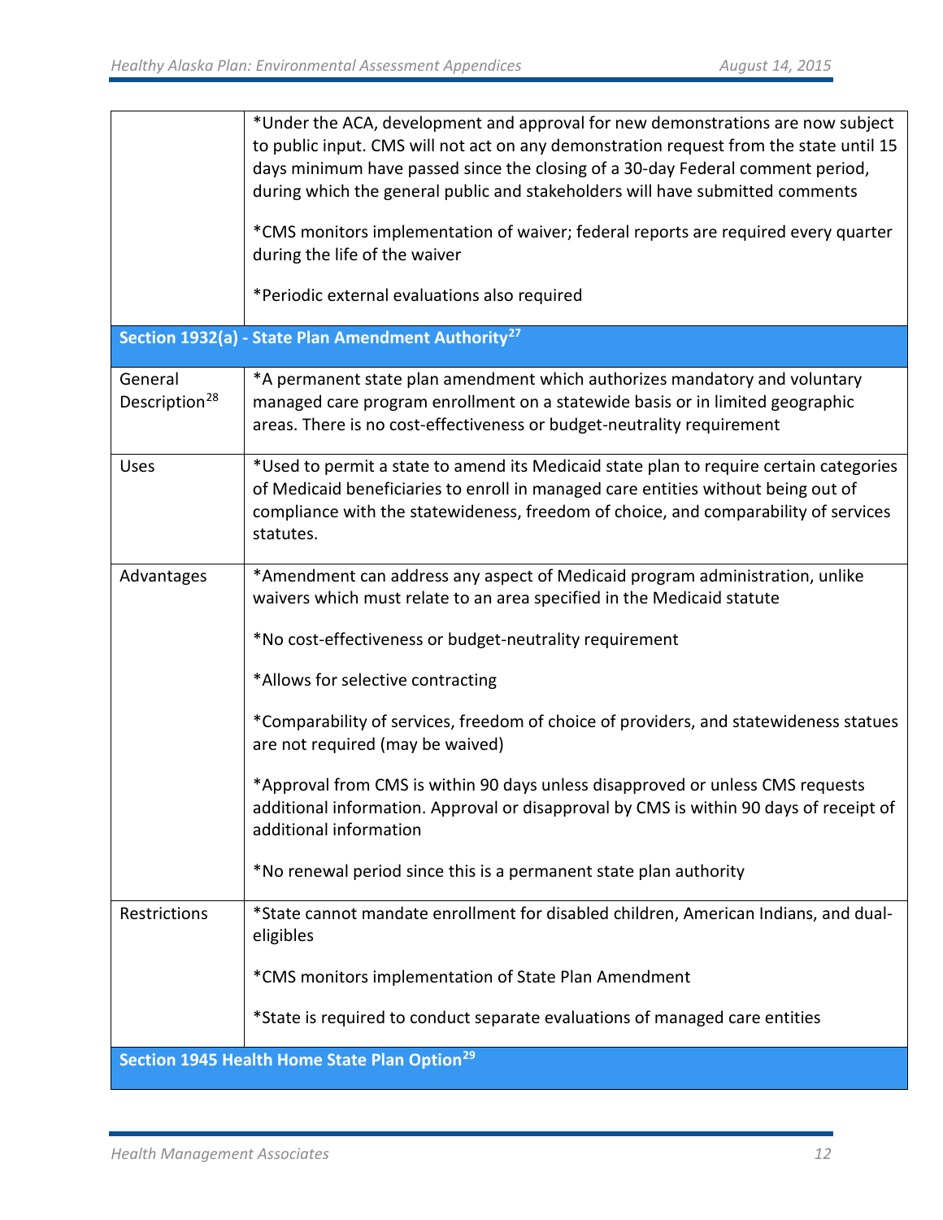| | |
|---|---|
| | *Under the ACA, development and approval for new demonstrations are now subject to public input. CMS will not act on any demonstration request from the state until 15 days minimum have passed since the closing of a 30-day Federal comment period, during which the general public and stakeholders will have submitted comments<br><br>*CMS monitors implementation of waiver; federal reports are required every quarter during the life of the waiver<br><br>*Periodic external evaluations also required |
| **Section 1932(a) - State Plan Amendment Authority[27]** | |
| General Description[28] | *A permanent state plan amendment which authorizes mandatory and voluntary managed care program enrollment on a statewide basis or in limited geographic areas. There is no cost-effectiveness or budget-neutrality requirement |
| Uses | *Used to permit a state to amend its Medicaid state plan to require certain categories of Medicaid beneficiaries to enroll in managed care entities without being out of compliance with the statewideness, freedom of choice, and comparability of services statutes. |
| Advantages | *Amendment can address any aspect of Medicaid program administration, unlike waivers which must relate to an area specified in the Medicaid statute<br><br>*No cost-effectiveness or budget-neutrality requirement<br><br>*Allows for selective contracting<br><br>*Comparability of services, freedom of choice of providers, and statewideness statues are not required (may be waived)<br><br>*Approval from CMS is within 90 days unless disapproved or unless CMS requests additional information. Approval or disapproval by CMS is within 90 days of receipt of additional information<br><br>*No renewal period since this is a permanent state plan authority |
| Restrictions | *State cannot mandate enrollment for disabled children, American Indians, and dual-eligibles<br><br>*CMS monitors implementation of State Plan Amendment<br><br>*State is required to conduct separate evaluations of managed care entities |
| **Section 1945 Health Home State Plan Option[29]** | |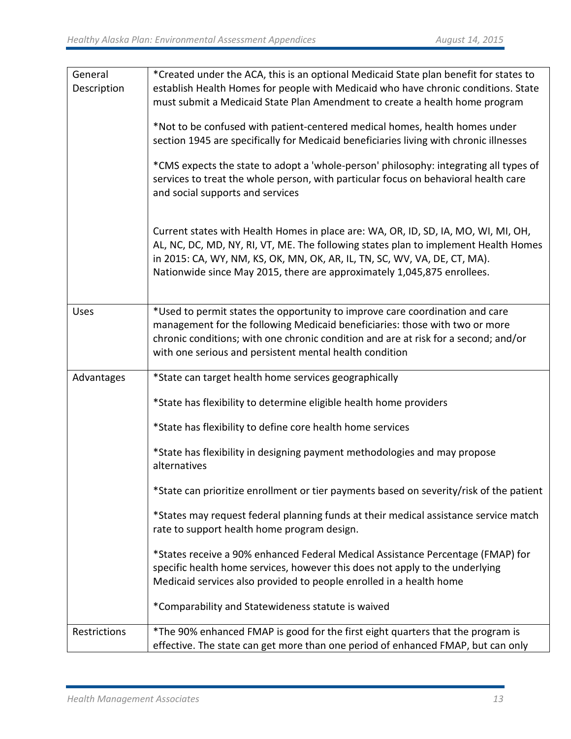| | |
|---|---|
| General Description | *Created under the ACA, this is an optional Medicaid State plan benefit for states to establish Health Homes for people with Medicaid who have chronic conditions. State must submit a Medicaid State Plan Amendment to create a health home program<br><br>*Not to be confused with patient-centered medical homes, health homes under section 1945 are specifically for Medicaid beneficiaries living with chronic illnesses<br><br>*CMS expects the state to adopt a 'whole-person' philosophy: integrating all types of services to treat the whole person, with particular focus on behavioral health care and social supports and services<br><br>Current states with Health Homes in place are: WA, OR, ID, SD, IA, MO, WI, MI, OH, AL, NC, DC, MD, NY, RI, VT, ME. The following states plan to implement Health Homes in 2015: CA, WY, NM, KS, OK, MN, OK, AR, IL, TN, SC, WV, VA, DE, CT, MA). Nationwide since May 2015, there are approximately 1,045,875 enrollees. |
| Uses | *Used to permit states the opportunity to improve care coordination and care management for the following Medicaid beneficiaries: those with two or more chronic conditions; with one chronic condition and are at risk for a second; and/or with one serious and persistent mental health condition |
| Advantages | *State can target health home services geographically<br><br>*State has flexibility to determine eligible health home providers<br><br>*State has flexibility to define core health home services<br><br>*State has flexibility in designing payment methodologies and may propose alternatives<br><br>*State can prioritize enrollment or tier payments based on severity/risk of the patient<br><br>*States may request federal planning funds at their medical assistance service match rate to support health home program design.<br><br>*States receive a 90% enhanced Federal Medical Assistance Percentage (FMAP) for specific health home services, however this does not apply to the underlying Medicaid services also provided to people enrolled in a health home<br><br>*Comparability and Statewideness statute is waived |
| Restrictions | *The 90% enhanced FMAP is good for the first eight quarters that the program is effective. The state can get more than one period of enhanced FMAP, but can only |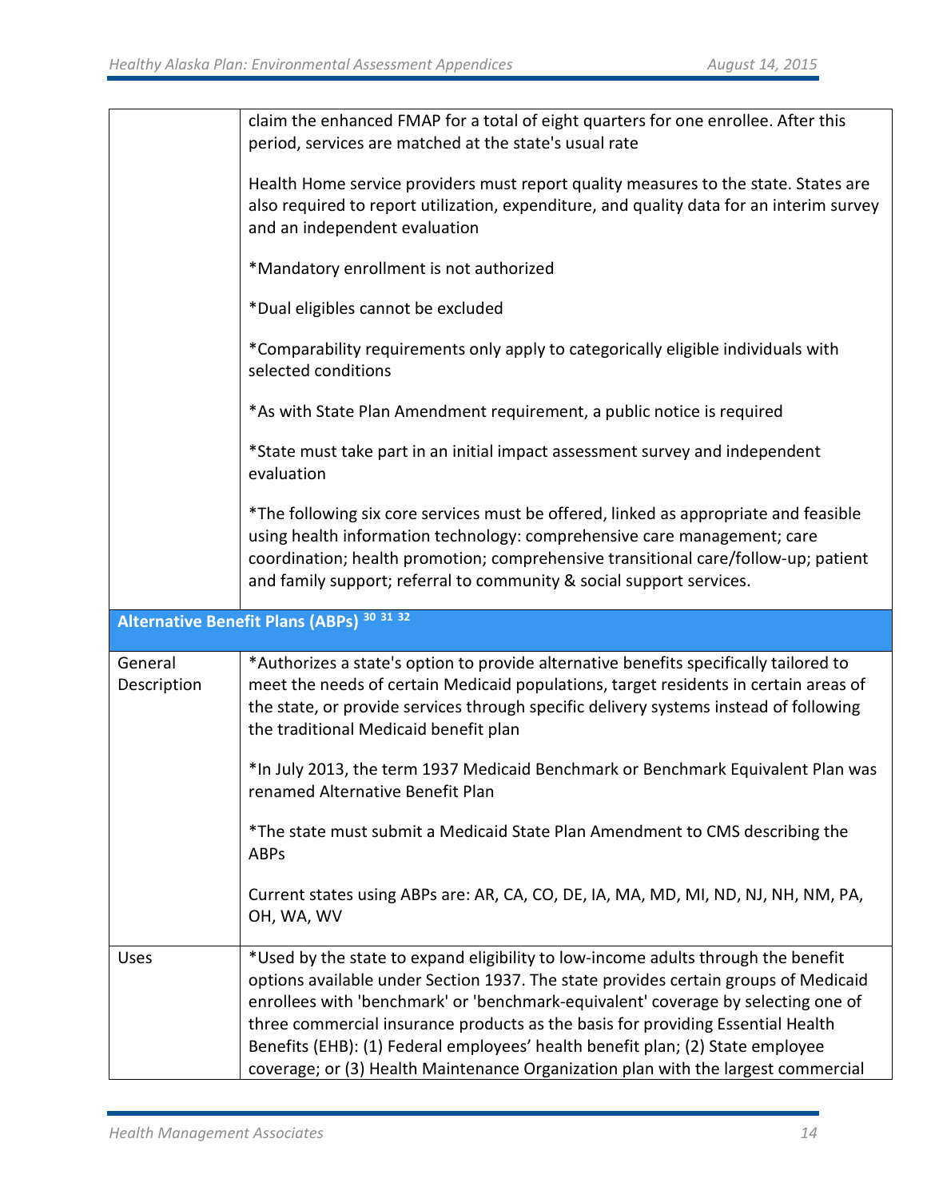| | |
|---|---|
| | claim the enhanced FMAP for a total of eight quarters for one enrollee. After this period, services are matched at the state's usual rate<br><br>Health Home service providers must report quality measures to the state. States are also required to report utilization, expenditure, and quality data for an interim survey and an independent evaluation<br><br>*Mandatory enrollment is not authorized<br><br>*Dual eligibles cannot be excluded<br><br>*Comparability requirements only apply to categorically eligible individuals with selected conditions<br><br>*As with State Plan Amendment requirement, a public notice is required<br><br>*State must take part in an initial impact assessment survey and independent evaluation<br><br>*The following six core services must be offered, linked as appropriate and feasible using health information technology: comprehensive care management; care coordination; health promotion; comprehensive transitional care/follow-up; patient and family support; referral to community & social support services. |
| **Alternative Benefit Plans (ABPs)** [30] [31] [32] | |
| General Description | *Authorizes a state's option to provide alternative benefits specifically tailored to meet the needs of certain Medicaid populations, target residents in certain areas of the state, or provide services through specific delivery systems instead of following the traditional Medicaid benefit plan<br><br>*In July 2013, the term 1937 Medicaid Benchmark or Benchmark Equivalent Plan was renamed Alternative Benefit Plan<br><br>*The state must submit a Medicaid State Plan Amendment to CMS describing the ABPs<br><br>Current states using ABPs are: AR, CA, CO, DE, IA, MA, MD, MI, ND, NJ, NH, NM, PA, OH, WA, WV |
| Uses | *Used by the state to expand eligibility to low-income adults through the benefit options available under Section 1937. The state provides certain groups of Medicaid enrollees with 'benchmark' or 'benchmark-equivalent' coverage by selecting one of three commercial insurance products as the basis for providing Essential Health Benefits (EHB): (1) Federal employees' health benefit plan; (2) State employee coverage; or (3) Health Maintenance Organization plan with the largest commercial |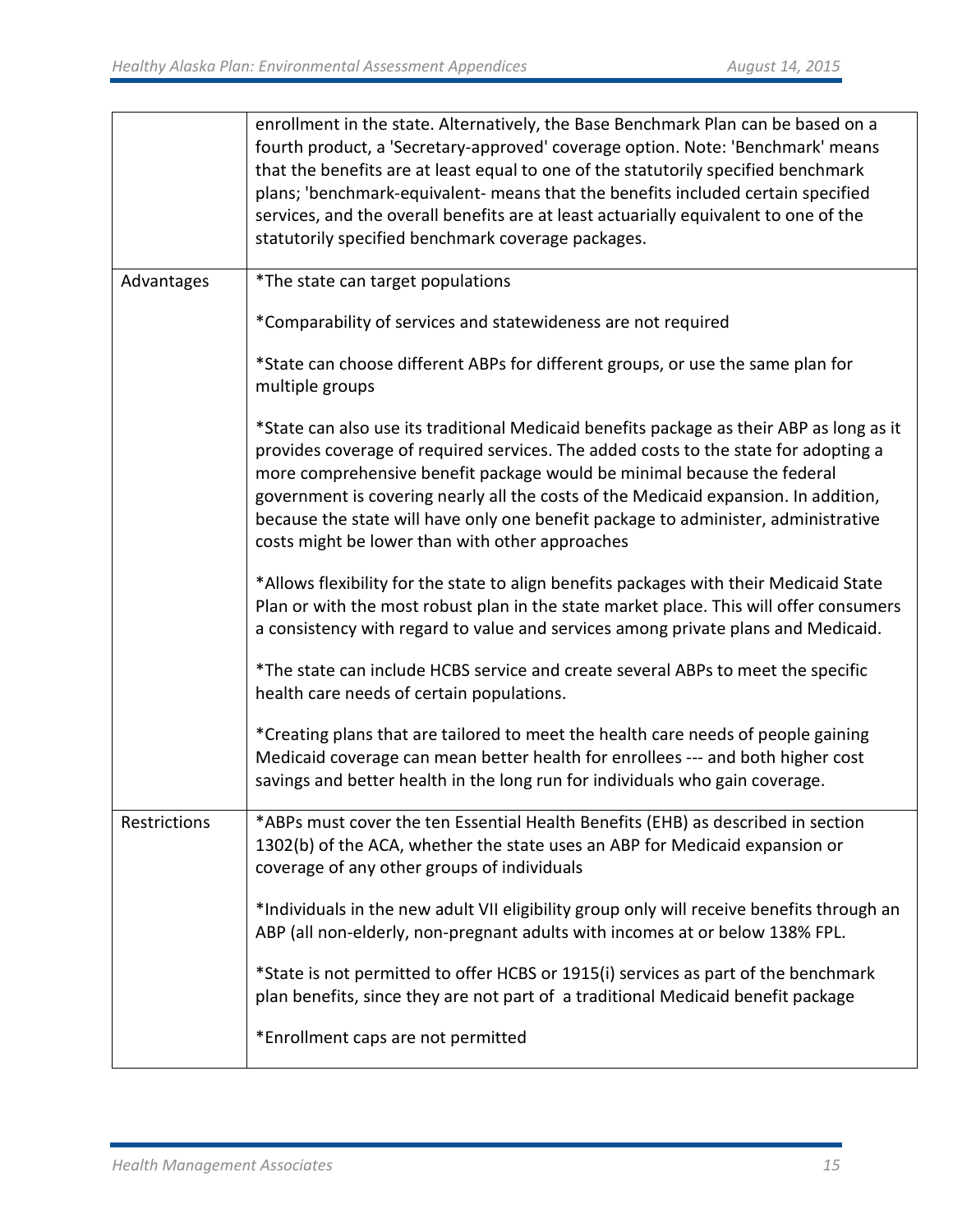| | |
|---|---|
| | enrollment in the state. Alternatively, the Base Benchmark Plan can be based on a fourth product, a 'Secretary-approved' coverage option. Note: 'Benchmark' means that the benefits are at least equal to one of the statutorily specified benchmark plans; 'benchmark-equivalent- means that the benefits included certain specified services, and the overall benefits are at least actuarially equivalent to one of the statutorily specified benchmark coverage packages. |
| Advantages | *The state can target populations<br><br>*Comparability of services and statewideness are not required<br><br>*State can choose different ABPs for different groups, or use the same plan for multiple groups<br><br>*State can also use its traditional Medicaid benefits package as their ABP as long as it provides coverage of required services. The added costs to the state for adopting a more comprehensive benefit package would be minimal because the federal government is covering nearly all the costs of the Medicaid expansion. In addition, because the state will have only one benefit package to administer, administrative costs might be lower than with other approaches<br><br>*Allows flexibility for the state to align benefits packages with their Medicaid State Plan or with the most robust plan in the state market place. This will offer consumers a consistency with regard to value and services among private plans and Medicaid.<br><br>*The state can include HCBS service and create several ABPs to meet the specific health care needs of certain populations.<br><br>*Creating plans that are tailored to meet the health care needs of people gaining Medicaid coverage can mean better health for enrollees --- and both higher cost savings and better health in the long run for individuals who gain coverage. |
| Restrictions | *ABPs must cover the ten Essential Health Benefits (EHB) as described in section 1302(b) of the ACA, whether the state uses an ABP for Medicaid expansion or coverage of any other groups of individuals<br><br>*Individuals in the new adult VII eligibility group only will receive benefits through an ABP (all non-elderly, non-pregnant adults with incomes at or below 138% FPL.<br><br>*State is not permitted to offer HCBS or 1915(i) services as part of the benchmark plan benefits, since they are not part of a traditional Medicaid benefit package<br><br>*Enrollment caps are not permitted |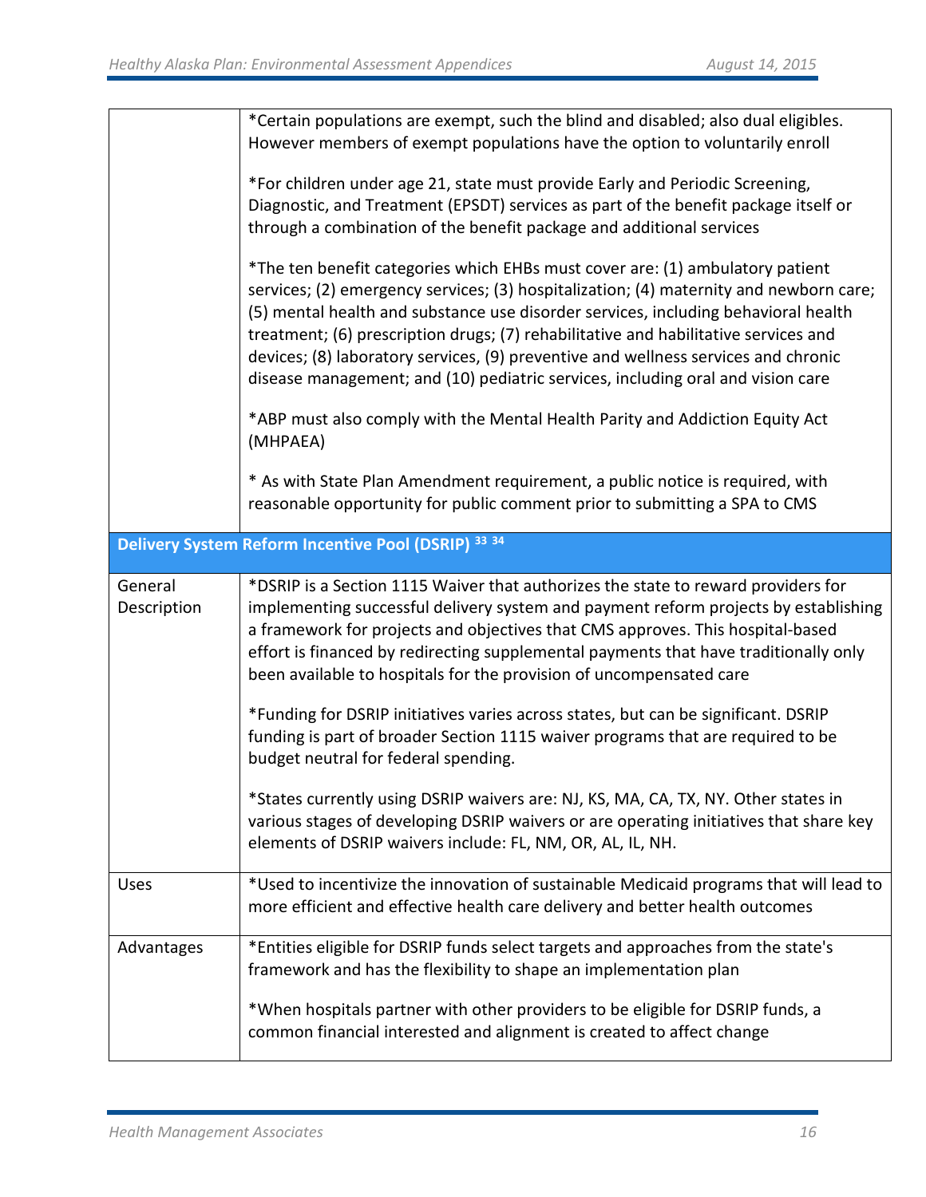| | |
|---|---|
| | *Certain populations are exempt, such the blind and disabled; also dual eligibles. However members of exempt populations have the option to voluntarily enroll<br><br>*For children under age 21, state must provide Early and Periodic Screening, Diagnostic, and Treatment (EPSDT) services as part of the benefit package itself or through a combination of the benefit package and additional services<br><br>*The ten benefit categories which EHBs must cover are: (1) ambulatory patient services; (2) emergency services; (3) hospitalization; (4) maternity and newborn care; (5) mental health and substance use disorder services, including behavioral health treatment; (6) prescription drugs; (7) rehabilitative and habilitative services and devices; (8) laboratory services, (9) preventive and wellness services and chronic disease management; and (10) pediatric services, including oral and vision care<br><br>*ABP must also comply with the Mental Health Parity and Addiction Equity Act (MHPAEA)<br><br>* As with State Plan Amendment requirement, a public notice is required, with reasonable opportunity for public comment prior to submitting a SPA to CMS |
| **Delivery System Reform Incentive Pool (DSRIP)** [33] [34] | |
| General Description | *DSRIP is a Section 1115 Waiver that authorizes the state to reward providers for implementing successful delivery system and payment reform projects by establishing a framework for projects and objectives that CMS approves. This hospital-based effort is financed by redirecting supplemental payments that have traditionally only been available to hospitals for the provision of uncompensated care<br><br>*Funding for DSRIP initiatives varies across states, but can be significant. DSRIP funding is part of broader Section 1115 waiver programs that are required to be budget neutral for federal spending.<br><br>*States currently using DSRIP waivers are: NJ, KS, MA, CA, TX, NY. Other states in various stages of developing DSRIP waivers or are operating initiatives that share key elements of DSRIP waivers include: FL, NM, OR, AL, IL, NH. |
| Uses | *Used to incentivize the innovation of sustainable Medicaid programs that will lead to more efficient and effective health care delivery and better health outcomes |
| Advantages | *Entities eligible for DSRIP funds select targets and approaches from the state's framework and has the flexibility to shape an implementation plan<br><br>*When hospitals partner with other providers to be eligible for DSRIP funds, a common financial interested and alignment is created to affect change |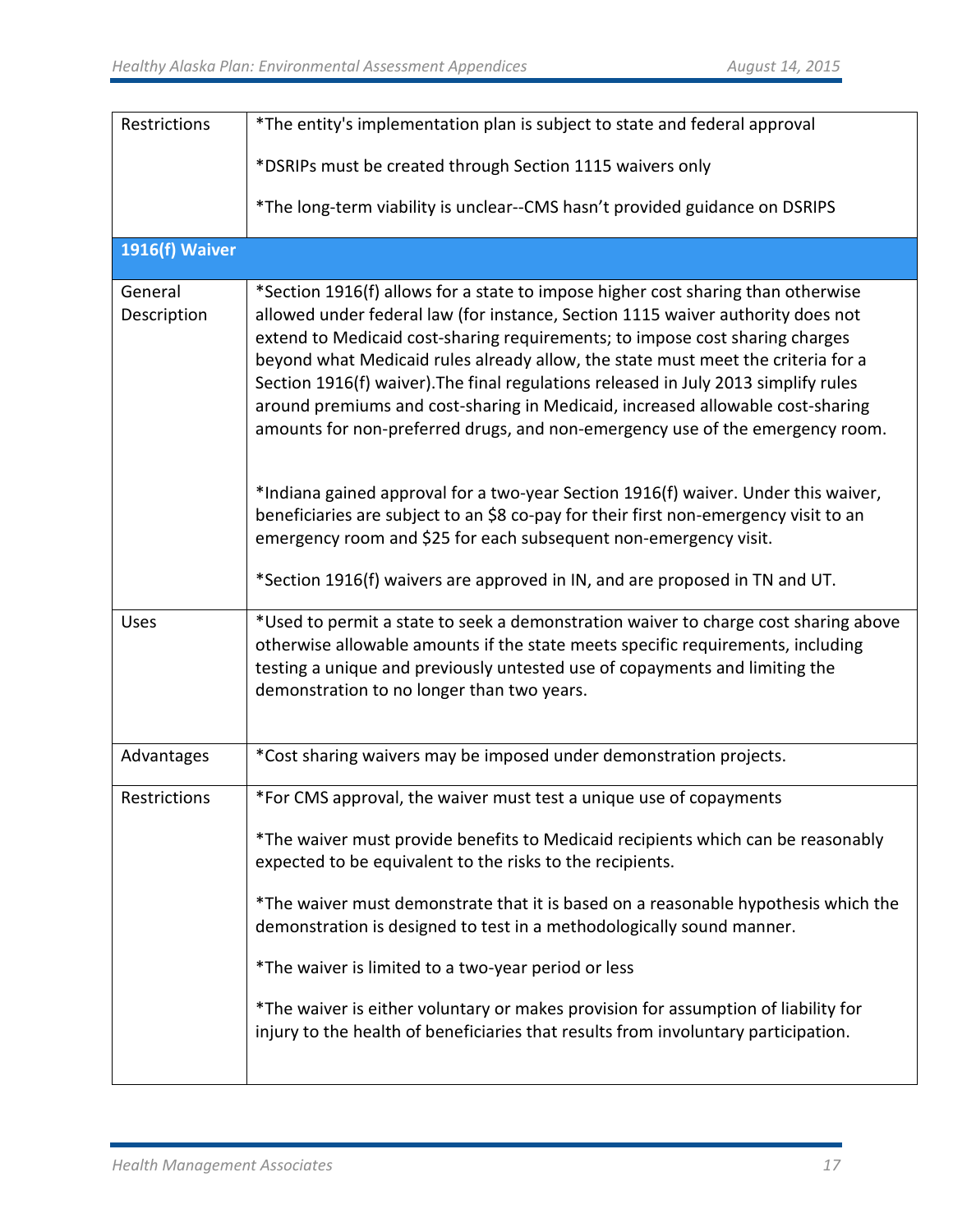| | |
|---|---|
| Restrictions | *The entity's implementation plan is subject to state and federal approval<br><br>*DSRIPs must be created through Section 1115 waivers only<br><br>*The long-term viability is unclear--CMS hasn't provided guidance on DSRIPS |
| **1916(f) Waiver** | |
| General Description | *Section 1916(f) allows for a state to impose higher cost sharing than otherwise allowed under federal law (for instance, Section 1115 waiver authority does not extend to Medicaid cost-sharing requirements; to impose cost sharing charges beyond what Medicaid rules already allow, the state must meet the criteria for a Section 1916(f) waiver).The final regulations released in July 2013 simplify rules around premiums and cost-sharing in Medicaid, increased allowable cost-sharing amounts for non-preferred drugs, and non-emergency use of the emergency room.<br><br>*Indiana gained approval for a two-year Section 1916(f) waiver. Under this waiver, beneficiaries are subject to an $8 co-pay for their first non-emergency visit to an emergency room and $25 for each subsequent non-emergency visit.<br><br>*Section 1916(f) waivers are approved in IN, and are proposed in TN and UT. |
| Uses | *Used to permit a state to seek a demonstration waiver to charge cost sharing above otherwise allowable amounts if the state meets specific requirements, including testing a unique and previously untested use of copayments and limiting the demonstration to no longer than two years. |
| Advantages | *Cost sharing waivers may be imposed under demonstration projects. |
| Restrictions | *For CMS approval, the waiver must test a unique use of copayments<br><br>*The waiver must provide benefits to Medicaid recipients which can be reasonably expected to be equivalent to the risks to the recipients.<br><br>*The waiver must demonstrate that it is based on a reasonable hypothesis which the demonstration is designed to test in a methodologically sound manner.<br><br>*The waiver is limited to a two-year period or less<br><br>*The waiver is either voluntary or makes provision for assumption of liability for injury to the health of beneficiaries that results from involuntary participation. |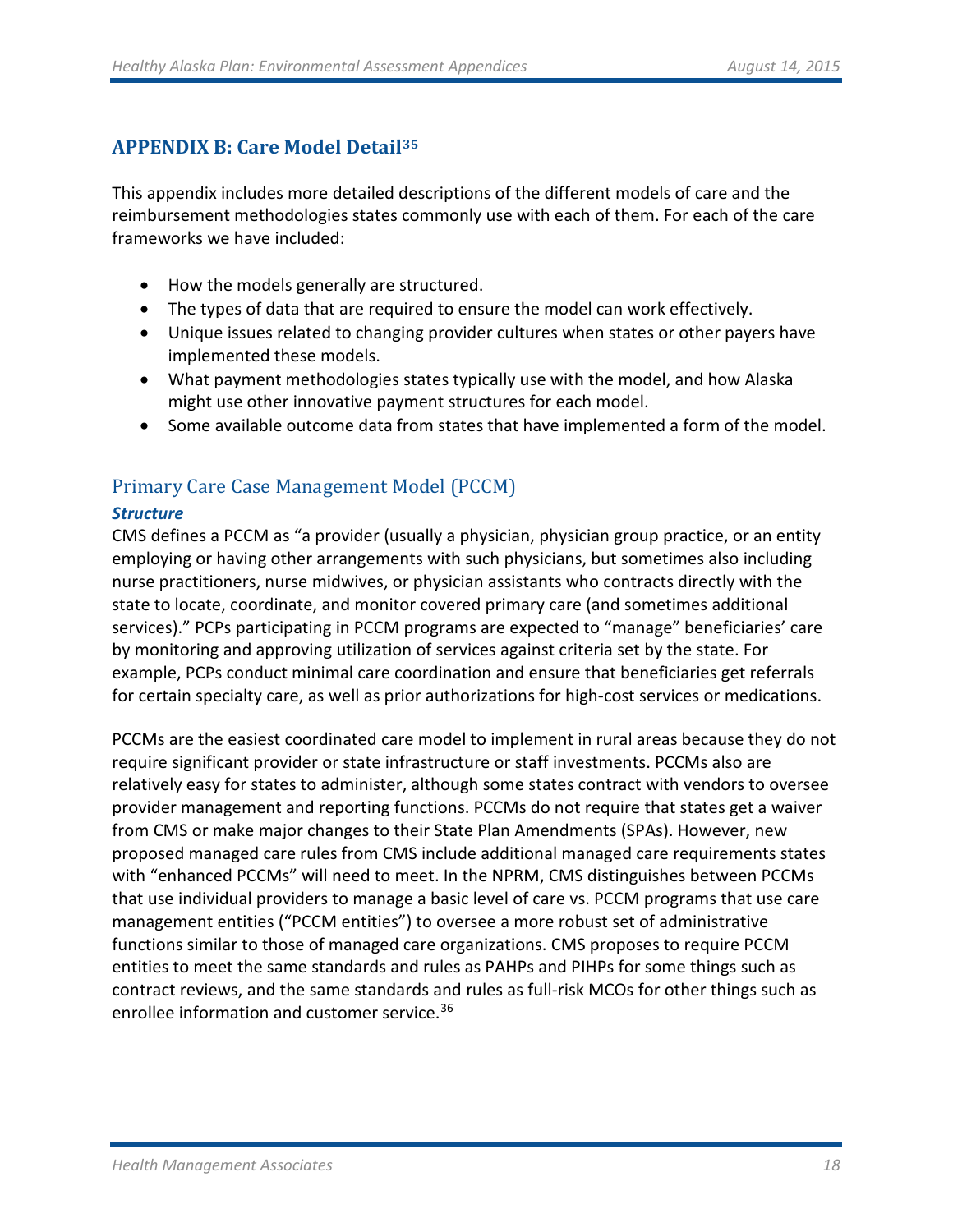## APPENDIX B: Care Model Detail[35]

This appendix includes more detailed descriptions of the different models of care and the reimbursement methodologies states commonly use with each of them. For each of the care frameworks we have included:

- How the models generally are structured.
- The types of data that are required to ensure the model can work effectively.
- Unique issues related to changing provider cultures when states or other payers have implemented these models.
- What payment methodologies states typically use with the model, and how Alaska might use other innovative payment structures for each model.
- Some available outcome data from states that have implemented a form of the model.

### Primary Care Case Management Model (PCCM)

#### *Structure*

CMS defines a PCCM as "a provider (usually a physician, physician group practice, or an entity employing or having other arrangements with such physicians, but sometimes also including nurse practitioners, nurse midwives, or physician assistants who contracts directly with the state to locate, coordinate, and monitor covered primary care (and sometimes additional services)." PCPs participating in PCCM programs are expected to "manage" beneficiaries' care by monitoring and approving utilization of services against criteria set by the state. For example, PCPs conduct minimal care coordination and ensure that beneficiaries get referrals for certain specialty care, as well as prior authorizations for high-cost services or medications.

PCCMs are the easiest coordinated care model to implement in rural areas because they do not require significant provider or state infrastructure or staff investments. PCCMs also are relatively easy for states to administer, although some states contract with vendors to oversee provider management and reporting functions. PCCMs do not require that states get a waiver from CMS or make major changes to their State Plan Amendments (SPAs). However, new proposed managed care rules from CMS include additional managed care requirements states with "enhanced PCCMs" will need to meet. In the NPRM, CMS distinguishes between PCCMs that use individual providers to manage a basic level of care vs. PCCM programs that use care management entities ("PCCM entities") to oversee a more robust set of administrative functions similar to those of managed care organizations. CMS proposes to require PCCM entities to meet the same standards and rules as PAHPs and PIHPs for some things such as contract reviews, and the same standards and rules as full-risk MCOs for other things such as enrollee information and customer service.[36]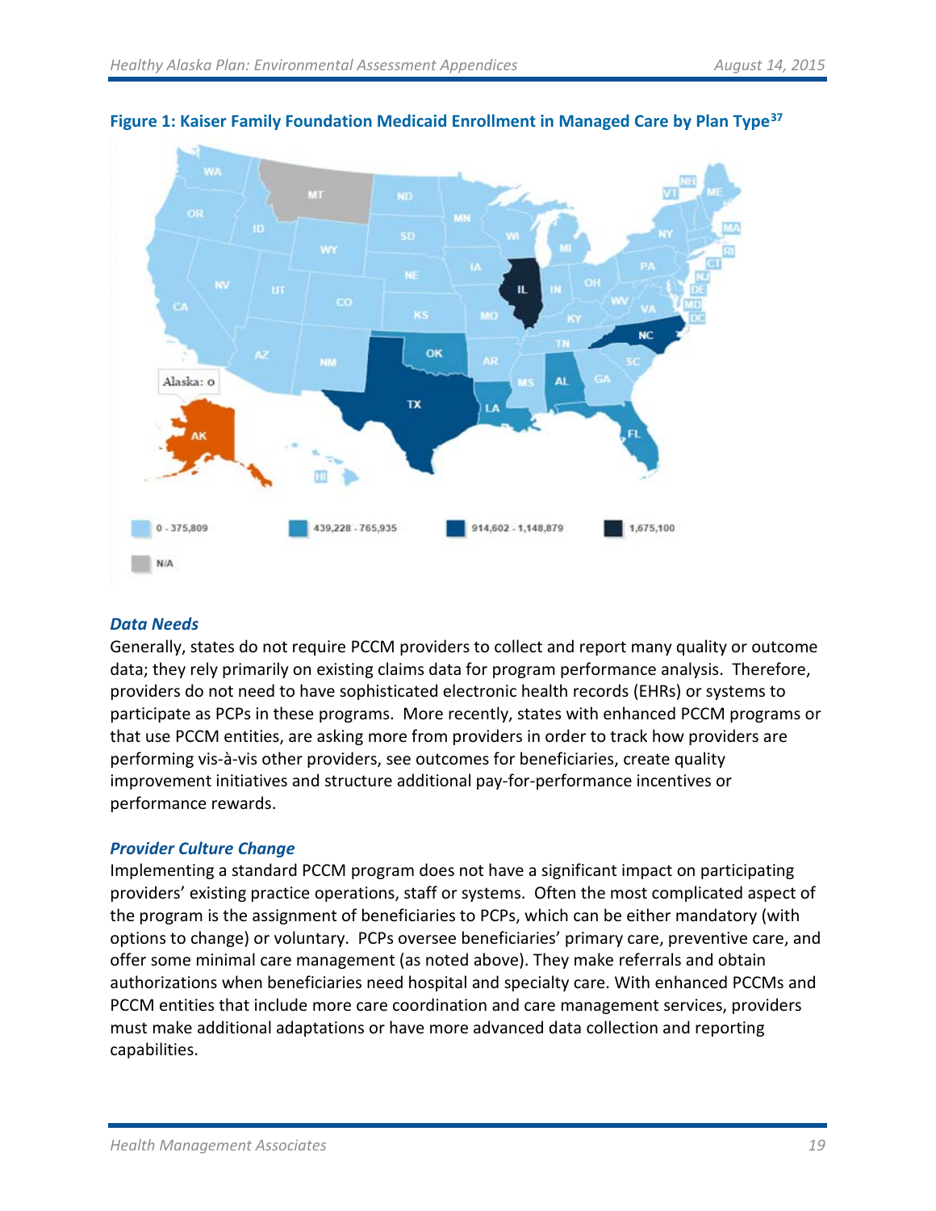**Figure 1: Kaiser Family Foundation Medicaid Enrollment in Managed Care by Plan Type**[37]

### *Data Needs*

Generally, states do not require PCCM providers to collect and report many quality or outcome data; they rely primarily on existing claims data for program performance analysis. Therefore, providers do not need to have sophisticated electronic health records (EHRs) or systems to participate as PCPs in these programs. More recently, states with enhanced PCCM programs or that use PCCM entities, are asking more from providers in order to track how providers are performing vis-à-vis other providers, see outcomes for beneficiaries, create quality improvement initiatives and structure additional pay-for-performance incentives or performance rewards.

### *Provider Culture Change*

Implementing a standard PCCM program does not have a significant impact on participating providers' existing practice operations, staff or systems. Often the most complicated aspect of the program is the assignment of beneficiaries to PCPs, which can be either mandatory (with options to change) or voluntary. PCPs oversee beneficiaries' primary care, preventive care, and offer some minimal care management (as noted above). They make referrals and obtain authorizations when beneficiaries need hospital and specialty care. With enhanced PCCMs and PCCM entities that include more care coordination and care management services, providers must make additional adaptations or have more advanced data collection and reporting capabilities.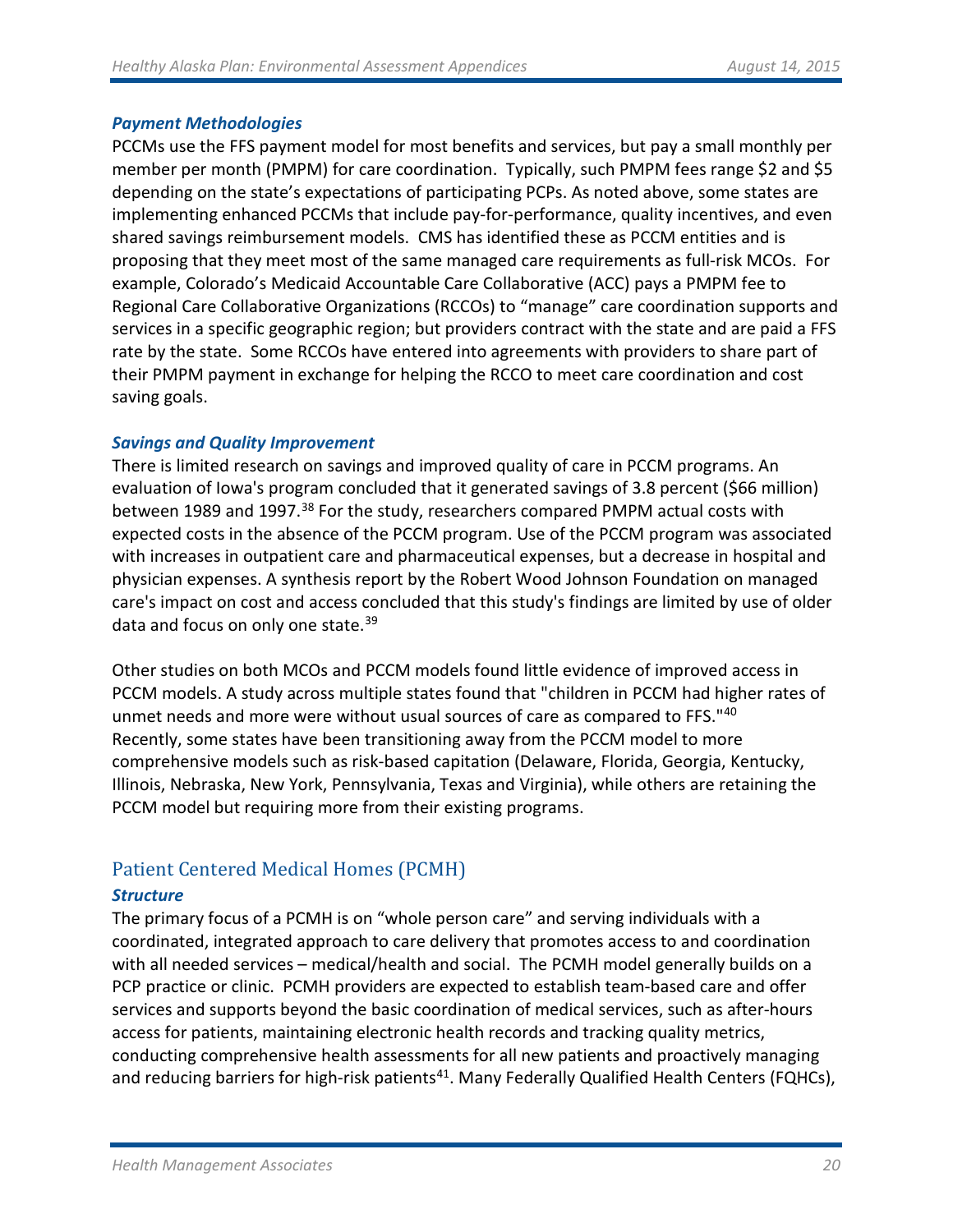### *Payment Methodologies*

PCCMs use the FFS payment model for most benefits and services, but pay a small monthly per member per month (PMPM) for care coordination. Typically, such PMPM fees range $2 and $5 depending on the state's expectations of participating PCPs. As noted above, some states are implementing enhanced PCCMs that include pay-for-performance, quality incentives, and even shared savings reimbursement models. CMS has identified these as PCCM entities and is proposing that they meet most of the same managed care requirements as full-risk MCOs. For example, Colorado's Medicaid Accountable Care Collaborative (ACC) pays a PMPM fee to Regional Care Collaborative Organizations (RCCOs) to "manage" care coordination supports and services in a specific geographic region; but providers contract with the state and are paid a FFS rate by the state. Some RCCOs have entered into agreements with providers to share part of their PMPM payment in exchange for helping the RCCO to meet care coordination and cost saving goals.

### *Savings and Quality Improvement*

There is limited research on savings and improved quality of care in PCCM programs. An evaluation of Iowa's program concluded that it generated savings of 3.8 percent ($66 million) between 1989 and 1997.[38] For the study, researchers compared PMPM actual costs with expected costs in the absence of the PCCM program. Use of the PCCM program was associated with increases in outpatient care and pharmaceutical expenses, but a decrease in hospital and physician expenses. A synthesis report by the Robert Wood Johnson Foundation on managed care's impact on cost and access concluded that this study's findings are limited by use of older data and focus on only one state.[39]

Other studies on both MCOs and PCCM models found little evidence of improved access in PCCM models. A study across multiple states found that "children in PCCM had higher rates of unmet needs and more were without usual sources of care as compared to FFS."[40] Recently, some states have been transitioning away from the PCCM model to more comprehensive models such as risk-based capitation (Delaware, Florida, Georgia, Kentucky, Illinois, Nebraska, New York, Pennsylvania, Texas and Virginia), while others are retaining the PCCM model but requiring more from their existing programs.

## Patient Centered Medical Homes (PCMH)

### *Structure*

The primary focus of a PCMH is on "whole person care" and serving individuals with a coordinated, integrated approach to care delivery that promotes access to and coordination with all needed services – medical/health and social. The PCMH model generally builds on a PCP practice or clinic. PCMH providers are expected to establish team-based care and offer services and supports beyond the basic coordination of medical services, such as after-hours access for patients, maintaining electronic health records and tracking quality metrics, conducting comprehensive health assessments for all new patients and proactively managing and reducing barriers for high-risk patients[41]. Many Federally Qualified Health Centers (FQHCs),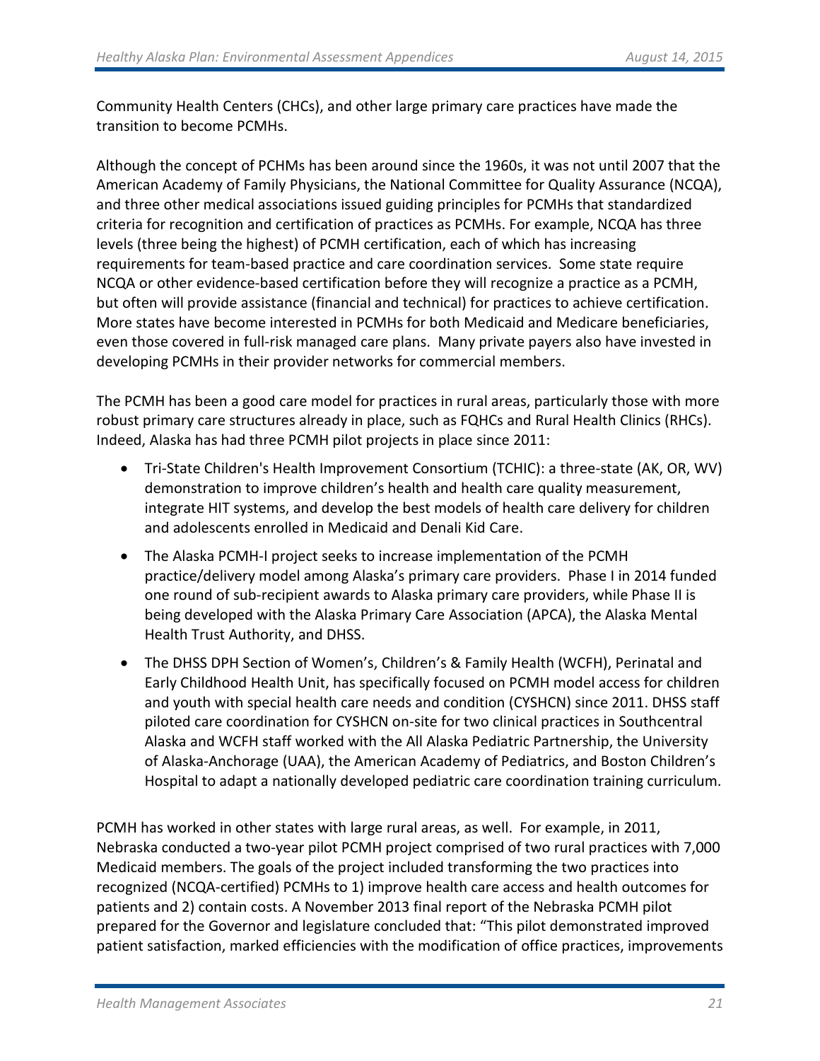Community Health Centers (CHCs), and other large primary care practices have made the transition to become PCMHs.

Although the concept of PCHMs has been around since the 1960s, it was not until 2007 that the American Academy of Family Physicians, the National Committee for Quality Assurance (NCQA), and three other medical associations issued guiding principles for PCMHs that standardized criteria for recognition and certification of practices as PCMHs. For example, NCQA has three levels (three being the highest) of PCMH certification, each of which has increasing requirements for team-based practice and care coordination services. Some state require NCQA or other evidence-based certification before they will recognize a practice as a PCMH, but often will provide assistance (financial and technical) for practices to achieve certification. More states have become interested in PCMHs for both Medicaid and Medicare beneficiaries, even those covered in full-risk managed care plans. Many private payers also have invested in developing PCMHs in their provider networks for commercial members.

The PCMH has been a good care model for practices in rural areas, particularly those with more robust primary care structures already in place, such as FQHCs and Rural Health Clinics (RHCs). Indeed, Alaska has had three PCMH pilot projects in place since 2011:

- Tri-State Children's Health Improvement Consortium (TCHIC): a three-state (AK, OR, WV) demonstration to improve children's health and health care quality measurement, integrate HIT systems, and develop the best models of health care delivery for children and adolescents enrolled in Medicaid and Denali Kid Care.
- The Alaska PCMH-I project seeks to increase implementation of the PCMH practice/delivery model among Alaska's primary care providers. Phase I in 2014 funded one round of sub-recipient awards to Alaska primary care providers, while Phase II is being developed with the Alaska Primary Care Association (APCA), the Alaska Mental Health Trust Authority, and DHSS.
- The DHSS DPH Section of Women's, Children's & Family Health (WCFH), Perinatal and Early Childhood Health Unit, has specifically focused on PCMH model access for children and youth with special health care needs and condition (CYSHCN) since 2011. DHSS staff piloted care coordination for CYSHCN on-site for two clinical practices in Southcentral Alaska and WCFH staff worked with the All Alaska Pediatric Partnership, the University of Alaska-Anchorage (UAA), the American Academy of Pediatrics, and Boston Children's Hospital to adapt a nationally developed pediatric care coordination training curriculum.

PCMH has worked in other states with large rural areas, as well. For example, in 2011, Nebraska conducted a two-year pilot PCMH project comprised of two rural practices with 7,000 Medicaid members. The goals of the project included transforming the two practices into recognized (NCQA-certified) PCMHs to 1) improve health care access and health outcomes for patients and 2) contain costs. A November 2013 final report of the Nebraska PCMH pilot prepared for the Governor and legislature concluded that: "This pilot demonstrated improved patient satisfaction, marked efficiencies with the modification of office practices, improvements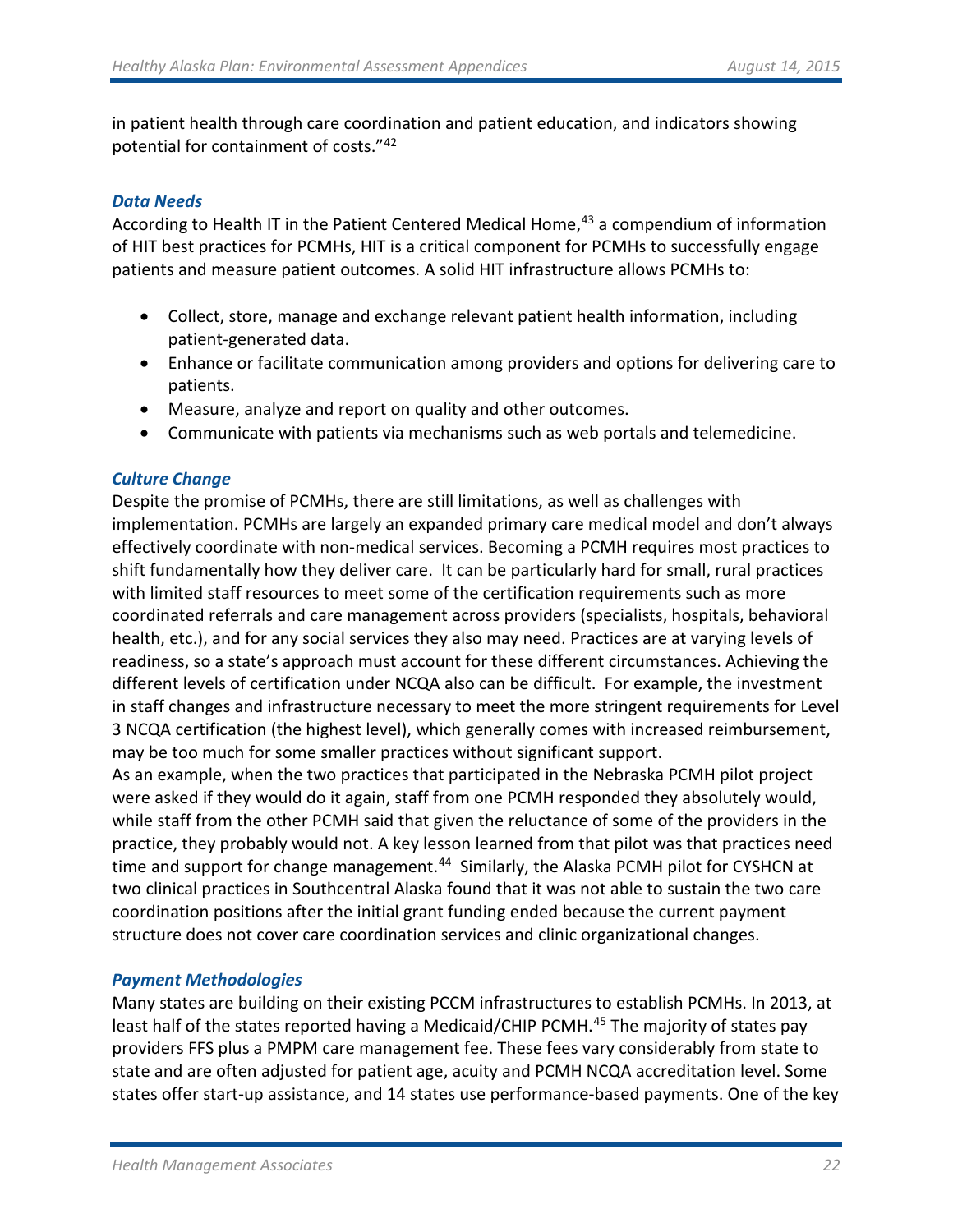in patient health through care coordination and patient education, and indicators showing potential for containment of costs."[42]

### *Data Needs*

According to Health IT in the Patient Centered Medical Home,[43] a compendium of information of HIT best practices for PCMHs, HIT is a critical component for PCMHs to successfully engage patients and measure patient outcomes. A solid HIT infrastructure allows PCMHs to:

- Collect, store, manage and exchange relevant patient health information, including patient-generated data.
- Enhance or facilitate communication among providers and options for delivering care to patients.
- Measure, analyze and report on quality and other outcomes.
- Communicate with patients via mechanisms such as web portals and telemedicine.

### *Culture Change*

Despite the promise of PCMHs, there are still limitations, as well as challenges with implementation. PCMHs are largely an expanded primary care medical model and don't always effectively coordinate with non-medical services. Becoming a PCMH requires most practices to shift fundamentally how they deliver care. It can be particularly hard for small, rural practices with limited staff resources to meet some of the certification requirements such as more coordinated referrals and care management across providers (specialists, hospitals, behavioral health, etc.), and for any social services they also may need. Practices are at varying levels of readiness, so a state's approach must account for these different circumstances. Achieving the different levels of certification under NCQA also can be difficult. For example, the investment in staff changes and infrastructure necessary to meet the more stringent requirements for Level 3 NCQA certification (the highest level), which generally comes with increased reimbursement, may be too much for some smaller practices without significant support.

As an example, when the two practices that participated in the Nebraska PCMH pilot project were asked if they would do it again, staff from one PCMH responded they absolutely would, while staff from the other PCMH said that given the reluctance of some of the providers in the practice, they probably would not. A key lesson learned from that pilot was that practices need time and support for change management.[44] Similarly, the Alaska PCMH pilot for CYSHCN at two clinical practices in Southcentral Alaska found that it was not able to sustain the two care coordination positions after the initial grant funding ended because the current payment structure does not cover care coordination services and clinic organizational changes.

### *Payment Methodologies*

Many states are building on their existing PCCM infrastructures to establish PCMHs. In 2013, at least half of the states reported having a Medicaid/CHIP PCMH.[45] The majority of states pay providers FFS plus a PMPM care management fee. These fees vary considerably from state to state and are often adjusted for patient age, acuity and PCMH NCQA accreditation level. Some states offer start-up assistance, and 14 states use performance-based payments. One of the key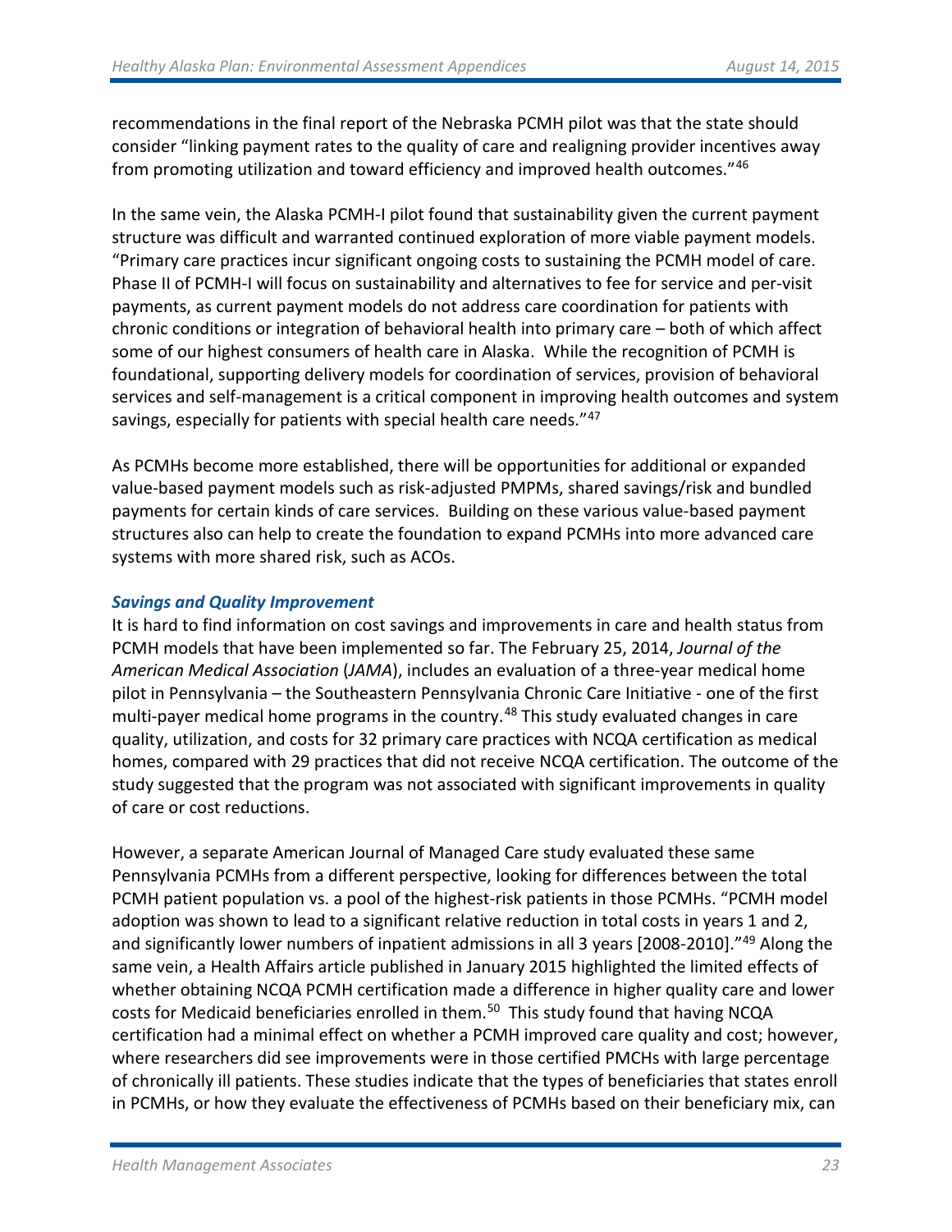recommendations in the final report of the Nebraska PCMH pilot was that the state should consider "linking payment rates to the quality of care and realigning provider incentives away from promoting utilization and toward efficiency and improved health outcomes."[46]

In the same vein, the Alaska PCMH-I pilot found that sustainability given the current payment structure was difficult and warranted continued exploration of more viable payment models. "Primary care practices incur significant ongoing costs to sustaining the PCMH model of care. Phase II of PCMH-I will focus on sustainability and alternatives to fee for service and per-visit payments, as current payment models do not address care coordination for patients with chronic conditions or integration of behavioral health into primary care – both of which affect some of our highest consumers of health care in Alaska. While the recognition of PCMH is foundational, supporting delivery models for coordination of services, provision of behavioral services and self-management is a critical component in improving health outcomes and system savings, especially for patients with special health care needs."[47]

As PCMHs become more established, there will be opportunities for additional or expanded value-based payment models such as risk-adjusted PMPMs, shared savings/risk and bundled payments for certain kinds of care services. Building on these various value-based payment structures also can help to create the foundation to expand PCMHs into more advanced care systems with more shared risk, such as ACOs.

### *Savings and Quality Improvement*

It is hard to find information on cost savings and improvements in care and health status from PCMH models that have been implemented so far. The February 25, 2014, *Journal of the American Medical Association* (*JAMA*), includes an evaluation of a three-year medical home pilot in Pennsylvania – the Southeastern Pennsylvania Chronic Care Initiative - one of the first multi-payer medical home programs in the country.[48] This study evaluated changes in care quality, utilization, and costs for 32 primary care practices with NCQA certification as medical homes, compared with 29 practices that did not receive NCQA certification. The outcome of the study suggested that the program was not associated with significant improvements in quality of care or cost reductions.

However, a separate American Journal of Managed Care study evaluated these same Pennsylvania PCMHs from a different perspective, looking for differences between the total PCMH patient population vs. a pool of the highest-risk patients in those PCMHs. "PCMH model adoption was shown to lead to a significant relative reduction in total costs in years 1 and 2, and significantly lower numbers of inpatient admissions in all 3 years [2008-2010]."[49] Along the same vein, a Health Affairs article published in January 2015 highlighted the limited effects of whether obtaining NCQA PCMH certification made a difference in higher quality care and lower costs for Medicaid beneficiaries enrolled in them.[50] This study found that having NCQA certification had a minimal effect on whether a PCMH improved care quality and cost; however, where researchers did see improvements were in those certified PMCHs with large percentage of chronically ill patients. These studies indicate that the types of beneficiaries that states enroll in PCMHs, or how they evaluate the effectiveness of PCMHs based on their beneficiary mix, can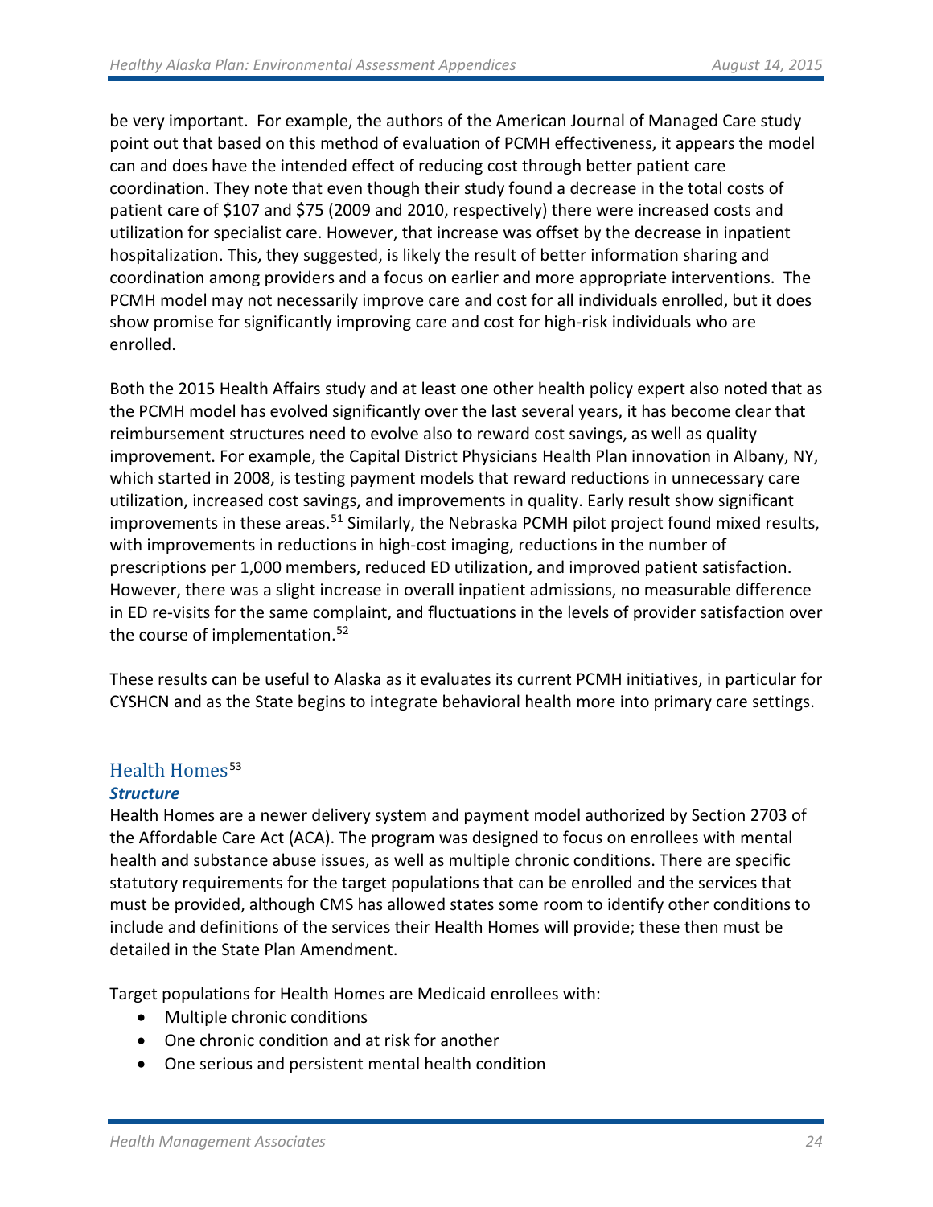be very important. For example, the authors of the American Journal of Managed Care study point out that based on this method of evaluation of PCMH effectiveness, it appears the model can and does have the intended effect of reducing cost through better patient care coordination. They note that even though their study found a decrease in the total costs of patient care of $107 and $75 (2009 and 2010, respectively) there were increased costs and utilization for specialist care. However, that increase was offset by the decrease in inpatient hospitalization. This, they suggested, is likely the result of better information sharing and coordination among providers and a focus on earlier and more appropriate interventions. The PCMH model may not necessarily improve care and cost for all individuals enrolled, but it does show promise for significantly improving care and cost for high-risk individuals who are enrolled.

Both the 2015 Health Affairs study and at least one other health policy expert also noted that as the PCMH model has evolved significantly over the last several years, it has become clear that reimbursement structures need to evolve also to reward cost savings, as well as quality improvement. For example, the Capital District Physicians Health Plan innovation in Albany, NY, which started in 2008, is testing payment models that reward reductions in unnecessary care utilization, increased cost savings, and improvements in quality. Early result show significant improvements in these areas.[51] Similarly, the Nebraska PCMH pilot project found mixed results, with improvements in reductions in high-cost imaging, reductions in the number of prescriptions per 1,000 members, reduced ED utilization, and improved patient satisfaction. However, there was a slight increase in overall inpatient admissions, no measurable difference in ED re-visits for the same complaint, and fluctuations in the levels of provider satisfaction over the course of implementation.[52]

These results can be useful to Alaska as it evaluates its current PCMH initiatives, in particular for CYSHCN and as the State begins to integrate behavioral health more into primary care settings.

## Health Homes[53]

***Structure***

Health Homes are a newer delivery system and payment model authorized by Section 2703 of the Affordable Care Act (ACA). The program was designed to focus on enrollees with mental health and substance abuse issues, as well as multiple chronic conditions. There are specific statutory requirements for the target populations that can be enrolled and the services that must be provided, although CMS has allowed states some room to identify other conditions to include and definitions of the services their Health Homes will provide; these then must be detailed in the State Plan Amendment.

Target populations for Health Homes are Medicaid enrollees with:

- Multiple chronic conditions
- One chronic condition and at risk for another
- One serious and persistent mental health condition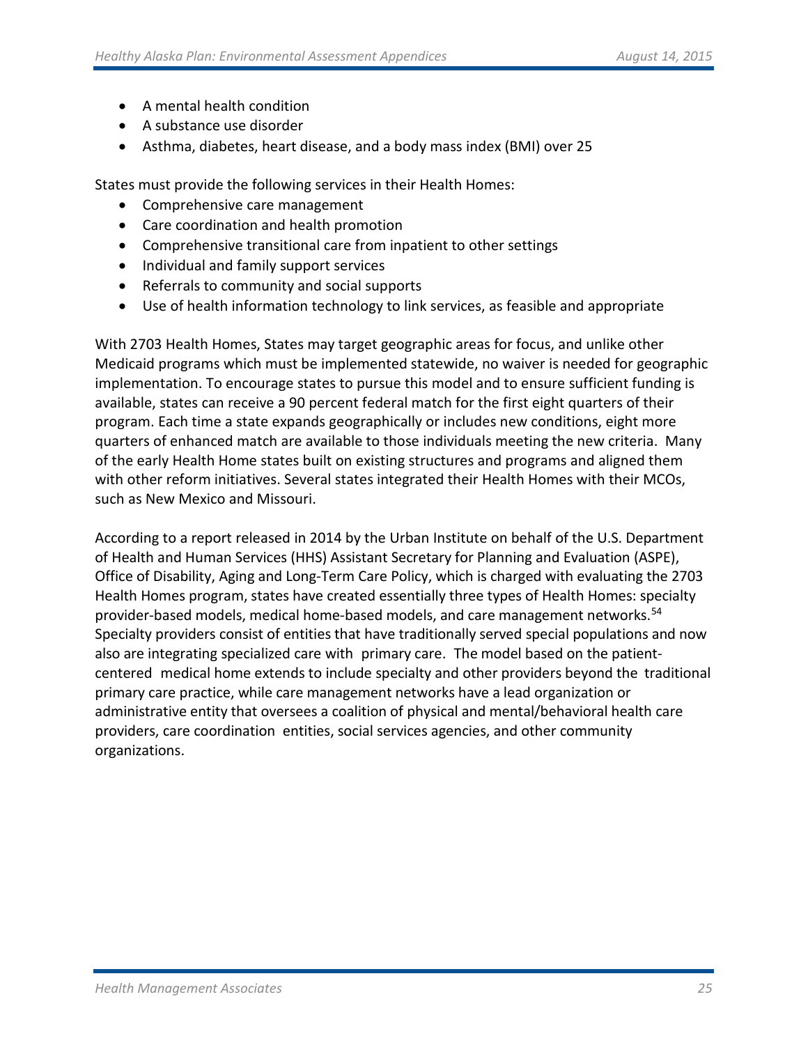- A mental health condition
- A substance use disorder
- Asthma, diabetes, heart disease, and a body mass index (BMI) over 25

States must provide the following services in their Health Homes:

- Comprehensive care management
- Care coordination and health promotion
- Comprehensive transitional care from inpatient to other settings
- Individual and family support services
- Referrals to community and social supports
- Use of health information technology to link services, as feasible and appropriate

With 2703 Health Homes, States may target geographic areas for focus, and unlike other Medicaid programs which must be implemented statewide, no waiver is needed for geographic implementation. To encourage states to pursue this model and to ensure sufficient funding is available, states can receive a 90 percent federal match for the first eight quarters of their program. Each time a state expands geographically or includes new conditions, eight more quarters of enhanced match are available to those individuals meeting the new criteria. Many of the early Health Home states built on existing structures and programs and aligned them with other reform initiatives. Several states integrated their Health Homes with their MCOs, such as New Mexico and Missouri.

According to a report released in 2014 by the Urban Institute on behalf of the U.S. Department of Health and Human Services (HHS) Assistant Secretary for Planning and Evaluation (ASPE), Office of Disability, Aging and Long-Term Care Policy, which is charged with evaluating the 2703 Health Homes program, states have created essentially three types of Health Homes: specialty provider-based models, medical home-based models, and care management networks.[54] Specialty providers consist of entities that have traditionally served special populations and now also are integrating specialized care with primary care. The model based on the patient-centered medical home extends to include specialty and other providers beyond the traditional primary care practice, while care management networks have a lead organization or administrative entity that oversees a coalition of physical and mental/behavioral health care providers, care coordination entities, social services agencies, and other community organizations.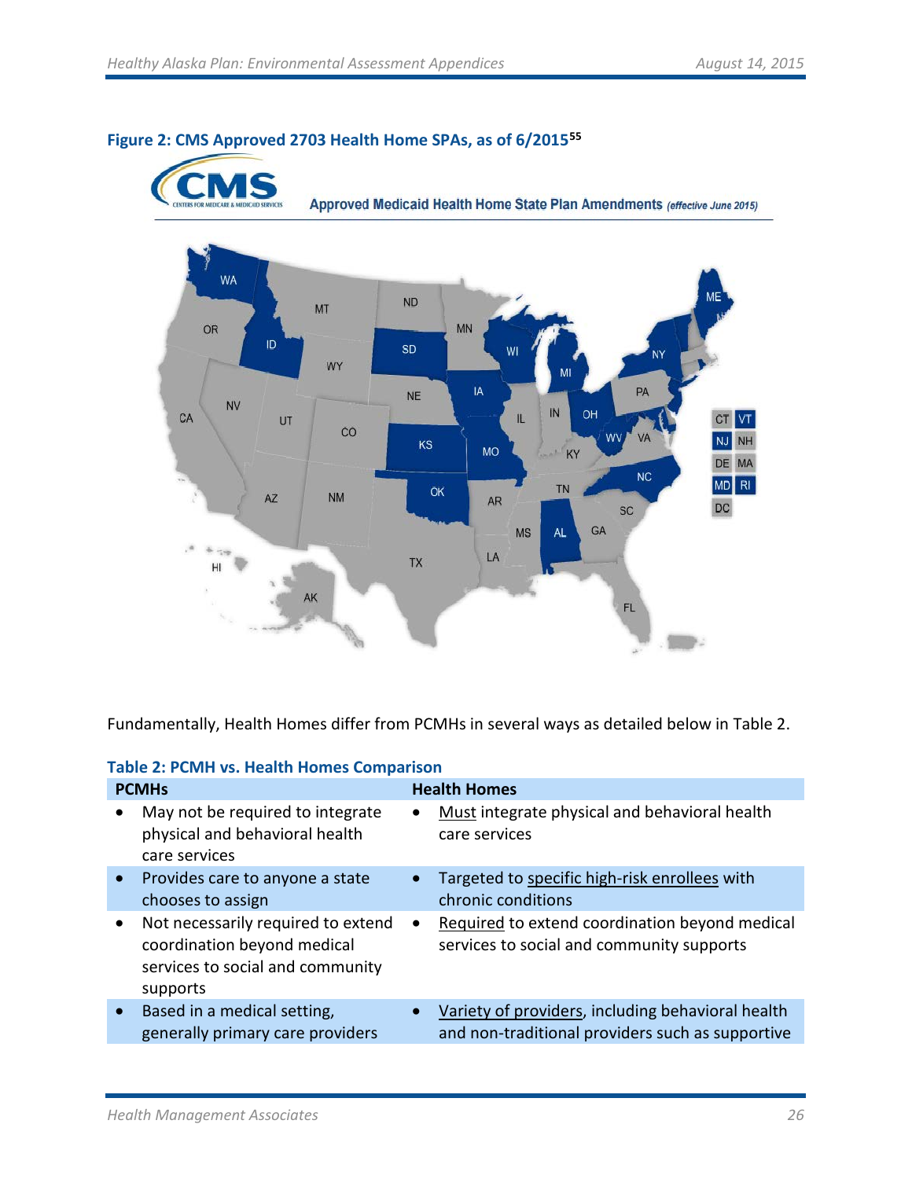**Figure 2: CMS Approved 2703 Health Home SPAs, as of 6/2015**[55]

Fundamentally, Health Homes differ from PCMHs in several ways as detailed below in Table 2.

**Table 2: PCMH vs. Health Homes Comparison**

| PCMHs | Health Homes |
|---|---|
| • May not be required to integrate physical and behavioral health care services | • Must integrate physical and behavioral health care services |
| • Provides care to anyone a state chooses to assign | • Targeted to specific high-risk enrollees with chronic conditions |
| • Not necessarily required to extend coordination beyond medical services to social and community supports | • Required to extend coordination beyond medical services to social and community supports |
| • Based in a medical setting, generally primary care providers | • Variety of providers, including behavioral health and non-traditional providers such as supportive |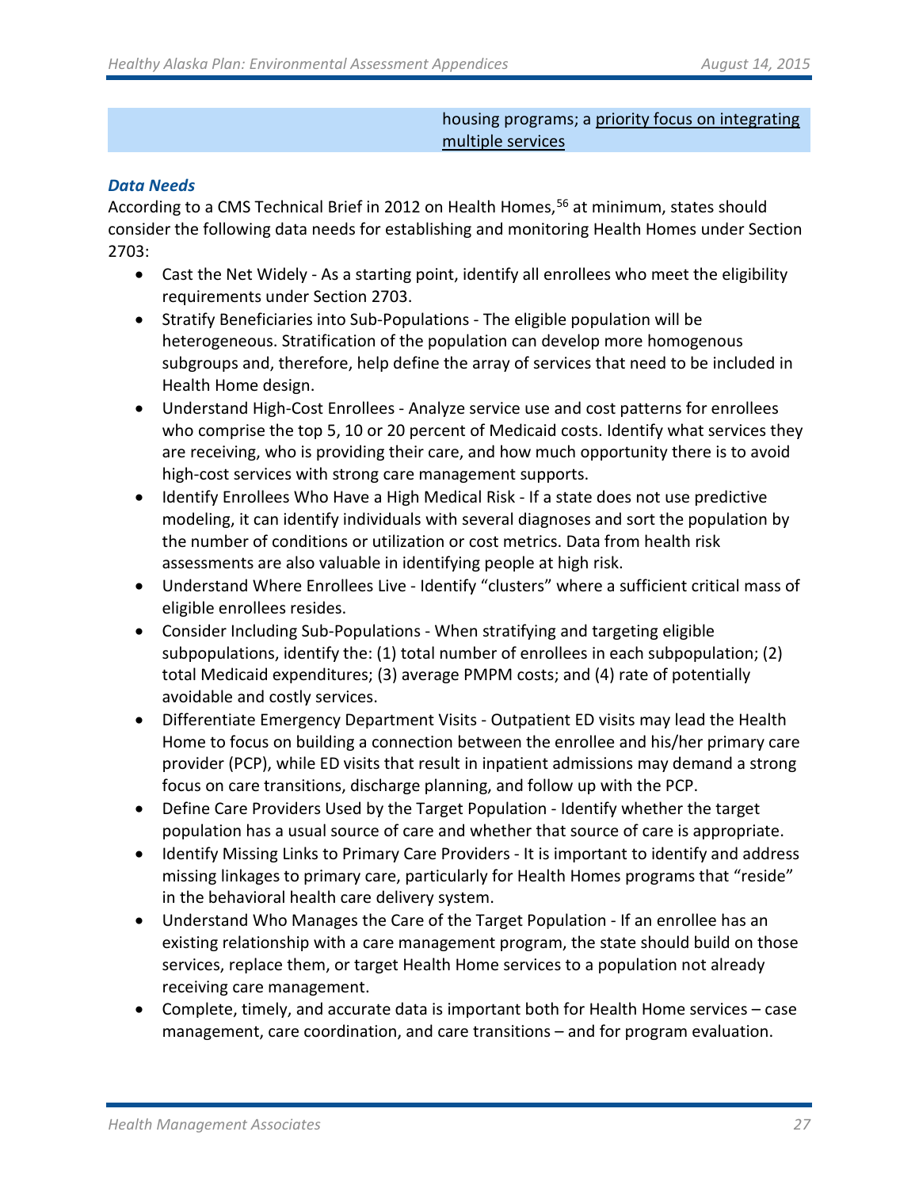| | housing programs; a <u>priority focus on integrating multiple services</u> |
|---|---|

### *Data Needs*

According to a CMS Technical Brief in 2012 on Health Homes,[56] at minimum, states should consider the following data needs for establishing and monitoring Health Homes under Section 2703:

- Cast the Net Widely - As a starting point, identify all enrollees who meet the eligibility requirements under Section 2703.
- Stratify Beneficiaries into Sub-Populations - The eligible population will be heterogeneous. Stratification of the population can develop more homogenous subgroups and, therefore, help define the array of services that need to be included in Health Home design.
- Understand High-Cost Enrollees - Analyze service use and cost patterns for enrollees who comprise the top 5, 10 or 20 percent of Medicaid costs. Identify what services they are receiving, who is providing their care, and how much opportunity there is to avoid high-cost services with strong care management supports.
- Identify Enrollees Who Have a High Medical Risk - If a state does not use predictive modeling, it can identify individuals with several diagnoses and sort the population by the number of conditions or utilization or cost metrics. Data from health risk assessments are also valuable in identifying people at high risk.
- Understand Where Enrollees Live - Identify "clusters" where a sufficient critical mass of eligible enrollees resides.
- Consider Including Sub-Populations - When stratifying and targeting eligible subpopulations, identify the: (1) total number of enrollees in each subpopulation; (2) total Medicaid expenditures; (3) average PMPM costs; and (4) rate of potentially avoidable and costly services.
- Differentiate Emergency Department Visits - Outpatient ED visits may lead the Health Home to focus on building a connection between the enrollee and his/her primary care provider (PCP), while ED visits that result in inpatient admissions may demand a strong focus on care transitions, discharge planning, and follow up with the PCP.
- Define Care Providers Used by the Target Population - Identify whether the target population has a usual source of care and whether that source of care is appropriate.
- Identify Missing Links to Primary Care Providers - It is important to identify and address missing linkages to primary care, particularly for Health Homes programs that "reside" in the behavioral health care delivery system.
- Understand Who Manages the Care of the Target Population - If an enrollee has an existing relationship with a care management program, the state should build on those services, replace them, or target Health Home services to a population not already receiving care management.
- Complete, timely, and accurate data is important both for Health Home services – case management, care coordination, and care transitions – and for program evaluation.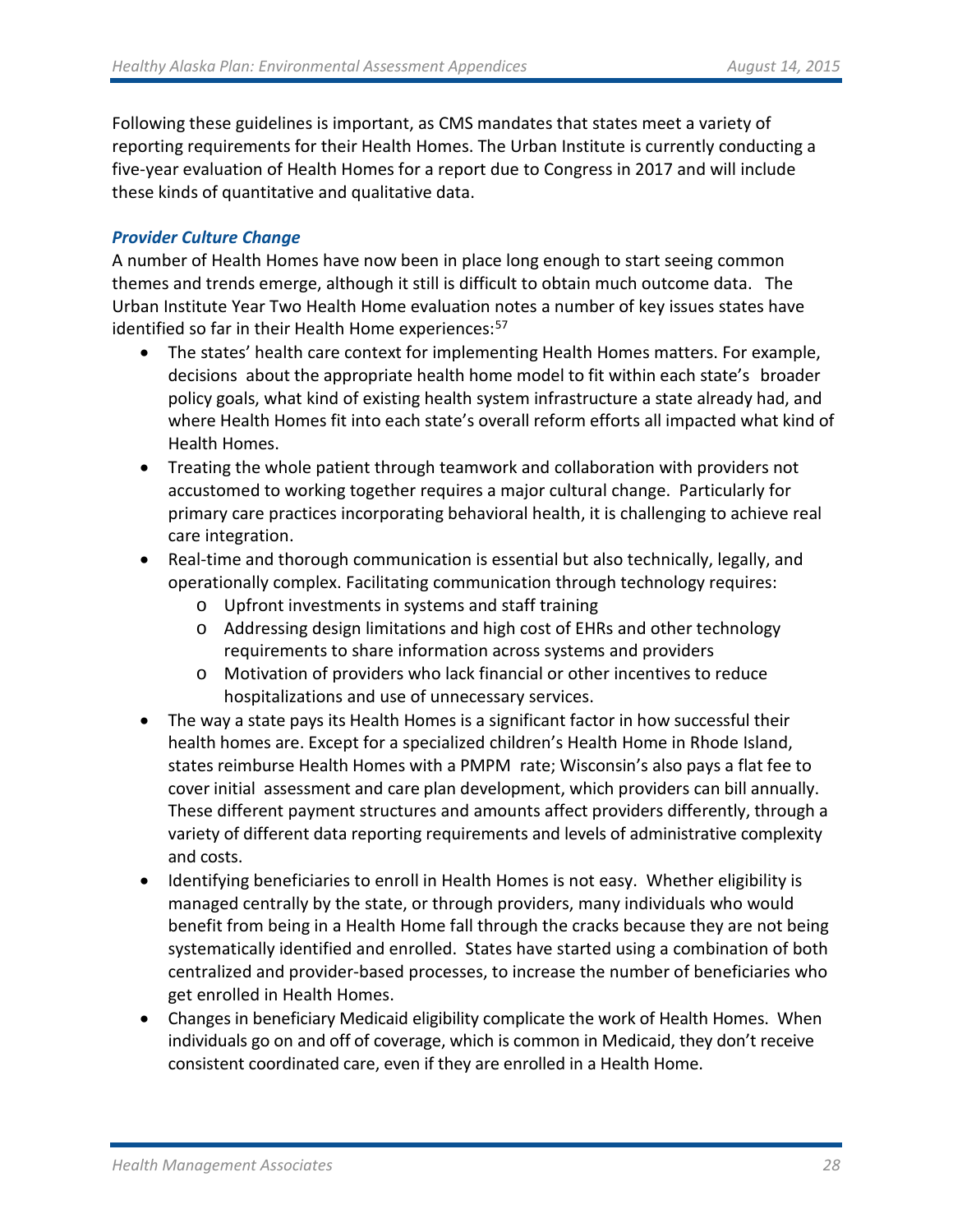Following these guidelines is important, as CMS mandates that states meet a variety of reporting requirements for their Health Homes. The Urban Institute is currently conducting a five-year evaluation of Health Homes for a report due to Congress in 2017 and will include these kinds of quantitative and qualitative data.

### *Provider Culture Change*

A number of Health Homes have now been in place long enough to start seeing common themes and trends emerge, although it still is difficult to obtain much outcome data. The Urban Institute Year Two Health Home evaluation notes a number of key issues states have identified so far in their Health Home experiences:[57]

- The states' health care context for implementing Health Homes matters. For example, decisions about the appropriate health home model to fit within each state's broader policy goals, what kind of existing health system infrastructure a state already had, and where Health Homes fit into each state's overall reform efforts all impacted what kind of Health Homes.
- Treating the whole patient through teamwork and collaboration with providers not accustomed to working together requires a major cultural change. Particularly for primary care practices incorporating behavioral health, it is challenging to achieve real care integration.
- Real-time and thorough communication is essential but also technically, legally, and operationally complex. Facilitating communication through technology requires:
  - Upfront investments in systems and staff training
  - Addressing design limitations and high cost of EHRs and other technology requirements to share information across systems and providers
  - Motivation of providers who lack financial or other incentives to reduce hospitalizations and use of unnecessary services.
- The way a state pays its Health Homes is a significant factor in how successful their health homes are. Except for a specialized children's Health Home in Rhode Island, states reimburse Health Homes with a PMPM rate; Wisconsin's also pays a flat fee to cover initial assessment and care plan development, which providers can bill annually. These different payment structures and amounts affect providers differently, through a variety of different data reporting requirements and levels of administrative complexity and costs.
- Identifying beneficiaries to enroll in Health Homes is not easy. Whether eligibility is managed centrally by the state, or through providers, many individuals who would benefit from being in a Health Home fall through the cracks because they are not being systematically identified and enrolled. States have started using a combination of both centralized and provider-based processes, to increase the number of beneficiaries who get enrolled in Health Homes.
- Changes in beneficiary Medicaid eligibility complicate the work of Health Homes. When individuals go on and off of coverage, which is common in Medicaid, they don't receive consistent coordinated care, even if they are enrolled in a Health Home.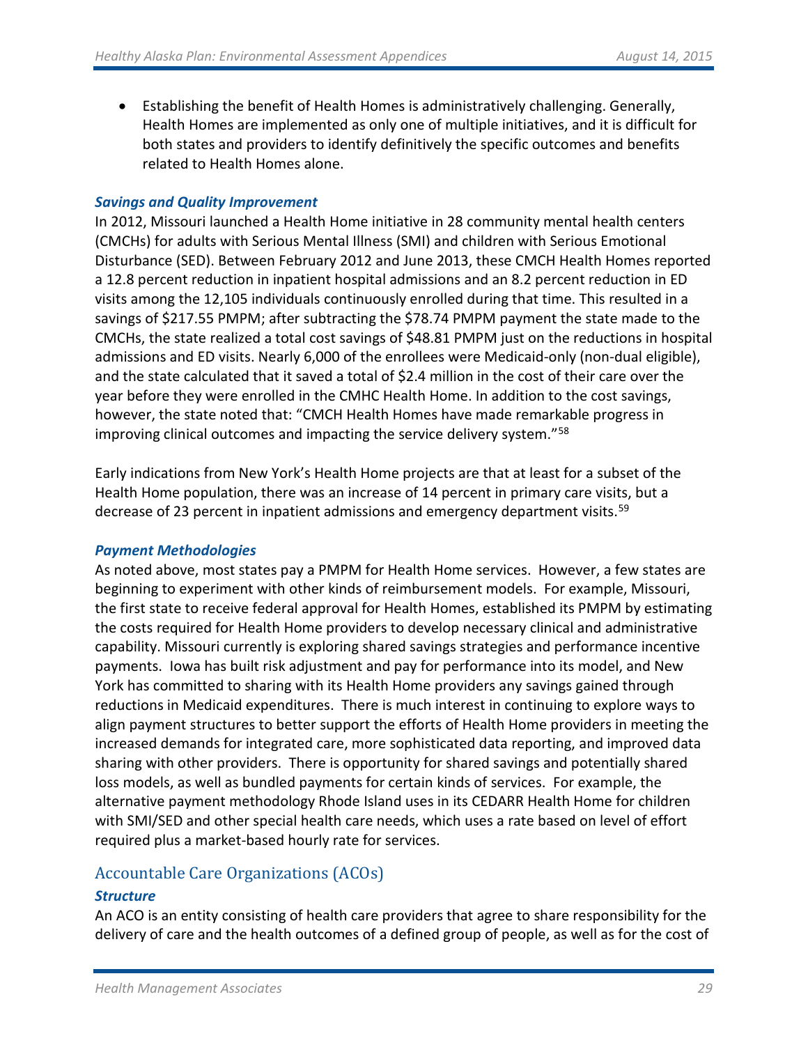- Establishing the benefit of Health Homes is administratively challenging. Generally, Health Homes are implemented as only one of multiple initiatives, and it is difficult for both states and providers to identify definitively the specific outcomes and benefits related to Health Homes alone.

***Savings and Quality Improvement***

In 2012, Missouri launched a Health Home initiative in 28 community mental health centers (CMCHs) for adults with Serious Mental Illness (SMI) and children with Serious Emotional Disturbance (SED). Between February 2012 and June 2013, these CMCH Health Homes reported a 12.8 percent reduction in inpatient hospital admissions and an 8.2 percent reduction in ED visits among the 12,105 individuals continuously enrolled during that time. This resulted in a savings of $217.55 PMPM; after subtracting the $78.74 PMPM payment the state made to the CMCHs, the state realized a total cost savings of $48.81 PMPM just on the reductions in hospital admissions and ED visits. Nearly 6,000 of the enrollees were Medicaid-only (non-dual eligible), and the state calculated that it saved a total of $2.4 million in the cost of their care over the year before they were enrolled in the CMHC Health Home. In addition to the cost savings, however, the state noted that: "CMCH Health Homes have made remarkable progress in improving clinical outcomes and impacting the service delivery system."[58]

Early indications from New York's Health Home projects are that at least for a subset of the Health Home population, there was an increase of 14 percent in primary care visits, but a decrease of 23 percent in inpatient admissions and emergency department visits.[59]

***Payment Methodologies***

As noted above, most states pay a PMPM for Health Home services. However, a few states are beginning to experiment with other kinds of reimbursement models. For example, Missouri, the first state to receive federal approval for Health Homes, established its PMPM by estimating the costs required for Health Home providers to develop necessary clinical and administrative capability. Missouri currently is exploring shared savings strategies and performance incentive payments. Iowa has built risk adjustment and pay for performance into its model, and New York has committed to sharing with its Health Home providers any savings gained through reductions in Medicaid expenditures. There is much interest in continuing to explore ways to align payment structures to better support the efforts of Health Home providers in meeting the increased demands for integrated care, more sophisticated data reporting, and improved data sharing with other providers. There is opportunity for shared savings and potentially shared loss models, as well as bundled payments for certain kinds of services. For example, the alternative payment methodology Rhode Island uses in its CEDARR Health Home for children with SMI/SED and other special health care needs, which uses a rate based on level of effort required plus a market-based hourly rate for services.

## Accountable Care Organizations (ACOs)

***Structure***

An ACO is an entity consisting of health care providers that agree to share responsibility for the delivery of care and the health outcomes of a defined group of people, as well as for the cost of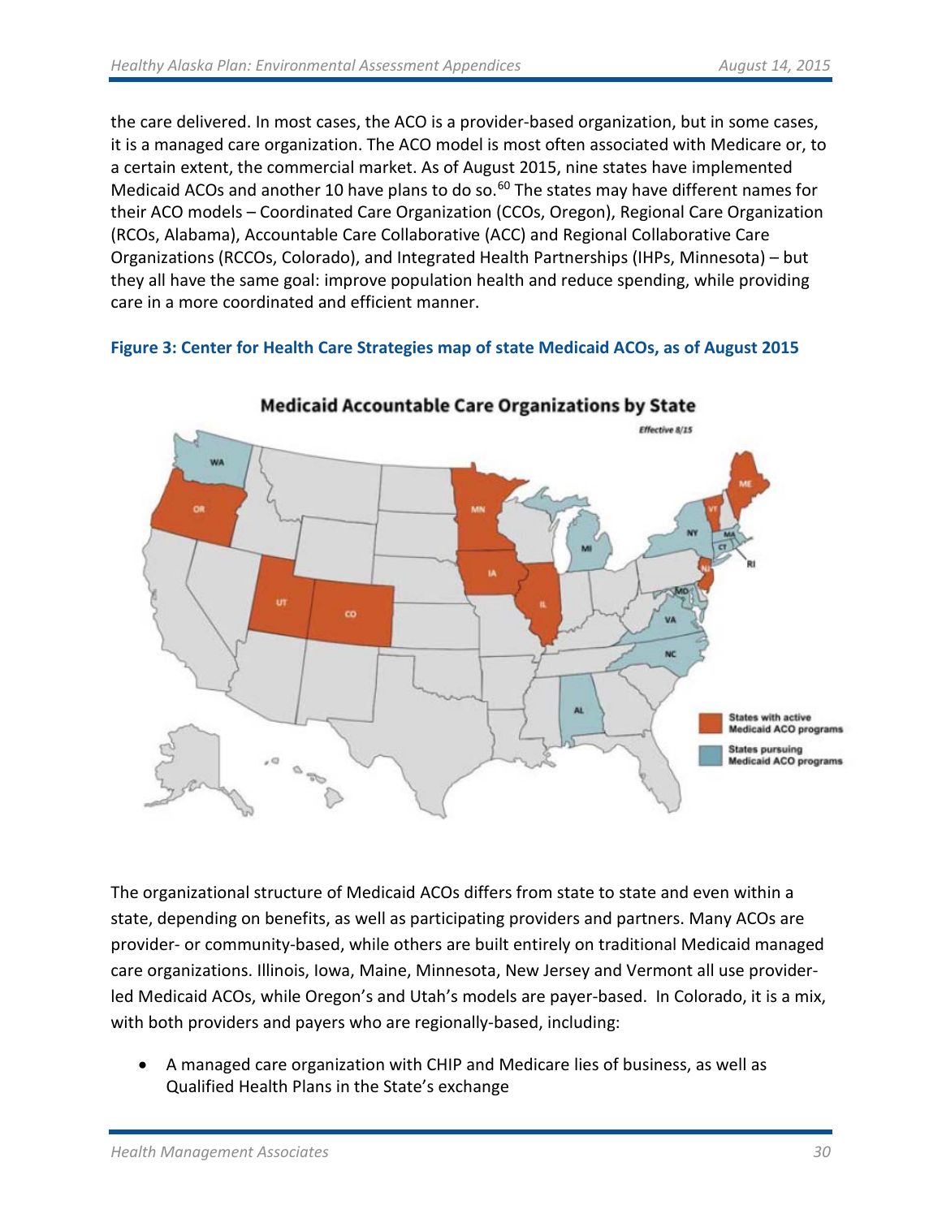the care delivered. In most cases, the ACO is a provider-based organization, but in some cases, it is a managed care organization. The ACO model is most often associated with Medicare or, to a certain extent, the commercial market. As of August 2015, nine states have implemented Medicaid ACOs and another 10 have plans to do so.[60] The states may have different names for their ACO models – Coordinated Care Organization (CCOs, Oregon), Regional Care Organization (RCOs, Alabama), Accountable Care Collaborative (ACC) and Regional Collaborative Care Organizations (RCCOs, Colorado), and Integrated Health Partnerships (IHPs, Minnesota) – but they all have the same goal: improve population health and reduce spending, while providing care in a more coordinated and efficient manner.

**Figure 3: Center for Health Care Strategies map of state Medicaid ACOs, as of August 2015**

The organizational structure of Medicaid ACOs differs from state to state and even within a state, depending on benefits, as well as participating providers and partners. Many ACOs are provider- or community-based, while others are built entirely on traditional Medicaid managed care organizations. Illinois, Iowa, Maine, Minnesota, New Jersey and Vermont all use provider-led Medicaid ACOs, while Oregon's and Utah's models are payer-based. In Colorado, it is a mix, with both providers and payers who are regionally-based, including:

- A managed care organization with CHIP and Medicare lies of business, as well as Qualified Health Plans in the State's exchange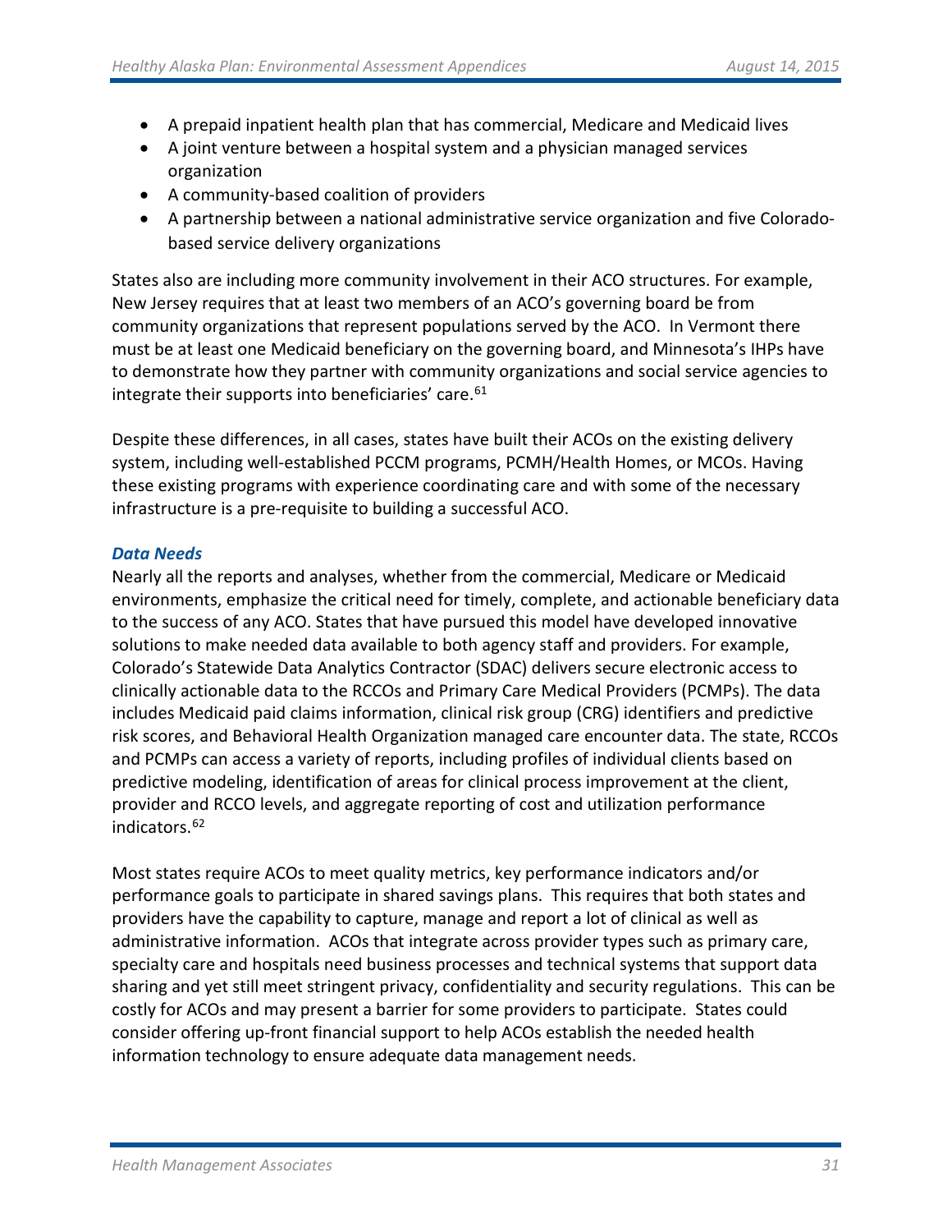- A prepaid inpatient health plan that has commercial, Medicare and Medicaid lives
- A joint venture between a hospital system and a physician managed services organization
- A community-based coalition of providers
- A partnership between a national administrative service organization and five Colorado-based service delivery organizations

States also are including more community involvement in their ACO structures. For example, New Jersey requires that at least two members of an ACO's governing board be from community organizations that represent populations served by the ACO. In Vermont there must be at least one Medicaid beneficiary on the governing board, and Minnesota's IHPs have to demonstrate how they partner with community organizations and social service agencies to integrate their supports into beneficiaries' care.[61]

Despite these differences, in all cases, states have built their ACOs on the existing delivery system, including well-established PCCM programs, PCMH/Health Homes, or MCOs. Having these existing programs with experience coordinating care and with some of the necessary infrastructure is a pre-requisite to building a successful ACO.

### *Data Needs*

Nearly all the reports and analyses, whether from the commercial, Medicare or Medicaid environments, emphasize the critical need for timely, complete, and actionable beneficiary data to the success of any ACO. States that have pursued this model have developed innovative solutions to make needed data available to both agency staff and providers. For example, Colorado's Statewide Data Analytics Contractor (SDAC) delivers secure electronic access to clinically actionable data to the RCCOs and Primary Care Medical Providers (PCMPs). The data includes Medicaid paid claims information, clinical risk group (CRG) identifiers and predictive risk scores, and Behavioral Health Organization managed care encounter data. The state, RCCOs and PCMPs can access a variety of reports, including profiles of individual clients based on predictive modeling, identification of areas for clinical process improvement at the client, provider and RCCO levels, and aggregate reporting of cost and utilization performance indicators.[62]

Most states require ACOs to meet quality metrics, key performance indicators and/or performance goals to participate in shared savings plans. This requires that both states and providers have the capability to capture, manage and report a lot of clinical as well as administrative information. ACOs that integrate across provider types such as primary care, specialty care and hospitals need business processes and technical systems that support data sharing and yet still meet stringent privacy, confidentiality and security regulations. This can be costly for ACOs and may present a barrier for some providers to participate. States could consider offering up-front financial support to help ACOs establish the needed health information technology to ensure adequate data management needs.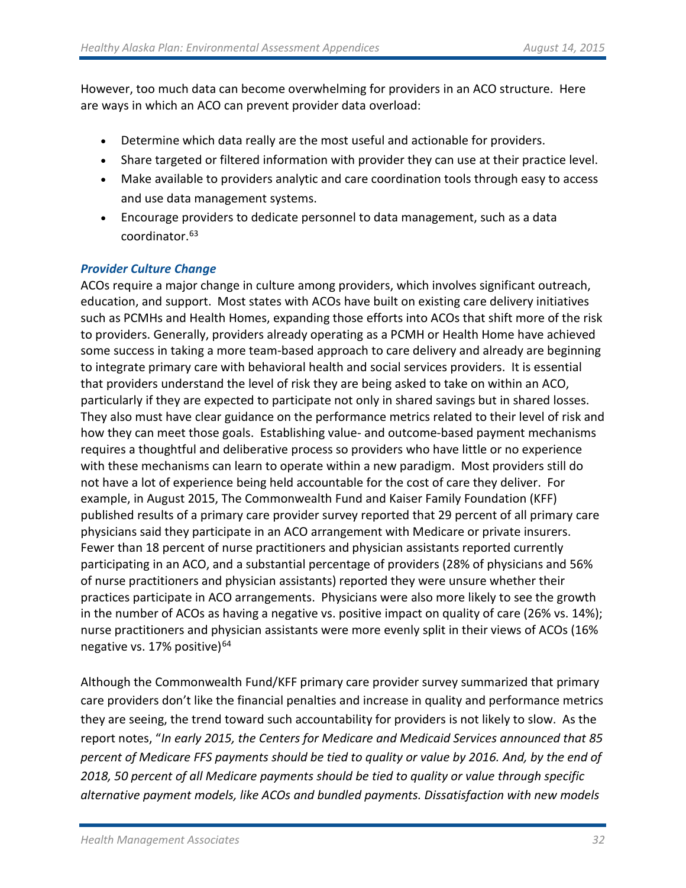However, too much data can become overwhelming for providers in an ACO structure. Here are ways in which an ACO can prevent provider data overload:

- Determine which data really are the most useful and actionable for providers.
- Share targeted or filtered information with provider they can use at their practice level.
- Make available to providers analytic and care coordination tools through easy to access and use data management systems.
- Encourage providers to dedicate personnel to data management, such as a data coordinator.[63]

***Provider Culture Change***

ACOs require a major change in culture among providers, which involves significant outreach, education, and support. Most states with ACOs have built on existing care delivery initiatives such as PCMHs and Health Homes, expanding those efforts into ACOs that shift more of the risk to providers. Generally, providers already operating as a PCMH or Health Home have achieved some success in taking a more team-based approach to care delivery and already are beginning to integrate primary care with behavioral health and social services providers. It is essential that providers understand the level of risk they are being asked to take on within an ACO, particularly if they are expected to participate not only in shared savings but in shared losses. They also must have clear guidance on the performance metrics related to their level of risk and how they can meet those goals. Establishing value- and outcome-based payment mechanisms requires a thoughtful and deliberative process so providers who have little or no experience with these mechanisms can learn to operate within a new paradigm. Most providers still do not have a lot of experience being held accountable for the cost of care they deliver. For example, in August 2015, The Commonwealth Fund and Kaiser Family Foundation (KFF) published results of a primary care provider survey reported that 29 percent of all primary care physicians said they participate in an ACO arrangement with Medicare or private insurers. Fewer than 18 percent of nurse practitioners and physician assistants reported currently participating in an ACO, and a substantial percentage of providers (28% of physicians and 56% of nurse practitioners and physician assistants) reported they were unsure whether their practices participate in ACO arrangements. Physicians were also more likely to see the growth in the number of ACOs as having a negative vs. positive impact on quality of care (26% vs. 14%); nurse practitioners and physician assistants were more evenly split in their views of ACOs (16% negative vs. 17% positive)[64]

Although the Commonwealth Fund/KFF primary care provider survey summarized that primary care providers don't like the financial penalties and increase in quality and performance metrics they are seeing, the trend toward such accountability for providers is not likely to slow. As the report notes, "*In early 2015, the Centers for Medicare and Medicaid Services announced that 85 percent of Medicare FFS payments should be tied to quality or value by 2016. And, by the end of 2018, 50 percent of all Medicare payments should be tied to quality or value through specific alternative payment models, like ACOs and bundled payments. Dissatisfaction with new models*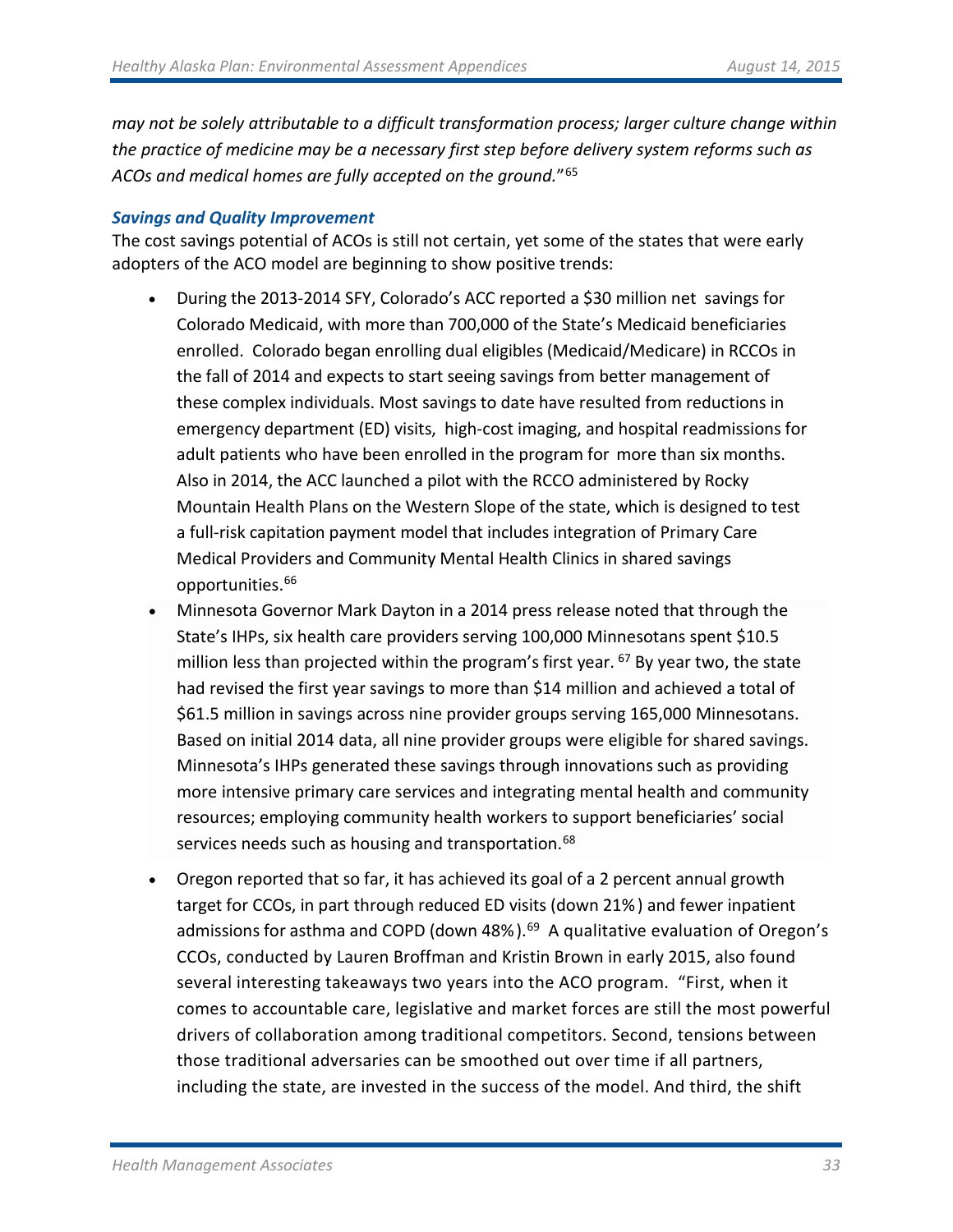*may not be solely attributable to a difficult transformation process; larger culture change within the practice of medicine may be a necessary first step before delivery system reforms such as ACOs and medical homes are fully accepted on the ground.*"[65]

### *Savings and Quality Improvement*

The cost savings potential of ACOs is still not certain, yet some of the states that were early adopters of the ACO model are beginning to show positive trends:

- During the 2013-2014 SFY, Colorado's ACC reported a $30 million net savings for Colorado Medicaid, with more than 700,000 of the State's Medicaid beneficiaries enrolled. Colorado began enrolling dual eligibles (Medicaid/Medicare) in RCCOs in the fall of 2014 and expects to start seeing savings from better management of these complex individuals. Most savings to date have resulted from reductions in emergency department (ED) visits, high-cost imaging, and hospital readmissions for adult patients who have been enrolled in the program for more than six months. Also in 2014, the ACC launched a pilot with the RCCO administered by Rocky Mountain Health Plans on the Western Slope of the state, which is designed to test a full-risk capitation payment model that includes integration of Primary Care Medical Providers and Community Mental Health Clinics in shared savings opportunities.[66]
- Minnesota Governor Mark Dayton in a 2014 press release noted that through the State's IHPs, six health care providers serving 100,000 Minnesotans spent $10.5 million less than projected within the program's first year. [67] By year two, the state had revised the first year savings to more than $14 million and achieved a total of $61.5 million in savings across nine provider groups serving 165,000 Minnesotans. Based on initial 2014 data, all nine provider groups were eligible for shared savings. Minnesota's IHPs generated these savings through innovations such as providing more intensive primary care services and integrating mental health and community resources; employing community health workers to support beneficiaries' social services needs such as housing and transportation.[68]
- Oregon reported that so far, it has achieved its goal of a 2 percent annual growth target for CCOs, in part through reduced ED visits (down 21%) and fewer inpatient admissions for asthma and COPD (down 48%).[69] A qualitative evaluation of Oregon's CCOs, conducted by Lauren Broffman and Kristin Brown in early 2015, also found several interesting takeaways two years into the ACO program. "First, when it comes to accountable care, legislative and market forces are still the most powerful drivers of collaboration among traditional competitors. Second, tensions between those traditional adversaries can be smoothed out over time if all partners, including the state, are invested in the success of the model. And third, the shift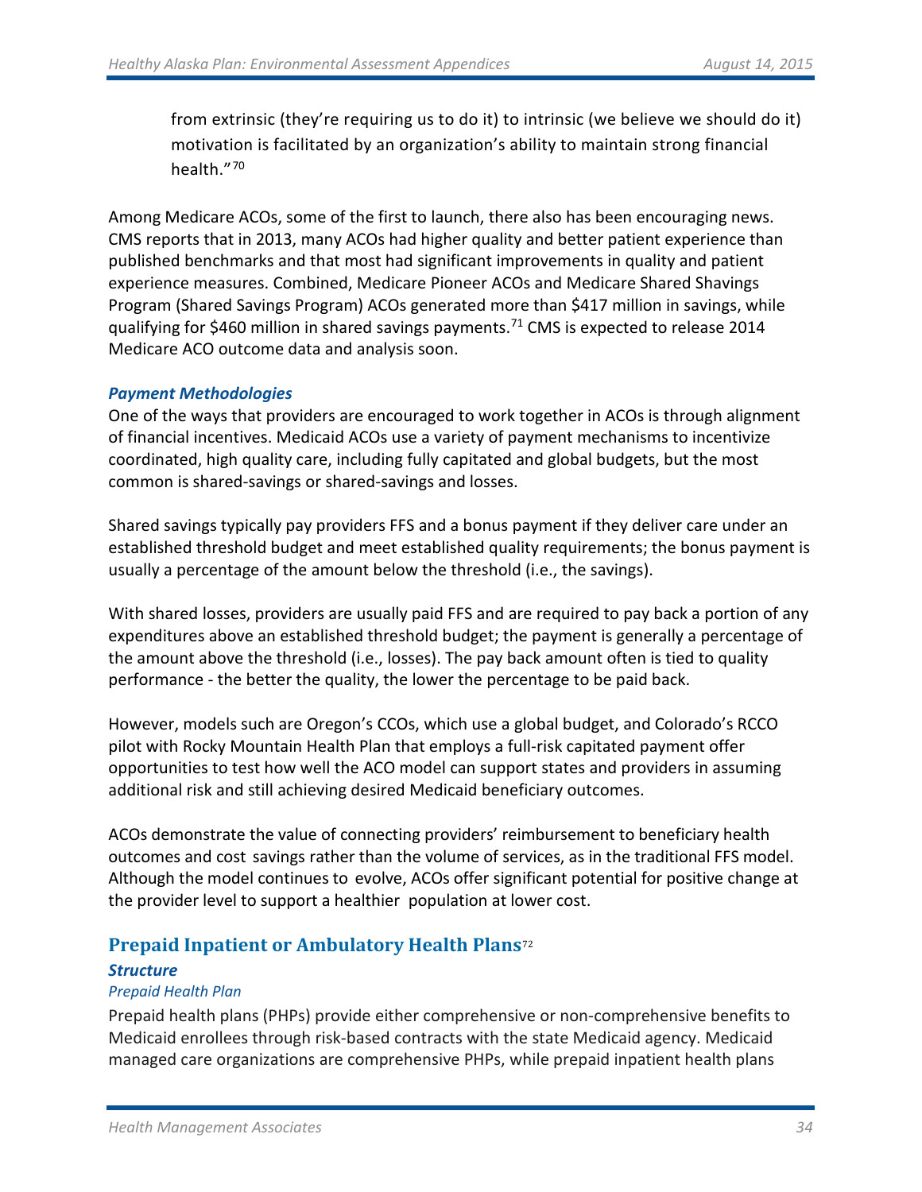from extrinsic (they're requiring us to do it) to intrinsic (we believe we should do it) motivation is facilitated by an organization's ability to maintain strong financial health."[70]

Among Medicare ACOs, some of the first to launch, there also has been encouraging news. CMS reports that in 2013, many ACOs had higher quality and better patient experience than published benchmarks and that most had significant improvements in quality and patient experience measures. Combined, Medicare Pioneer ACOs and Medicare Shared Shavings Program (Shared Savings Program) ACOs generated more than $417 million in savings, while qualifying for $460 million in shared savings payments.[71] CMS is expected to release 2014 Medicare ACO outcome data and analysis soon.

### *Payment Methodologies*

One of the ways that providers are encouraged to work together in ACOs is through alignment of financial incentives. Medicaid ACOs use a variety of payment mechanisms to incentivize coordinated, high quality care, including fully capitated and global budgets, but the most common is shared-savings or shared-savings and losses.

Shared savings typically pay providers FFS and a bonus payment if they deliver care under an established threshold budget and meet established quality requirements; the bonus payment is usually a percentage of the amount below the threshold (i.e., the savings).

With shared losses, providers are usually paid FFS and are required to pay back a portion of any expenditures above an established threshold budget; the payment is generally a percentage of the amount above the threshold (i.e., losses). The pay back amount often is tied to quality performance - the better the quality, the lower the percentage to be paid back.

However, models such are Oregon's CCOs, which use a global budget, and Colorado's RCCO pilot with Rocky Mountain Health Plan that employs a full-risk capitated payment offer opportunities to test how well the ACO model can support states and providers in assuming additional risk and still achieving desired Medicaid beneficiary outcomes.

ACOs demonstrate the value of connecting providers' reimbursement to beneficiary health outcomes and cost savings rather than the volume of services, as in the traditional FFS model. Although the model continues to evolve, ACOs offer significant potential for positive change at the provider level to support a healthier population at lower cost.

## Prepaid Inpatient or Ambulatory Health Plans[72]

### *Structure*

#### *Prepaid Health Plan*

Prepaid health plans (PHPs) provide either comprehensive or non-comprehensive benefits to Medicaid enrollees through risk-based contracts with the state Medicaid agency. Medicaid managed care organizations are comprehensive PHPs, while prepaid inpatient health plans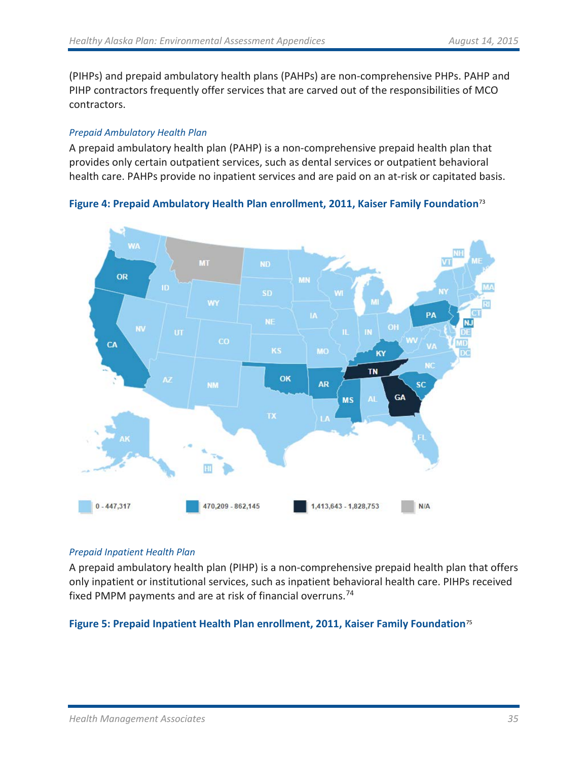(PIHPs) and prepaid ambulatory health plans (PAHPs) are non-comprehensive PHPs. PAHP and PIHP contractors frequently offer services that are carved out of the responsibilities of MCO contractors.

### *Prepaid Ambulatory Health Plan*

A prepaid ambulatory health plan (PAHP) is a non-comprehensive prepaid health plan that provides only certain outpatient services, such as dental services or outpatient behavioral health care. PAHPs provide no inpatient services and are paid on an at-risk or capitated basis.

**Figure 4: Prepaid Ambulatory Health Plan enrollment, 2011, Kaiser Family Foundation**[73]

### *Prepaid Inpatient Health Plan*

A prepaid ambulatory health plan (PIHP) is a non-comprehensive prepaid health plan that offers only inpatient or institutional services, such as inpatient behavioral health care. PIHPs received fixed PMPM payments and are at risk of financial overruns.[74]

**Figure 5: Prepaid Inpatient Health Plan enrollment, 2011, Kaiser Family Foundation**[75]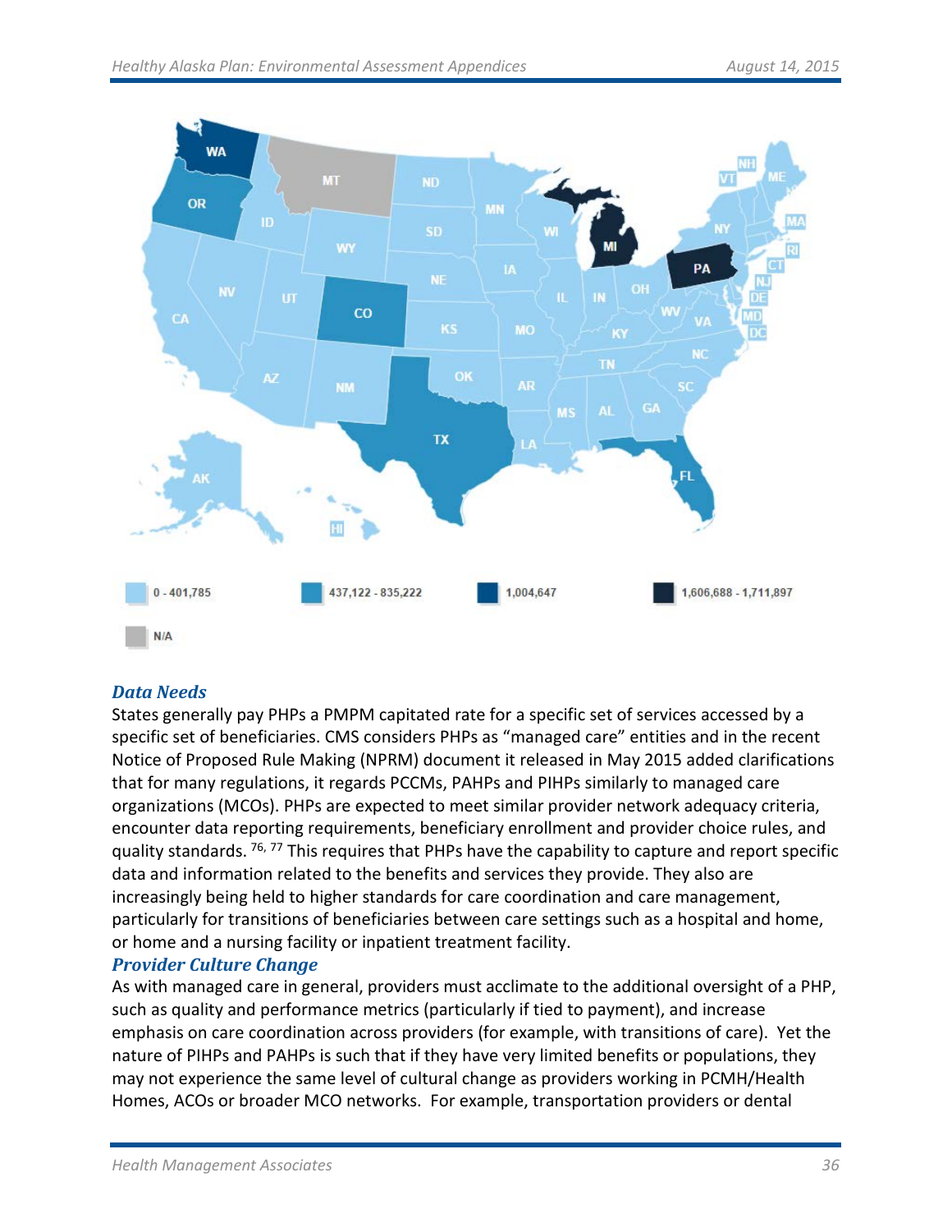0 - 401,785

437,122 - 835,222

1,004,647

1,606,688 - 1,711,897

N/A

### *Data Needs*

States generally pay PHPs a PMPM capitated rate for a specific set of services accessed by a specific set of beneficiaries. CMS considers PHPs as "managed care" entities and in the recent Notice of Proposed Rule Making (NPRM) document it released in May 2015 added clarifications that for many regulations, it regards PCCMs, PAHPs and PIHPs similarly to managed care organizations (MCOs). PHPs are expected to meet similar provider network adequacy criteria, encounter data reporting requirements, beneficiary enrollment and provider choice rules, and quality standards. [76, 77] This requires that PHPs have the capability to capture and report specific data and information related to the benefits and services they provide. They also are increasingly being held to higher standards for care coordination and care management, particularly for transitions of beneficiaries between care settings such as a hospital and home, or home and a nursing facility or inpatient treatment facility.

### *Provider Culture Change*

As with managed care in general, providers must acclimate to the additional oversight of a PHP, such as quality and performance metrics (particularly if tied to payment), and increase emphasis on care coordination across providers (for example, with transitions of care). Yet the nature of PIHPs and PAHPs is such that if they have very limited benefits or populations, they may not experience the same level of cultural change as providers working in PCMH/Health Homes, ACOs or broader MCO networks. For example, transportation providers or dental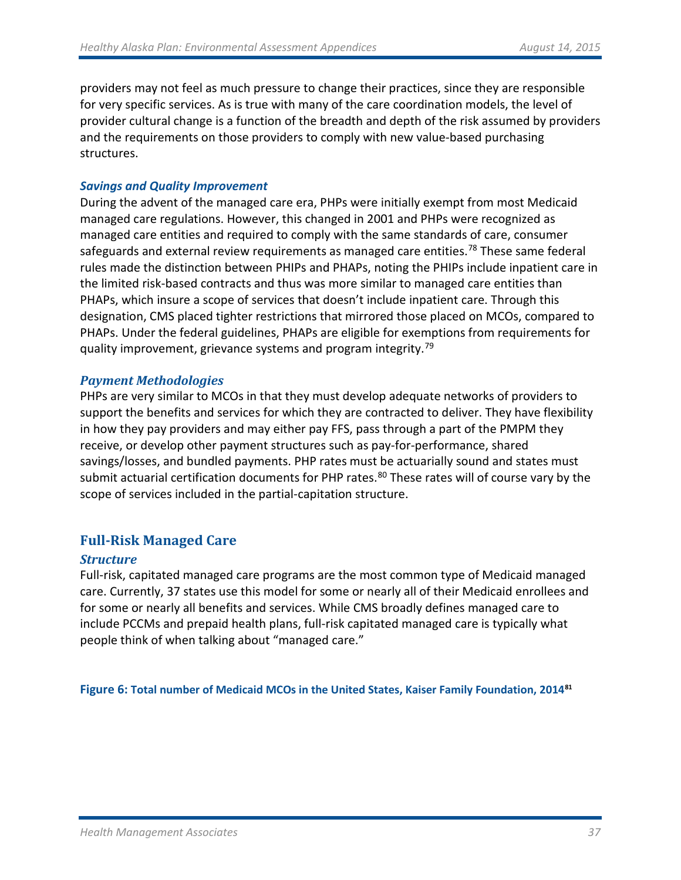providers may not feel as much pressure to change their practices, since they are responsible for very specific services. As is true with many of the care coordination models, the level of provider cultural change is a function of the breadth and depth of the risk assumed by providers and the requirements on those providers to comply with new value-based purchasing structures.

### *Savings and Quality Improvement*

During the advent of the managed care era, PHPs were initially exempt from most Medicaid managed care regulations. However, this changed in 2001 and PHPs were recognized as managed care entities and required to comply with the same standards of care, consumer safeguards and external review requirements as managed care entities.[78] These same federal rules made the distinction between PHIPs and PHAPs, noting the PHIPs include inpatient care in the limited risk-based contracts and thus was more similar to managed care entities than PHAPs, which insure a scope of services that doesn't include inpatient care. Through this designation, CMS placed tighter restrictions that mirrored those placed on MCOs, compared to PHAPs. Under the federal guidelines, PHAPs are eligible for exemptions from requirements for quality improvement, grievance systems and program integrity.[79]

### *Payment Methodologies*

PHPs are very similar to MCOs in that they must develop adequate networks of providers to support the benefits and services for which they are contracted to deliver. They have flexibility in how they pay providers and may either pay FFS, pass through a part of the PMPM they receive, or develop other payment structures such as pay-for-performance, shared savings/losses, and bundled payments. PHP rates must be actuarially sound and states must submit actuarial certification documents for PHP rates.[80] These rates will of course vary by the scope of services included in the partial-capitation structure.

## Full-Risk Managed Care

### *Structure*

Full-risk, capitated managed care programs are the most common type of Medicaid managed care. Currently, 37 states use this model for some or nearly all of their Medicaid enrollees and for some or nearly all benefits and services. While CMS broadly defines managed care to include PCCMs and prepaid health plans, full-risk capitated managed care is typically what people think of when talking about "managed care."

**Figure 6: Total number of Medicaid MCOs in the United States, Kaiser Family Foundation, 2014**[81]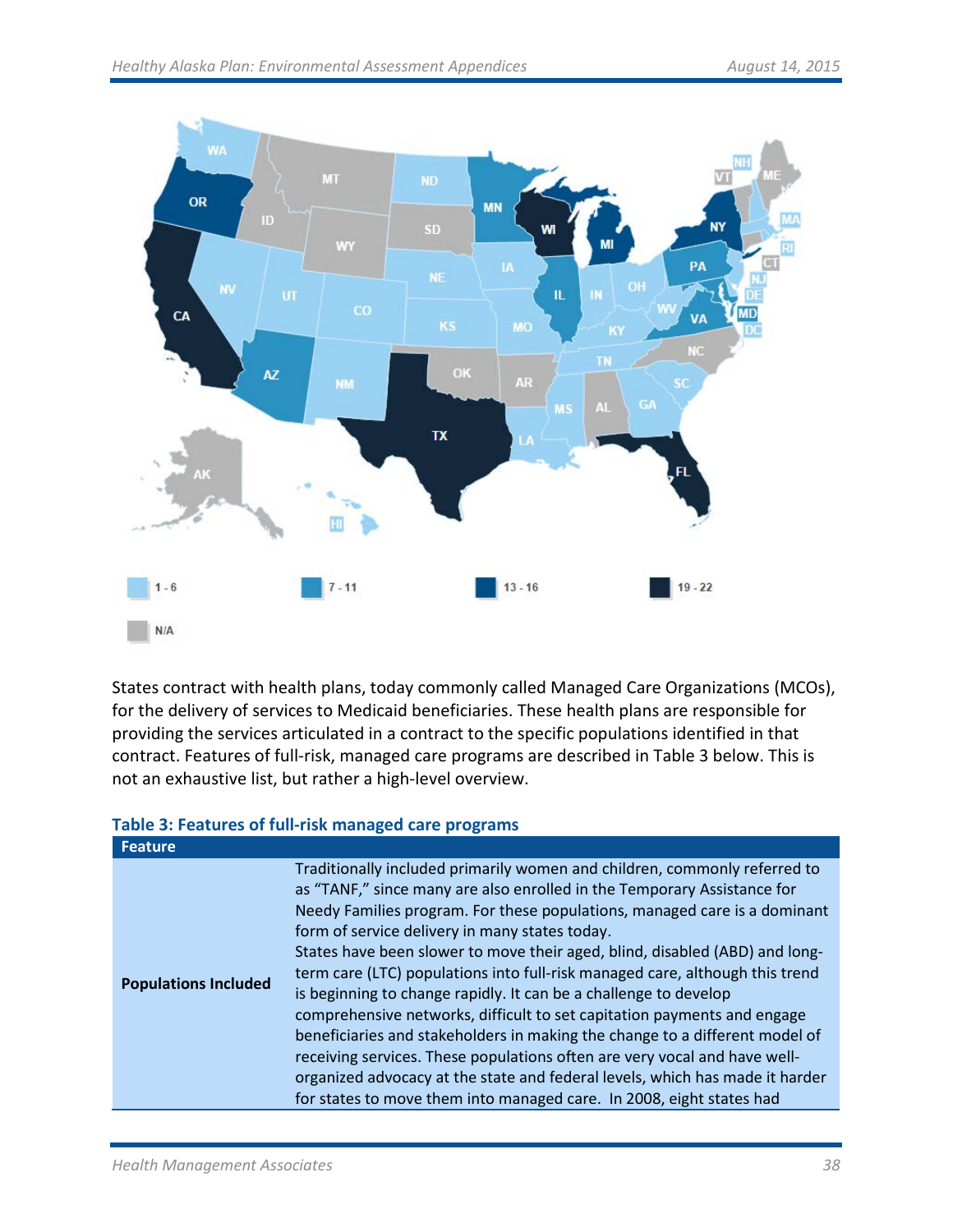1 - 6

7 - 11

13 - 16

19 - 22

N/A

States contract with health plans, today commonly called Managed Care Organizations (MCOs), for the delivery of services to Medicaid beneficiaries. These health plans are responsible for providing the services articulated in a contract to the specific populations identified in that contract. Features of full-risk, managed care programs are described in Table 3 below. This is not an exhaustive list, but rather a high-level overview.

**Table 3: Features of full-risk managed care programs**

| Feature | |
|---|---|
| **Populations Included** | Traditionally included primarily women and children, commonly referred to as "TANF," since many are also enrolled in the Temporary Assistance for Needy Families program. For these populations, managed care is a dominant form of service delivery in many states today.<br>States have been slower to move their aged, blind, disabled (ABD) and long-term care (LTC) populations into full-risk managed care, although this trend is beginning to change rapidly. It can be a challenge to develop comprehensive networks, difficult to set capitation payments and engage beneficiaries and stakeholders in making the change to a different model of receiving services. These populations often are very vocal and have well-organized advocacy at the state and federal levels, which has made it harder for states to move them into managed care. In 2008, eight states had |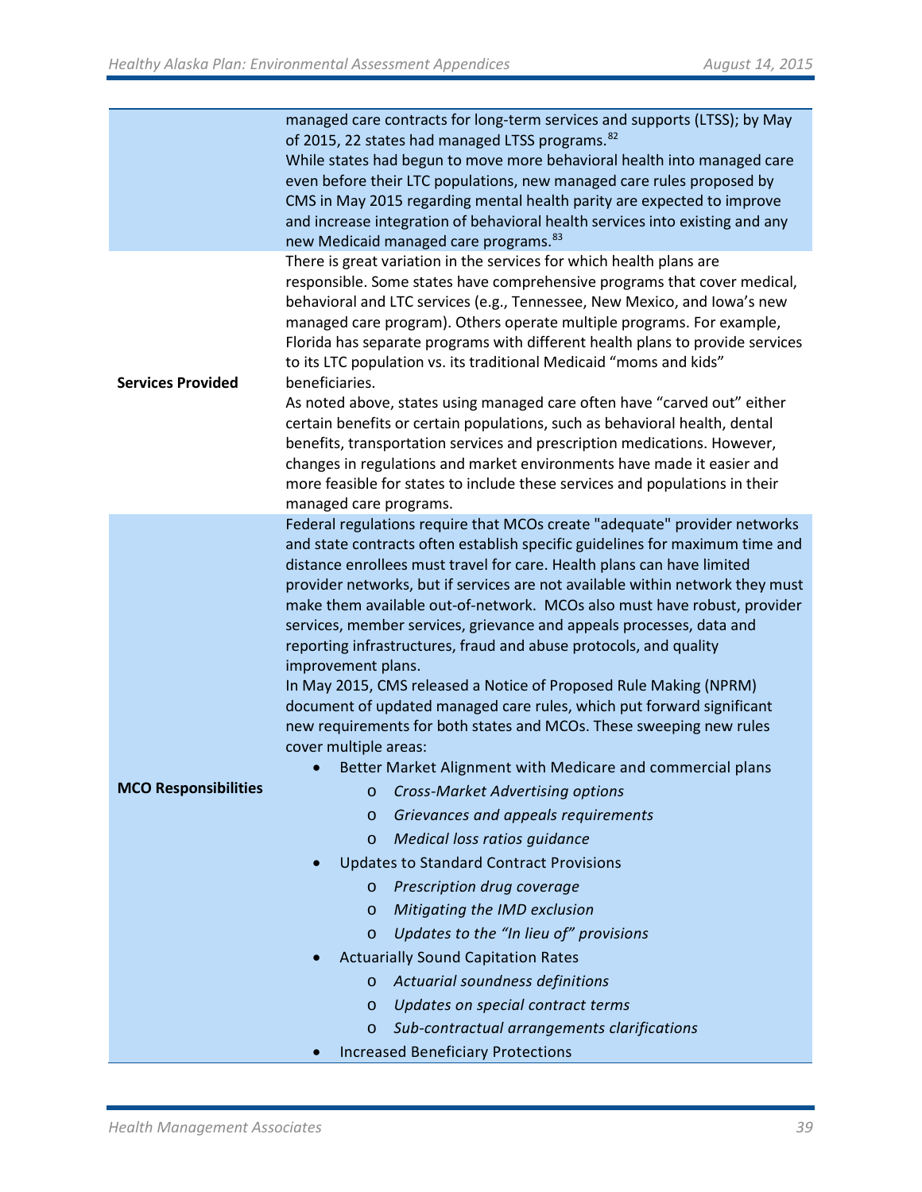| | |
|---|---|
| | managed care contracts for long-term services and supports (LTSS); by May of 2015, 22 states had managed LTSS programs.[82]<br>While states had begun to move more behavioral health into managed care even before their LTC populations, new managed care rules proposed by CMS in May 2015 regarding mental health parity are expected to improve and increase integration of behavioral health services into existing and any new Medicaid managed care programs.[83] |
| **Services Provided** | There is great variation in the services for which health plans are responsible. Some states have comprehensive programs that cover medical, behavioral and LTC services (e.g., Tennessee, New Mexico, and Iowa's new managed care program). Others operate multiple programs. For example, Florida has separate programs with different health plans to provide services to its LTC population vs. its traditional Medicaid "moms and kids" beneficiaries.<br>As noted above, states using managed care often have "carved out" either certain benefits or certain populations, such as behavioral health, dental benefits, transportation services and prescription medications. However, changes in regulations and market environments have made it easier and more feasible for states to include these services and populations in their managed care programs. |
| **MCO Responsibilities** | Federal regulations require that MCOs create "adequate" provider networks and state contracts often establish specific guidelines for maximum time and distance enrollees must travel for care. Health plans can have limited provider networks, but if services are not available within network they must make them available out-of-network. MCOs also must have robust, provider services, member services, grievance and appeals processes, data and reporting infrastructures, fraud and abuse protocols, and quality improvement plans.<br>In May 2015, CMS released a Notice of Proposed Rule Making (NPRM) document of updated managed care rules, which put forward significant new requirements for both states and MCOs. These sweeping new rules cover multiple areas:<br>• Better Market Alignment with Medicare and commercial plans<br>&nbsp;&nbsp;&nbsp;&nbsp;o *Cross-Market Advertising options*<br>&nbsp;&nbsp;&nbsp;&nbsp;o *Grievances and appeals requirements*<br>&nbsp;&nbsp;&nbsp;&nbsp;o *Medical loss ratios guidance*<br>• Updates to Standard Contract Provisions<br>&nbsp;&nbsp;&nbsp;&nbsp;o *Prescription drug coverage*<br>&nbsp;&nbsp;&nbsp;&nbsp;o *Mitigating the IMD exclusion*<br>&nbsp;&nbsp;&nbsp;&nbsp;o *Updates to the "In lieu of" provisions*<br>• Actuarially Sound Capitation Rates<br>&nbsp;&nbsp;&nbsp;&nbsp;o *Actuarial soundness definitions*<br>&nbsp;&nbsp;&nbsp;&nbsp;o *Updates on special contract terms*<br>&nbsp;&nbsp;&nbsp;&nbsp;o *Sub-contractual arrangements clarifications*<br>• Increased Beneficiary Protections |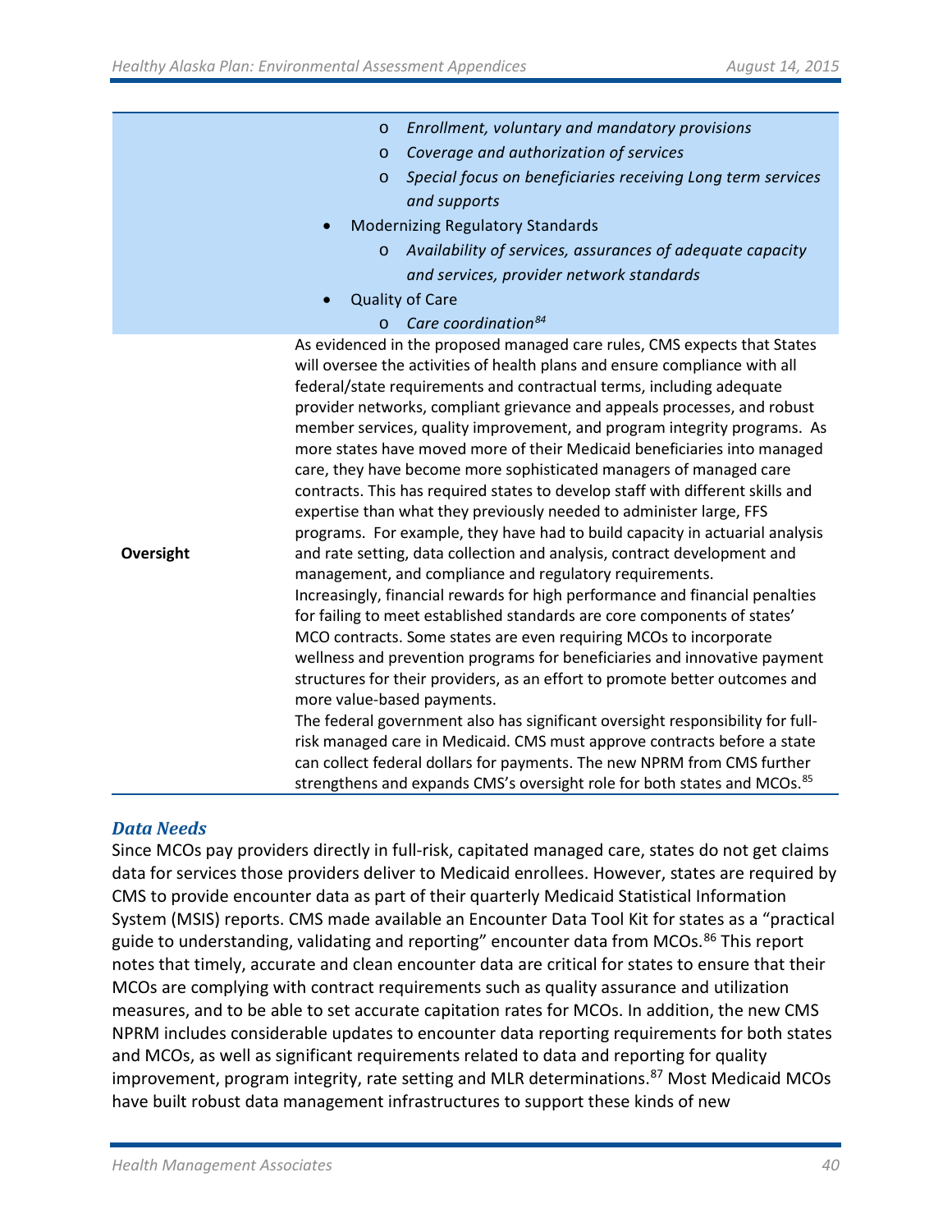| | |
|---|---|
| | <ul><li>*Enrollment, voluntary and mandatory provisions*</li><li>*Coverage and authorization of services*</li><li>*Special focus on beneficiaries receiving Long term services and supports*</li></ul> • Modernizing Regulatory Standards <ul><li>*Availability of services, assurances of adequate capacity and services, provider network standards*</li></ul> • Quality of Care <ul><li>*Care coordination*[84]</li></ul> |
| **Oversight** | As evidenced in the proposed managed care rules, CMS expects that States will oversee the activities of health plans and ensure compliance with all federal/state requirements and contractual terms, including adequate provider networks, compliant grievance and appeals processes, and robust member services, quality improvement, and program integrity programs. As more states have moved more of their Medicaid beneficiaries into managed care, they have become more sophisticated managers of managed care contracts. This has required states to develop staff with different skills and expertise than what they previously needed to administer large, FFS programs. For example, they have had to build capacity in actuarial analysis and rate setting, data collection and analysis, contract development and management, and compliance and regulatory requirements.<br>Increasingly, financial rewards for high performance and financial penalties for failing to meet established standards are core components of states' MCO contracts. Some states are even requiring MCOs to incorporate wellness and prevention programs for beneficiaries and innovative payment structures for their providers, as an effort to promote better outcomes and more value-based payments.<br>The federal government also has significant oversight responsibility for full-risk managed care in Medicaid. CMS must approve contracts before a state can collect federal dollars for payments. The new NPRM from CMS further strengthens and expands CMS's oversight role for both states and MCOs.[85] |

### *Data Needs*

Since MCOs pay providers directly in full-risk, capitated managed care, states do not get claims data for services those providers deliver to Medicaid enrollees. However, states are required by CMS to provide encounter data as part of their quarterly Medicaid Statistical Information System (MSIS) reports. CMS made available an Encounter Data Tool Kit for states as a "practical guide to understanding, validating and reporting" encounter data from MCOs.[86] This report notes that timely, accurate and clean encounter data are critical for states to ensure that their MCOs are complying with contract requirements such as quality assurance and utilization measures, and to be able to set accurate capitation rates for MCOs. In addition, the new CMS NPRM includes considerable updates to encounter data reporting requirements for both states and MCOs, as well as significant requirements related to data and reporting for quality improvement, program integrity, rate setting and MLR determinations.[87] Most Medicaid MCOs have built robust data management infrastructures to support these kinds of new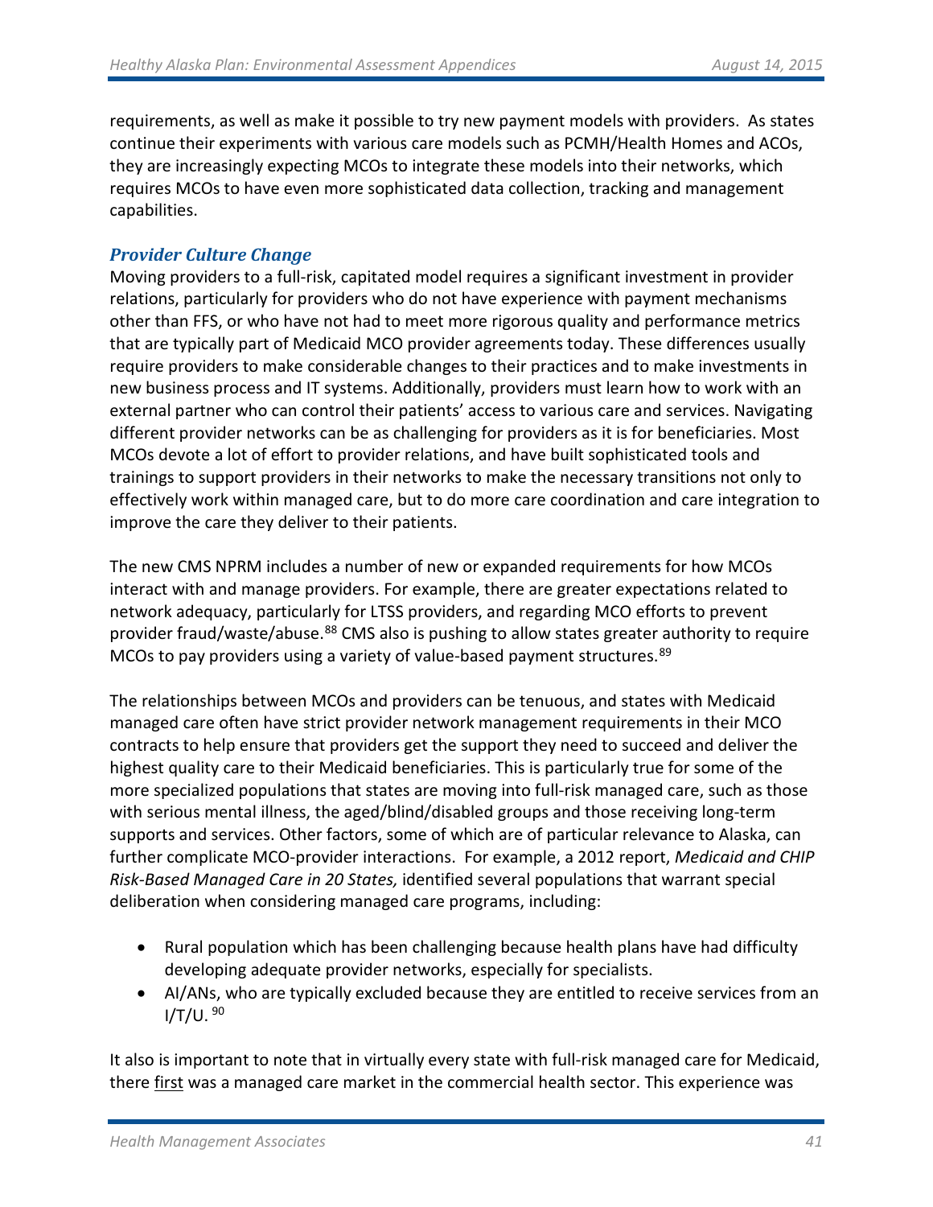requirements, as well as make it possible to try new payment models with providers. As states continue their experiments with various care models such as PCMH/Health Homes and ACOs, they are increasingly expecting MCOs to integrate these models into their networks, which requires MCOs to have even more sophisticated data collection, tracking and management capabilities.

### *Provider Culture Change*

Moving providers to a full-risk, capitated model requires a significant investment in provider relations, particularly for providers who do not have experience with payment mechanisms other than FFS, or who have not had to meet more rigorous quality and performance metrics that are typically part of Medicaid MCO provider agreements today. These differences usually require providers to make considerable changes to their practices and to make investments in new business process and IT systems. Additionally, providers must learn how to work with an external partner who can control their patients' access to various care and services. Navigating different provider networks can be as challenging for providers as it is for beneficiaries. Most MCOs devote a lot of effort to provider relations, and have built sophisticated tools and trainings to support providers in their networks to make the necessary transitions not only to effectively work within managed care, but to do more care coordination and care integration to improve the care they deliver to their patients.

The new CMS NPRM includes a number of new or expanded requirements for how MCOs interact with and manage providers. For example, there are greater expectations related to network adequacy, particularly for LTSS providers, and regarding MCO efforts to prevent provider fraud/waste/abuse.[88] CMS also is pushing to allow states greater authority to require MCOs to pay providers using a variety of value-based payment structures.[89]

The relationships between MCOs and providers can be tenuous, and states with Medicaid managed care often have strict provider network management requirements in their MCO contracts to help ensure that providers get the support they need to succeed and deliver the highest quality care to their Medicaid beneficiaries. This is particularly true for some of the more specialized populations that states are moving into full-risk managed care, such as those with serious mental illness, the aged/blind/disabled groups and those receiving long-term supports and services. Other factors, some of which are of particular relevance to Alaska, can further complicate MCO-provider interactions. For example, a 2012 report, *Medicaid and CHIP Risk-Based Managed Care in 20 States,* identified several populations that warrant special deliberation when considering managed care programs, including:

- Rural population which has been challenging because health plans have had difficulty developing adequate provider networks, especially for specialists.
- AI/ANs, who are typically excluded because they are entitled to receive services from an I/T/U. [90]

It also is important to note that in virtually every state with full-risk managed care for Medicaid, there <u>first</u> was a managed care market in the commercial health sector. This experience was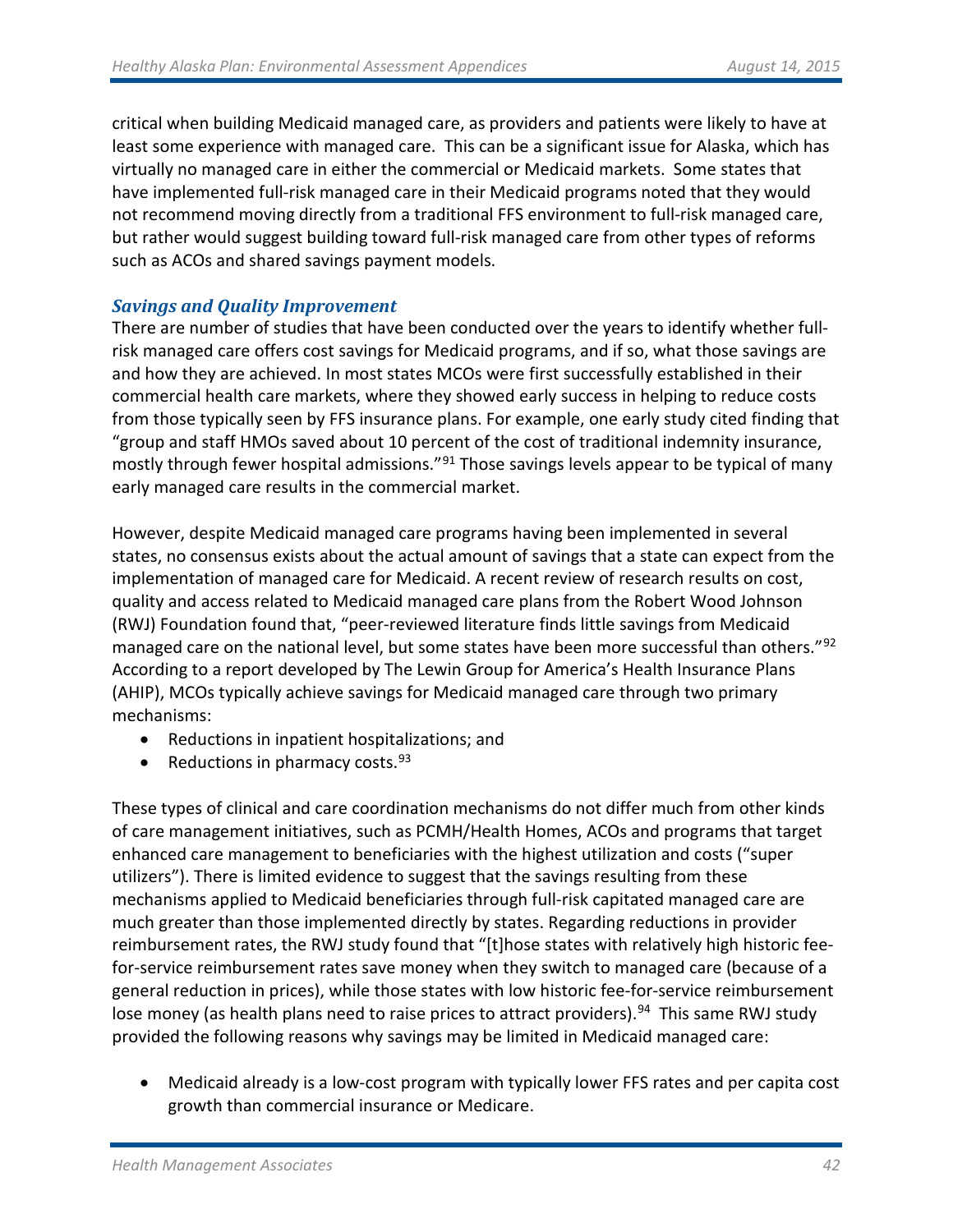critical when building Medicaid managed care, as providers and patients were likely to have at least some experience with managed care. This can be a significant issue for Alaska, which has virtually no managed care in either the commercial or Medicaid markets. Some states that have implemented full-risk managed care in their Medicaid programs noted that they would not recommend moving directly from a traditional FFS environment to full-risk managed care, but rather would suggest building toward full-risk managed care from other types of reforms such as ACOs and shared savings payment models.

### *Savings and Quality Improvement*

There are number of studies that have been conducted over the years to identify whether full-risk managed care offers cost savings for Medicaid programs, and if so, what those savings are and how they are achieved. In most states MCOs were first successfully established in their commercial health care markets, where they showed early success in helping to reduce costs from those typically seen by FFS insurance plans. For example, one early study cited finding that "group and staff HMOs saved about 10 percent of the cost of traditional indemnity insurance, mostly through fewer hospital admissions."[91] Those savings levels appear to be typical of many early managed care results in the commercial market.

However, despite Medicaid managed care programs having been implemented in several states, no consensus exists about the actual amount of savings that a state can expect from the implementation of managed care for Medicaid. A recent review of research results on cost, quality and access related to Medicaid managed care plans from the Robert Wood Johnson (RWJ) Foundation found that, "peer-reviewed literature finds little savings from Medicaid managed care on the national level, but some states have been more successful than others."[92] According to a report developed by The Lewin Group for America's Health Insurance Plans (AHIP), MCOs typically achieve savings for Medicaid managed care through two primary mechanisms:

- Reductions in inpatient hospitalizations; and
- Reductions in pharmacy costs.[93]

These types of clinical and care coordination mechanisms do not differ much from other kinds of care management initiatives, such as PCMH/Health Homes, ACOs and programs that target enhanced care management to beneficiaries with the highest utilization and costs ("super utilizers"). There is limited evidence to suggest that the savings resulting from these mechanisms applied to Medicaid beneficiaries through full-risk capitated managed care are much greater than those implemented directly by states. Regarding reductions in provider reimbursement rates, the RWJ study found that "[t]hose states with relatively high historic fee-for-service reimbursement rates save money when they switch to managed care (because of a general reduction in prices), while those states with low historic fee-for-service reimbursement lose money (as health plans need to raise prices to attract providers).[94] This same RWJ study provided the following reasons why savings may be limited in Medicaid managed care:

- Medicaid already is a low-cost program with typically lower FFS rates and per capita cost growth than commercial insurance or Medicare.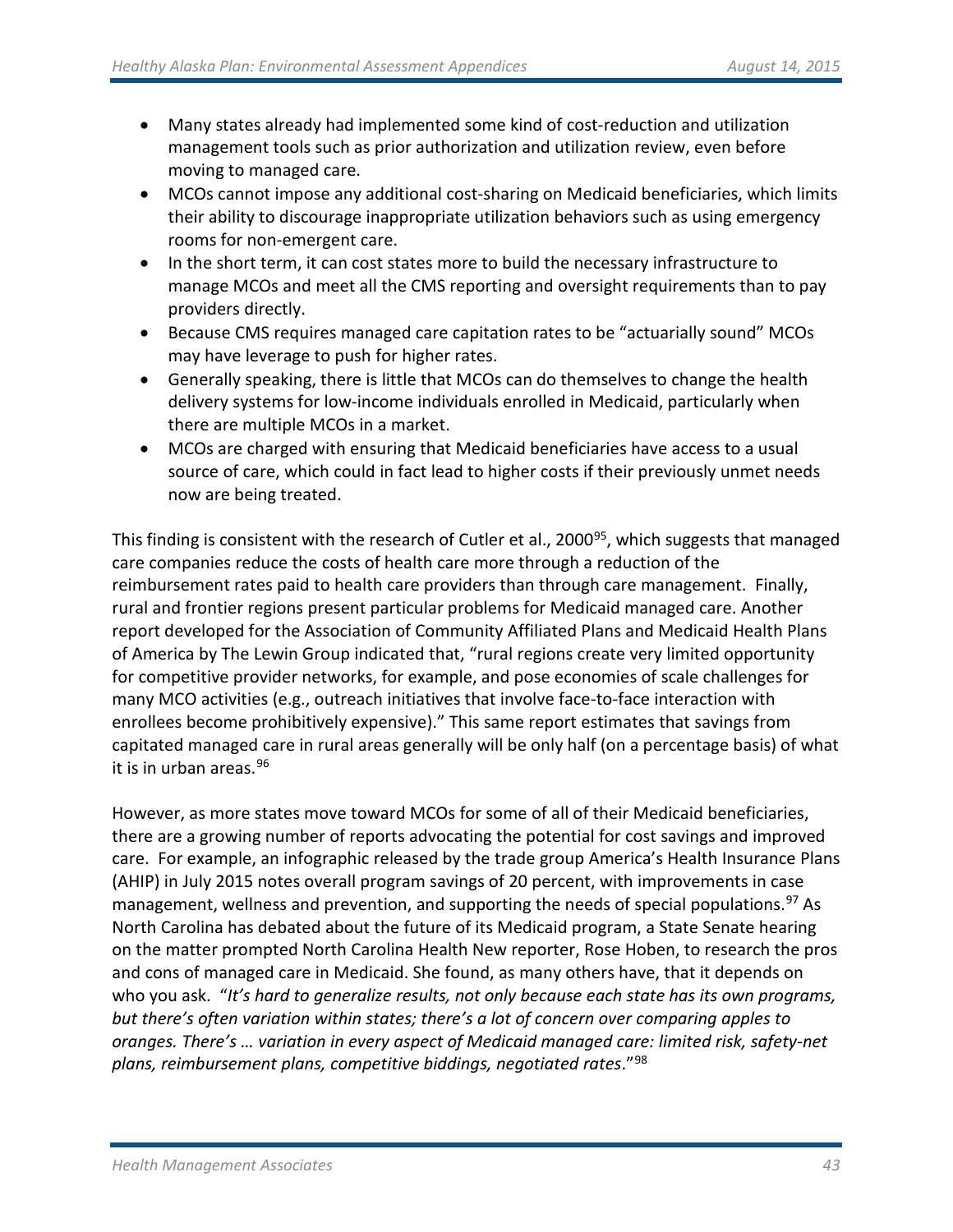- Many states already had implemented some kind of cost-reduction and utilization management tools such as prior authorization and utilization review, even before moving to managed care.
- MCOs cannot impose any additional cost-sharing on Medicaid beneficiaries, which limits their ability to discourage inappropriate utilization behaviors such as using emergency rooms for non-emergent care.
- In the short term, it can cost states more to build the necessary infrastructure to manage MCOs and meet all the CMS reporting and oversight requirements than to pay providers directly.
- Because CMS requires managed care capitation rates to be "actuarially sound" MCOs may have leverage to push for higher rates.
- Generally speaking, there is little that MCOs can do themselves to change the health delivery systems for low-income individuals enrolled in Medicaid, particularly when there are multiple MCOs in a market.
- MCOs are charged with ensuring that Medicaid beneficiaries have access to a usual source of care, which could in fact lead to higher costs if their previously unmet needs now are being treated.

This finding is consistent with the research of Cutler et al., 2000[95], which suggests that managed care companies reduce the costs of health care more through a reduction of the reimbursement rates paid to health care providers than through care management. Finally, rural and frontier regions present particular problems for Medicaid managed care. Another report developed for the Association of Community Affiliated Plans and Medicaid Health Plans of America by The Lewin Group indicated that, "rural regions create very limited opportunity for competitive provider networks, for example, and pose economies of scale challenges for many MCO activities (e.g., outreach initiatives that involve face-to-face interaction with enrollees become prohibitively expensive)." This same report estimates that savings from capitated managed care in rural areas generally will be only half (on a percentage basis) of what it is in urban areas.[96]

However, as more states move toward MCOs for some of all of their Medicaid beneficiaries, there are a growing number of reports advocating the potential for cost savings and improved care. For example, an infographic released by the trade group America's Health Insurance Plans (AHIP) in July 2015 notes overall program savings of 20 percent, with improvements in case management, wellness and prevention, and supporting the needs of special populations.[97] As North Carolina has debated about the future of its Medicaid program, a State Senate hearing on the matter prompted North Carolina Health New reporter, Rose Hoben, to research the pros and cons of managed care in Medicaid. She found, as many others have, that it depends on who you ask. "*It's hard to generalize results, not only because each state has its own programs, but there's often variation within states; there's a lot of concern over comparing apples to oranges. There's … variation in every aspect of Medicaid managed care: limited risk, safety-net plans, reimbursement plans, competitive biddings, negotiated rates*."[98]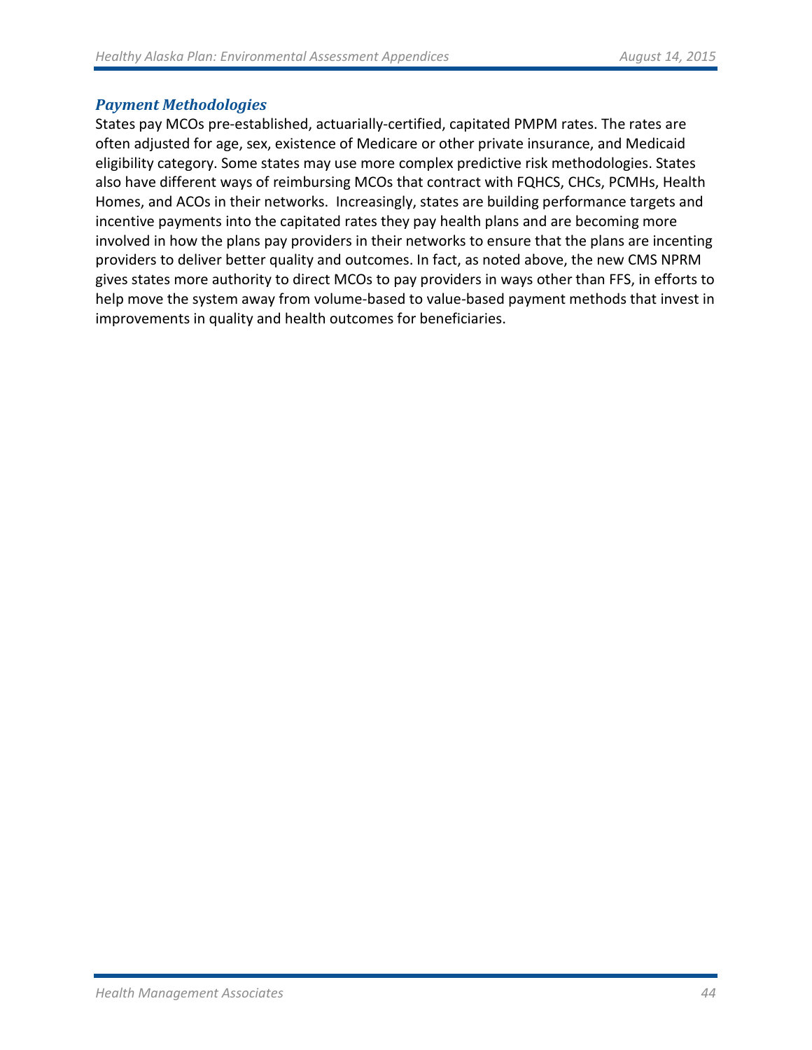### *Payment Methodologies*

States pay MCOs pre-established, actuarially-certified, capitated PMPM rates. The rates are often adjusted for age, sex, existence of Medicare or other private insurance, and Medicaid eligibility category. Some states may use more complex predictive risk methodologies. States also have different ways of reimbursing MCOs that contract with FQHCS, CHCs, PCMHs, Health Homes, and ACOs in their networks. Increasingly, states are building performance targets and incentive payments into the capitated rates they pay health plans and are becoming more involved in how the plans pay providers in their networks to ensure that the plans are incenting providers to deliver better quality and outcomes. In fact, as noted above, the new CMS NPRM gives states more authority to direct MCOs to pay providers in ways other than FFS, in efforts to help move the system away from volume-based to value-based payment methods that invest in improvements in quality and health outcomes for beneficiaries.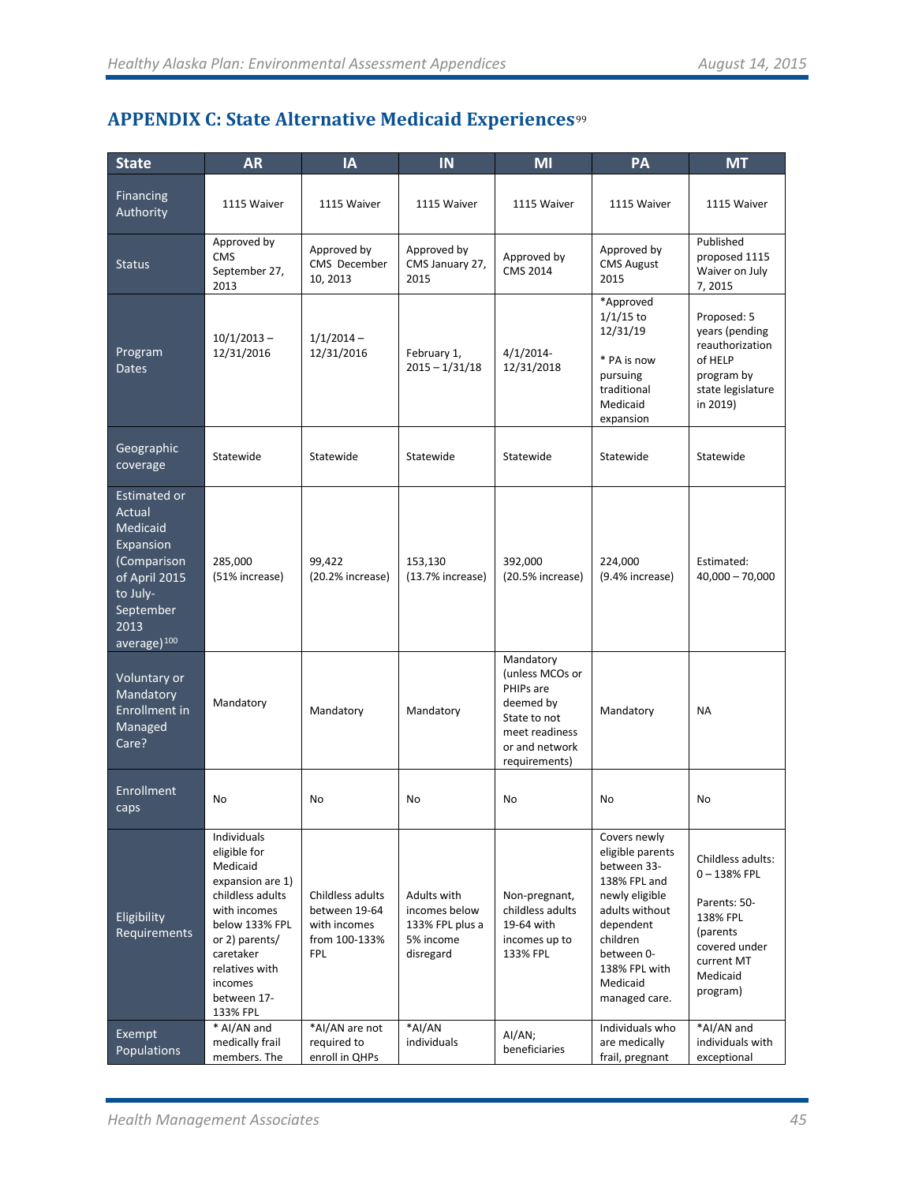## APPENDIX C: State Alternative Medicaid Experiences[99]

| State | AR | IA | IN | MI | PA | MT |
|---|---|---|---|---|---|---|
| Financing Authority | 1115 Waiver | 1115 Waiver | 1115 Waiver | 1115 Waiver | 1115 Waiver | 1115 Waiver |
| Status | Approved by CMS September 27, 2013 | Approved by CMS December 10, 2013 | Approved by CMS January 27, 2015 | Approved by CMS 2014 | Approved by CMS August 2015 | Published proposed 1115 Waiver on July 7, 2015 |
| Program Dates | 10/1/2013 – 12/31/2016 | 1/1/2014 – 12/31/2016 | February 1, 2015 – 1/31/18 | 4/1/2014-12/31/2018 | *Approved 1/1/15 to 12/31/19<br><br>* PA is now pursuing traditional Medicaid expansion | Proposed: 5 years (pending reauthorization of HELP program by state legislature in 2019) |
| Geographic coverage | Statewide | Statewide | Statewide | Statewide | Statewide | Statewide |
| Estimated or Actual Medicaid Expansion (Comparison of April 2015 to July-September 2013 average)[100] | 285,000 (51% increase) | 99,422 (20.2% increase) | 153,130 (13.7% increase) | 392,000 (20.5% increase) | 224,000 (9.4% increase) | Estimated: 40,000 – 70,000 |
| Voluntary or Mandatory Enrollment in Managed Care? | Mandatory | Mandatory | Mandatory | Mandatory (unless MCOs or PHIPs are deemed by State to not meet readiness or and network requirements) | Mandatory | NA |
| Enrollment caps | No | No | No | No | No | No |
| Eligibility Requirements | Individuals eligible for Medicaid expansion are 1) childless adults with incomes below 133% FPL or 2) parents/ caretaker relatives with incomes between 17-133% FPL | Childless adults between 19-64 with incomes from 100-133% FPL | Adults with incomes below 133% FPL plus a 5% income disregard | Non-pregnant, childless adults 19-64 with incomes up to 133% FPL | Covers newly eligible parents between 33-138% FPL and newly eligible adults without dependent children between 0-138% FPL with Medicaid managed care. | Childless adults: 0 – 138% FPL<br><br>Parents: 50-138% FPL (parents covered under current MT Medicaid program) |
| Exempt Populations | * AI/AN and medically frail members. The | *AI/AN are not required to enroll in QHPs | *AI/AN individuals | AI/AN; beneficiaries | Individuals who are medically frail, pregnant | *AI/AN and individuals with exceptional |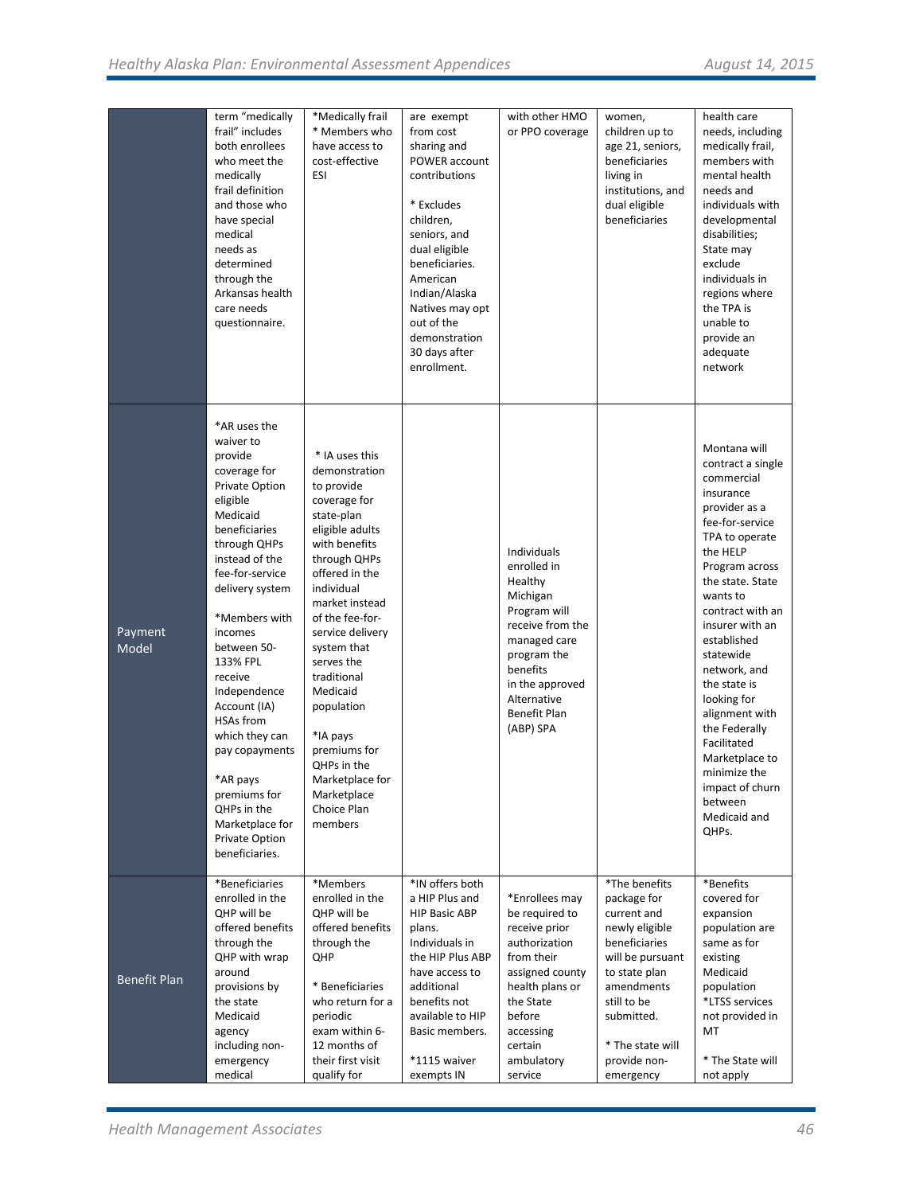| | | | | | | |
|---|---|---|---|---|---|---|
| | term "medically frail" includes both enrollees who meet the medically frail definition and those who have special medical needs as determined through the Arkansas health care needs questionnaire. | *Medically frail * Members who have access to cost-effective ESI | are exempt from cost sharing and POWER account contributions * Excludes children, seniors, and dual eligible beneficiaries. American Indian/Alaska Natives may opt out of the demonstration 30 days after enrollment. | with other HMO or PPO coverage | women, children up to age 21, seniors, beneficiaries living in institutions, and dual eligible beneficiaries | health care needs, including medically frail, members with mental health needs and individuals with developmental disabilities; State may exclude individuals in regions where the TPA is unable to provide an adequate network |
| Payment Model | *AR uses the waiver to provide coverage for Private Option eligible Medicaid beneficiaries through QHPs instead of the fee-for-service delivery system *Members with incomes between 50-133% FPL receive Independence Account (IA) HSAs from which they can pay copayments *AR pays premiums for QHPs in the Marketplace for Private Option beneficiaries. | * IA uses this demonstration to provide coverage for state-plan eligible adults with benefits through QHPs offered in the individual market instead of the fee-for-service delivery system that serves the traditional Medicaid population *IA pays premiums for QHPs in the Marketplace for Marketplace Choice Plan members | | Individuals enrolled in Healthy Michigan Program will receive from the managed care program the benefits in the approved Alternative Benefit Plan (ABP) SPA | | Montana will contract a single commercial insurance provider as a fee-for-service TPA to operate the HELP Program across the state. State wants to contract with an insurer with an established statewide network, and the state is looking for alignment with the Federally Facilitated Marketplace to minimize the impact of churn between Medicaid and QHPs. |
| Benefit Plan | *Beneficiaries enrolled in the QHP will be offered benefits through the QHP with wrap around provisions by the state Medicaid agency including non-emergency medical | *Members enrolled in the QHP will be offered benefits through the QHP * Beneficiaries who return for a periodic exam within 6-12 months of their first visit qualify for | *IN offers both a HIP Plus and HIP Basic ABP plans. Individuals in the HIP Plus ABP have access to additional benefits not available to HIP Basic members. *1115 waiver exempts IN | *Enrollees may be required to receive prior authorization from their assigned county health plans or the State before accessing certain ambulatory service | *The benefits package for current and newly eligible beneficiaries will be pursuant to state plan amendments still to be submitted. * The state will provide non-emergency | *Benefits covered for expansion population are same as for existing Medicaid population *LTSS services not provided in MT * The State will not apply |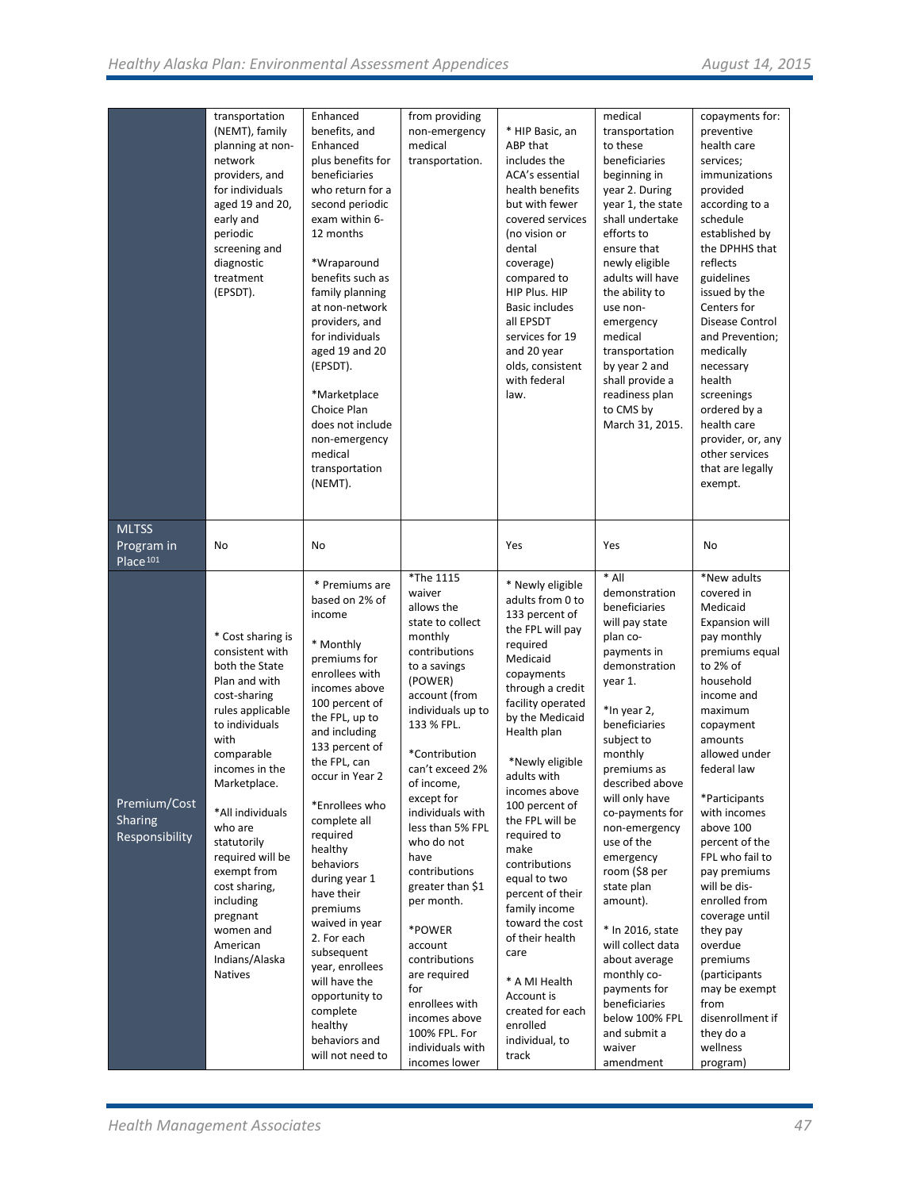| | | | | | | |
|---|---|---|---|---|---|---|
| | transportation (NEMT), family planning at non-network providers, and for individuals aged 19 and 20, early and periodic screening and diagnostic treatment (EPSDT). | Enhanced benefits, and Enhanced plus benefits for beneficiaries who return for a second periodic exam within 6-12 months<br><br>*Wraparound benefits such as family planning at non-network providers, and for individuals aged 19 and 20 (EPSDT).<br><br>*Marketplace Choice Plan does not include non-emergency medical transportation (NEMT). | from providing non-emergency medical transportation. | * HIP Basic, an ABP that includes the ACA's essential health benefits but with fewer covered services (no vision or dental coverage) compared to HIP Plus. HIP Basic includes all EPSDT services for 19 and 20 year olds, consistent with federal law. | medical transportation to these beneficiaries beginning in year 2. During year 1, the state shall undertake efforts to ensure that newly eligible adults will have the ability to use non-emergency medical transportation by year 2 and shall provide a readiness plan to CMS by March 31, 2015. | copayments for: preventive health care services; immunizations provided according to a schedule established by the DPHHS that reflects guidelines issued by the Centers for Disease Control and Prevention; medically necessary health screenings ordered by a health care provider, or, any other services that are legally exempt. |
| MLTSS Program in Place[101] | No | No | | Yes | Yes | No |
| Premium/Cost Sharing Responsibility | * Cost sharing is consistent with both the State Plan and with cost-sharing rules applicable to individuals with comparable incomes in the Marketplace.<br><br>*All individuals who are statutorily required will be exempt from cost sharing, including pregnant women and American Indians/Alaska Natives | * Premiums are based on 2% of income<br><br>* Monthly premiums for enrollees with incomes above 100 percent of the FPL, up to and including 133 percent of the FPL, can occur in Year 2<br><br>*Enrollees who complete all required healthy behaviors during year 1 have their premiums waived in year 2. For each subsequent year, enrollees will have the opportunity to complete healthy behaviors and will not need to | *The 1115 waiver allows the state to collect monthly contributions to a savings (POWER) account (from individuals up to 133 % FPL.<br><br>*Contribution can't exceed 2% of income, except for individuals with less than 5% FPL who do not have contributions greater than $1 per month.<br><br>*POWER account contributions are required for enrollees with incomes above 100% FPL. For individuals with incomes lower | * Newly eligible adults from 0 to 133 percent of the FPL will pay required Medicaid copayments through a credit facility operated by the Medicaid Health plan<br><br>*Newly eligible adults with incomes above 100 percent of the FPL will be required to make contributions equal to two percent of their family income toward the cost of their health care<br><br>* A MI Health Account is created for each enrolled individual, to track | * All demonstration beneficiaries will pay state plan co-payments in demonstration year 1.<br><br>*In year 2, beneficiaries subject to monthly premiums as described above will only have co-payments for non-emergency use of the emergency room ($8 per state plan amount).<br><br>* In 2016, state will collect data about average monthly co-payments for beneficiaries below 100% FPL and submit a waiver amendment | *New adults covered in Medicaid Expansion will pay monthly premiums equal to 2% of household income and maximum copayment amounts allowed under federal law<br><br>*Participants with incomes above 100 percent of the FPL who fail to pay premiums will be dis-enrolled from coverage until they pay overdue premiums (participants may be exempt from disenrollment if they do a wellness program) |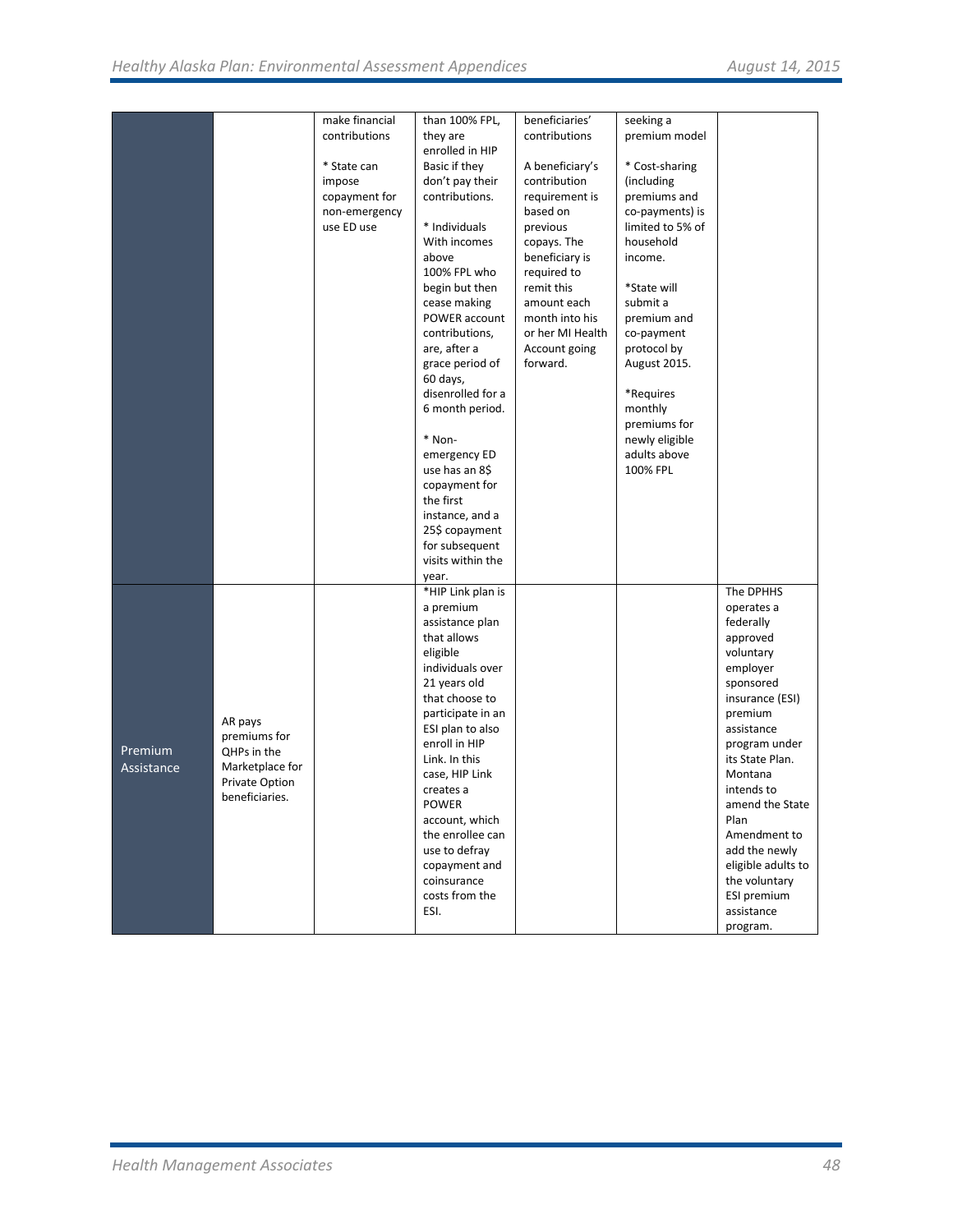| | | | | | | |
|---|---|---|---|---|---|---|
| | | make financial contributions<br><br>* State can impose copayment for non-emergency use ED use | than 100% FPL, they are enrolled in HIP Basic if they don't pay their contributions.<br><br>* Individuals With incomes above 100% FPL who begin but then cease making POWER account contributions, are, after a grace period of 60 days, disenrolled for a 6 month period.<br><br>* Non-emergency ED use has an 8$ copayment for the first instance, and a 25$ copayment for subsequent visits within the year. | beneficiaries' contributions<br><br>A beneficiary's contribution requirement is based on previous copays. The beneficiary is required to remit this amount each month into his or her MI Health Account going forward. | seeking a premium model<br><br>* Cost-sharing (including premiums and co-payments) is limited to 5% of household income.<br><br>*State will submit a premium and co-payment protocol by August 2015.<br><br>*Requires monthly premiums for newly eligible adults above 100% FPL | |
| Premium Assistance | AR pays premiums for QHPs in the Marketplace for Private Option beneficiaries. | | *HIP Link plan is a premium assistance plan that allows eligible individuals over 21 years old that choose to participate in an ESI plan to also enroll in HIP Link. In this case, HIP Link creates a POWER account, which the enrollee can use to defray copayment and coinsurance costs from the ESI. | | | The DPHHS operates a federally approved voluntary employer sponsored insurance (ESI) premium assistance program under its State Plan. Montana intends to amend the State Plan Amendment to add the newly eligible adults to the voluntary ESI premium assistance program. |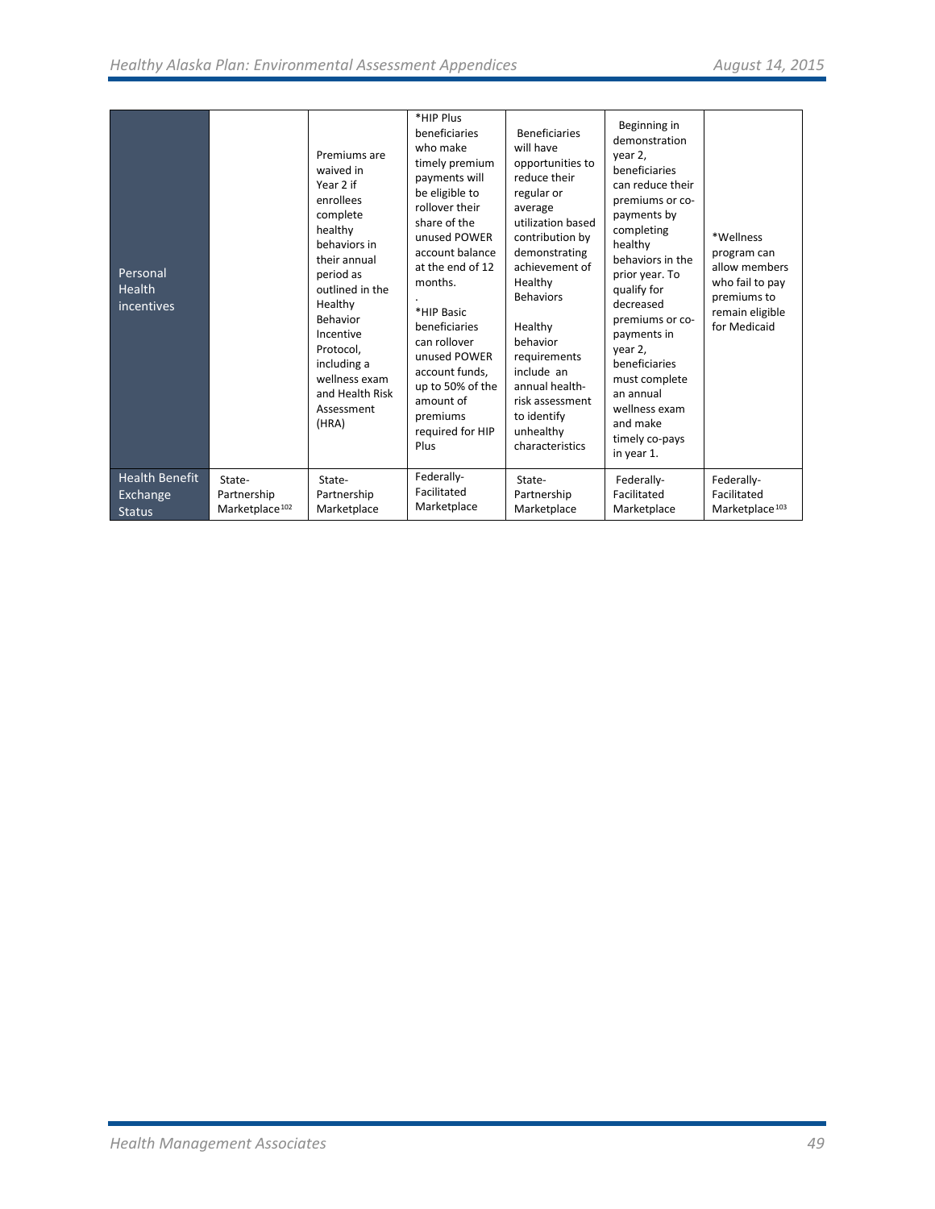| | | | | | | |
|---|---|---|---|---|---|---|
| Personal Health incentives | | Premiums are waived in Year 2 if enrollees complete healthy behaviors in their annual period as outlined in the Healthy Behavior Incentive Protocol, including a wellness exam and Health Risk Assessment (HRA) | *HIP Plus beneficiaries who make timely premium payments will be eligible to rollover their share of the unused POWER account balance at the end of 12 months.<br>.<br>*HIP Basic beneficiaries can rollover unused POWER account funds, up to 50% of the amount of premiums required for HIP Plus | Beneficiaries will have opportunities to reduce their regular or average utilization based contribution by demonstrating achievement of Healthy Behaviors<br><br>Healthy behavior requirements include an annual health-risk assessment to identify unhealthy characteristics | Beginning in demonstration year 2, beneficiaries can reduce their premiums or co-payments by completing healthy behaviors in the prior year. To qualify for decreased premiums or co-payments in year 2, beneficiaries must complete an annual wellness exam and make timely co-pays in year 1. | *Wellness program can allow members who fail to pay premiums to remain eligible for Medicaid |
| Health Benefit Exchange Status | State-Partnership Marketplace[102] | State-Partnership Marketplace | Federally-Facilitated Marketplace | State-Partnership Marketplace | Federally-Facilitated Marketplace | Federally-Facilitated Marketplace[103] |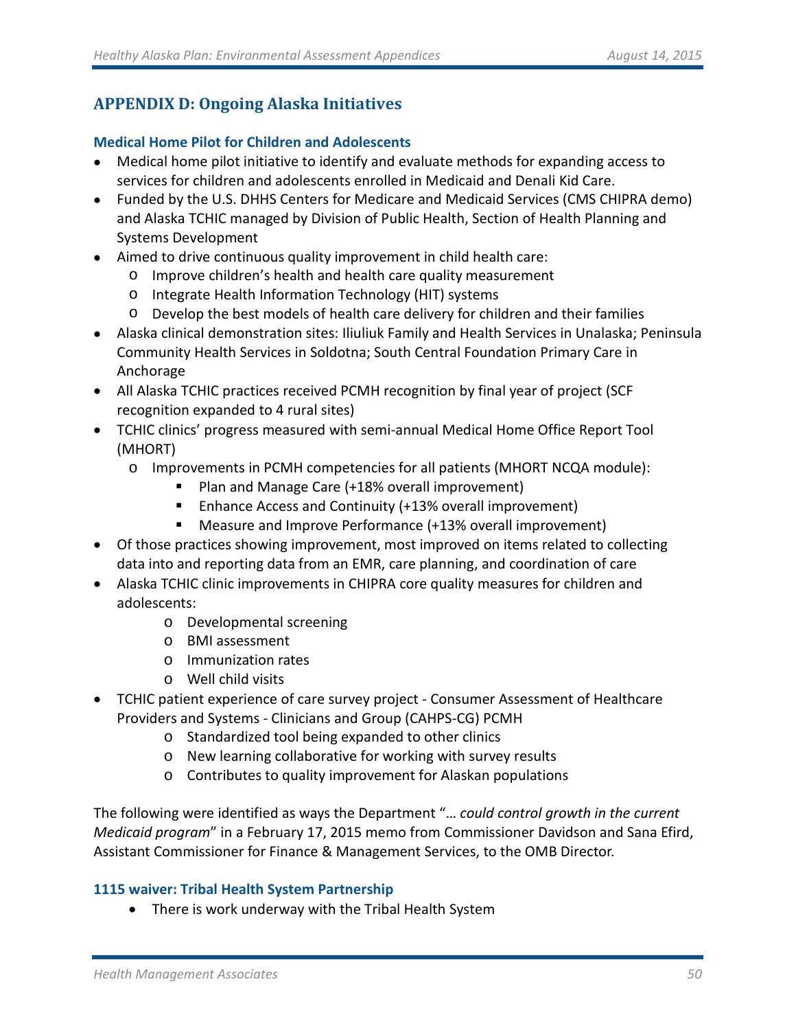## APPENDIX D: Ongoing Alaska Initiatives

### Medical Home Pilot for Children and Adolescents

- Medical home pilot initiative to identify and evaluate methods for expanding access to services for children and adolescents enrolled in Medicaid and Denali Kid Care.
- Funded by the U.S. DHHS Centers for Medicare and Medicaid Services (CMS CHIPRA demo) and Alaska TCHIC managed by Division of Public Health, Section of Health Planning and Systems Development
- Aimed to drive continuous quality improvement in child health care:
  - Improve children's health and health care quality measurement
  - Integrate Health Information Technology (HIT) systems
  - Develop the best models of health care delivery for children and their families
- Alaska clinical demonstration sites: Iliuliuk Family and Health Services in Unalaska; Peninsula Community Health Services in Soldotna; South Central Foundation Primary Care in Anchorage
- All Alaska TCHIC practices received PCMH recognition by final year of project (SCF recognition expanded to 4 rural sites)
- TCHIC clinics' progress measured with semi-annual Medical Home Office Report Tool (MHORT)
  - Improvements in PCMH competencies for all patients (MHORT NCQA module):
    - Plan and Manage Care (+18% overall improvement)
    - Enhance Access and Continuity (+13% overall improvement)
    - Measure and Improve Performance (+13% overall improvement)
- Of those practices showing improvement, most improved on items related to collecting data into and reporting data from an EMR, care planning, and coordination of care
- Alaska TCHIC clinic improvements in CHIPRA core quality measures for children and adolescents:
  - Developmental screening
  - BMI assessment
  - Immunization rates
  - Well child visits
- TCHIC patient experience of care survey project - Consumer Assessment of Healthcare Providers and Systems - Clinicians and Group (CAHPS-CG) PCMH
  - Standardized tool being expanded to other clinics
  - New learning collaborative for working with survey results
  - Contributes to quality improvement for Alaskan populations

The following were identified as ways the Department "*… could control growth in the current Medicaid program*" in a February 17, 2015 memo from Commissioner Davidson and Sana Efird, Assistant Commissioner for Finance & Management Services, to the OMB Director.

### 1115 waiver: Tribal Health System Partnership

- There is work underway with the Tribal Health System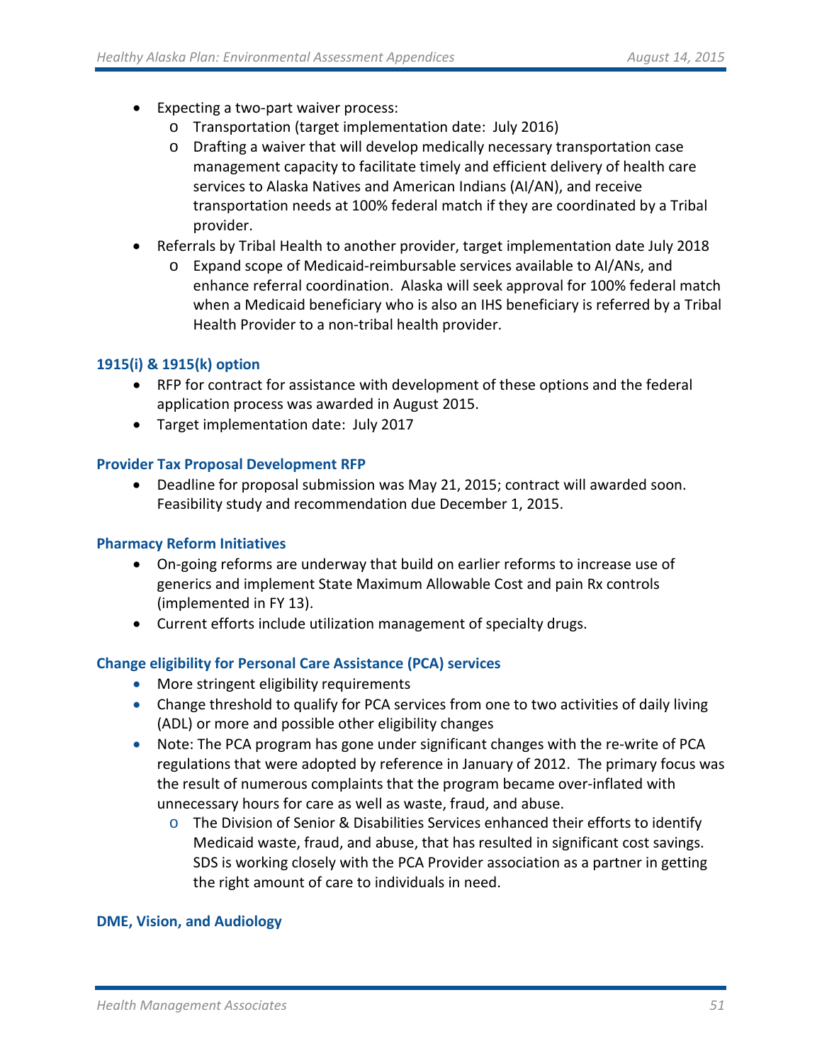- Expecting a two-part waiver process:
  - Transportation (target implementation date: July 2016)
  - Drafting a waiver that will develop medically necessary transportation case management capacity to facilitate timely and efficient delivery of health care services to Alaska Natives and American Indians (AI/AN), and receive transportation needs at 100% federal match if they are coordinated by a Tribal provider.
- Referrals by Tribal Health to another provider, target implementation date July 2018
  - Expand scope of Medicaid-reimbursable services available to AI/ANs, and enhance referral coordination. Alaska will seek approval for 100% federal match when a Medicaid beneficiary who is also an IHS beneficiary is referred by a Tribal Health Provider to a non-tribal health provider.

### 1915(i) & 1915(k) option

- RFP for contract for assistance with development of these options and the federal application process was awarded in August 2015.
- Target implementation date: July 2017

### Provider Tax Proposal Development RFP

- Deadline for proposal submission was May 21, 2015; contract will awarded soon. Feasibility study and recommendation due December 1, 2015.

### Pharmacy Reform Initiatives

- On-going reforms are underway that build on earlier reforms to increase use of generics and implement State Maximum Allowable Cost and pain Rx controls (implemented in FY 13).
- Current efforts include utilization management of specialty drugs.

### Change eligibility for Personal Care Assistance (PCA) services

- More stringent eligibility requirements
- Change threshold to qualify for PCA services from one to two activities of daily living (ADL) or more and possible other eligibility changes
- Note: The PCA program has gone under significant changes with the re-write of PCA regulations that were adopted by reference in January of 2012. The primary focus was the result of numerous complaints that the program became over-inflated with unnecessary hours for care as well as waste, fraud, and abuse.
  - The Division of Senior & Disabilities Services enhanced their efforts to identify Medicaid waste, fraud, and abuse, that has resulted in significant cost savings. SDS is working closely with the PCA Provider association as a partner in getting the right amount of care to individuals in need.

### DME, Vision, and Audiology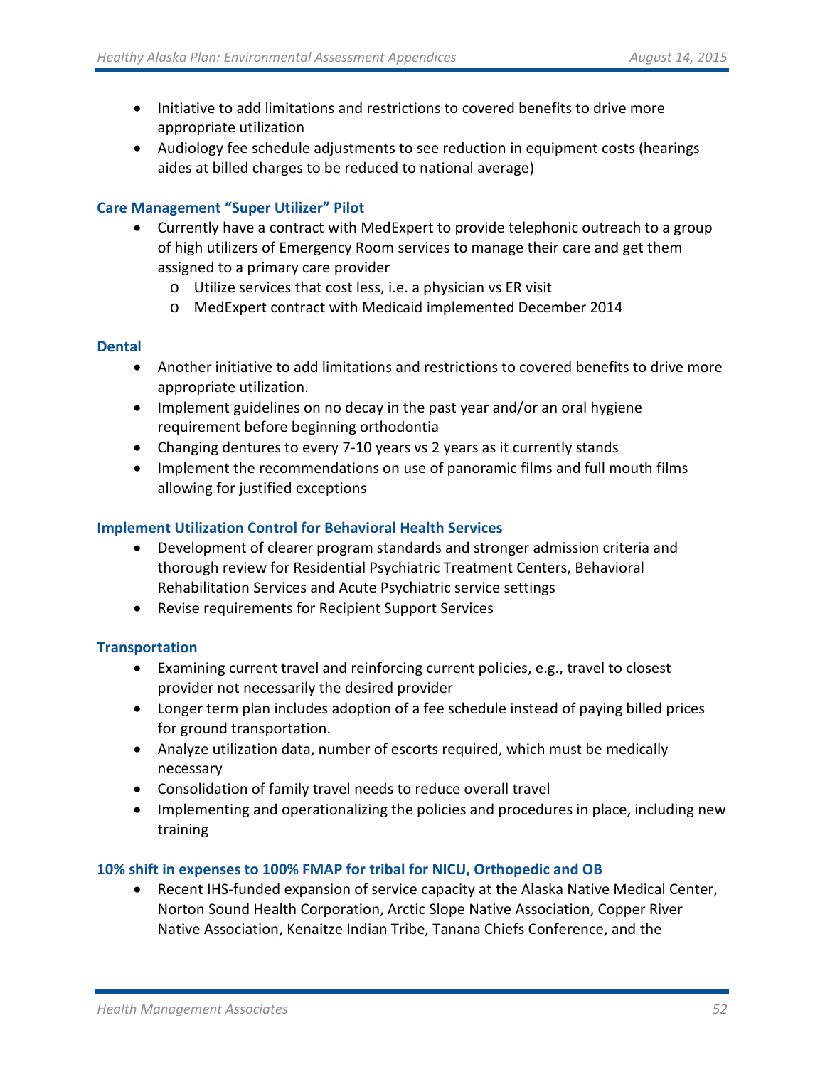- Initiative to add limitations and restrictions to covered benefits to drive more appropriate utilization
- Audiology fee schedule adjustments to see reduction in equipment costs (hearings aides at billed charges to be reduced to national average)

### Care Management "Super Utilizer" Pilot

- Currently have a contract with MedExpert to provide telephonic outreach to a group of high utilizers of Emergency Room services to manage their care and get them assigned to a primary care provider
  - Utilize services that cost less, i.e. a physician vs ER visit
  - MedExpert contract with Medicaid implemented December 2014

### Dental

- Another initiative to add limitations and restrictions to covered benefits to drive more appropriate utilization.
- Implement guidelines on no decay in the past year and/or an oral hygiene requirement before beginning orthodontia
- Changing dentures to every 7-10 years vs 2 years as it currently stands
- Implement the recommendations on use of panoramic films and full mouth films allowing for justified exceptions

### Implement Utilization Control for Behavioral Health Services

- Development of clearer program standards and stronger admission criteria and thorough review for Residential Psychiatric Treatment Centers, Behavioral Rehabilitation Services and Acute Psychiatric service settings
- Revise requirements for Recipient Support Services

### Transportation

- Examining current travel and reinforcing current policies, e.g., travel to closest provider not necessarily the desired provider
- Longer term plan includes adoption of a fee schedule instead of paying billed prices for ground transportation.
- Analyze utilization data, number of escorts required, which must be medically necessary
- Consolidation of family travel needs to reduce overall travel
- Implementing and operationalizing the policies and procedures in place, including new training

### 10% shift in expenses to 100% FMAP for tribal for NICU, Orthopedic and OB

- Recent IHS-funded expansion of service capacity at the Alaska Native Medical Center, Norton Sound Health Corporation, Arctic Slope Native Association, Copper River Native Association, Kenaitze Indian Tribe, Tanana Chiefs Conference, and the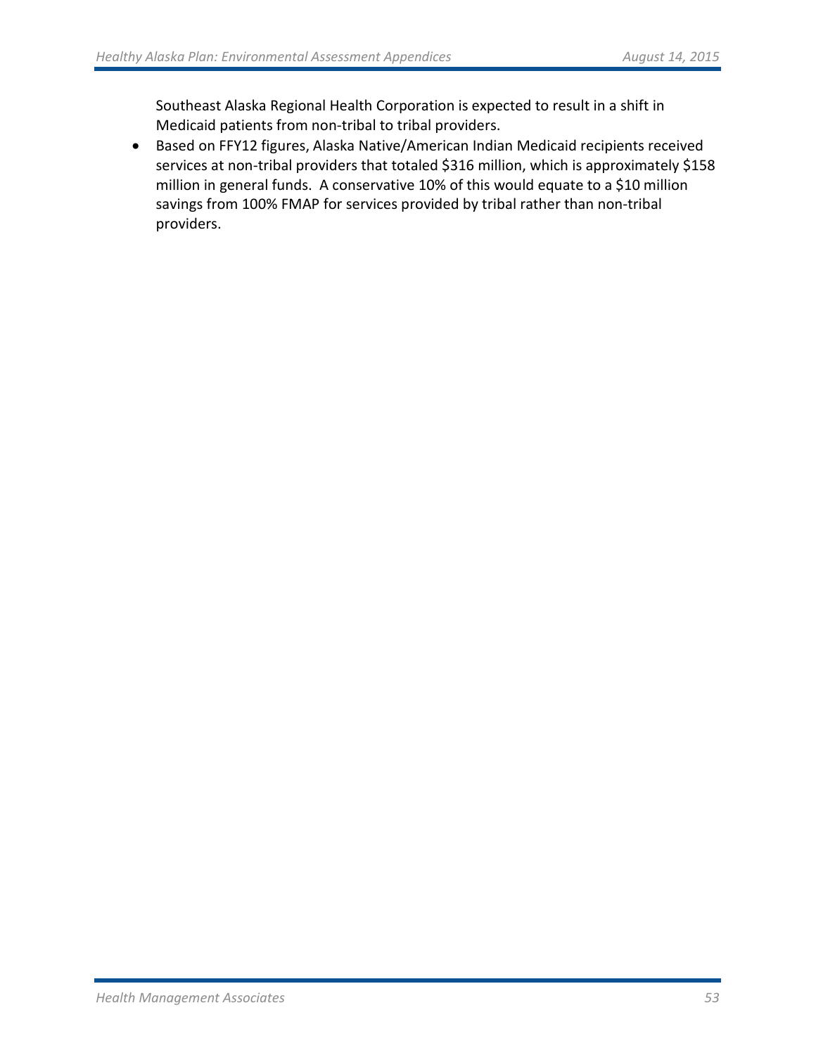Southeast Alaska Regional Health Corporation is expected to result in a shift in Medicaid patients from non-tribal to tribal providers.

- Based on FFY12 figures, Alaska Native/American Indian Medicaid recipients received services at non-tribal providers that totaled $316 million, which is approximately $158 million in general funds. A conservative 10% of this would equate to a $10 million savings from 100% FMAP for services provided by tribal rather than non-tribal providers.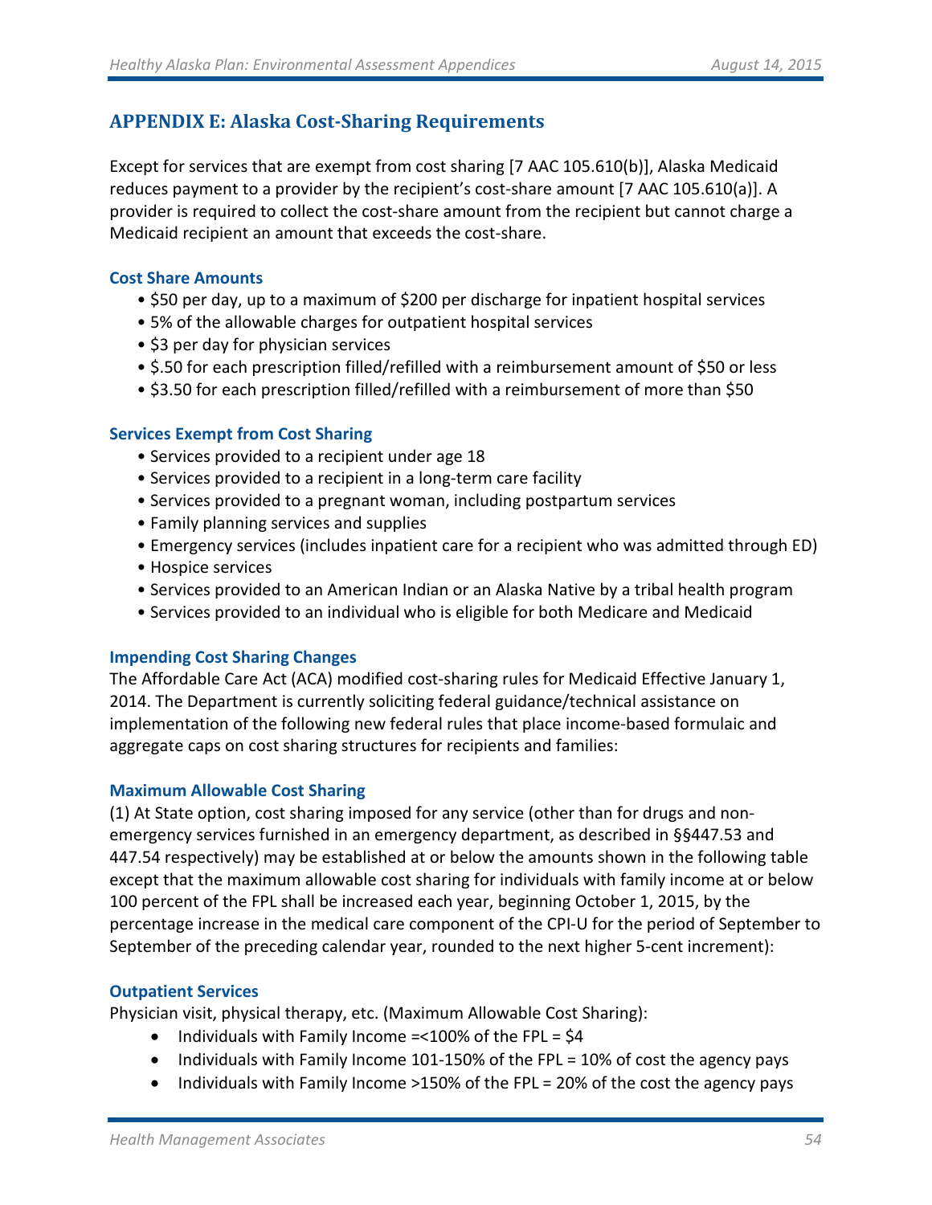## APPENDIX E: Alaska Cost-Sharing Requirements

Except for services that are exempt from cost sharing [7 AAC 105.610(b)], Alaska Medicaid reduces payment to a provider by the recipient's cost-share amount [7 AAC 105.610(a)]. A provider is required to collect the cost-share amount from the recipient but cannot charge a Medicaid recipient an amount that exceeds the cost-share.

### Cost Share Amounts

- $50 per day, up to a maximum of $200 per discharge for inpatient hospital services
- 5% of the allowable charges for outpatient hospital services
- $3 per day for physician services
- $.50 for each prescription filled/refilled with a reimbursement amount of $50 or less
- $3.50 for each prescription filled/refilled with a reimbursement of more than $50

### Services Exempt from Cost Sharing

- Services provided to a recipient under age 18
- Services provided to a recipient in a long-term care facility
- Services provided to a pregnant woman, including postpartum services
- Family planning services and supplies
- Emergency services (includes inpatient care for a recipient who was admitted through ED)
- Hospice services
- Services provided to an American Indian or an Alaska Native by a tribal health program
- Services provided to an individual who is eligible for both Medicare and Medicaid

### Impending Cost Sharing Changes

The Affordable Care Act (ACA) modified cost-sharing rules for Medicaid Effective January 1, 2014. The Department is currently soliciting federal guidance/technical assistance on implementation of the following new federal rules that place income-based formulaic and aggregate caps on cost sharing structures for recipients and families:

### Maximum Allowable Cost Sharing

(1) At State option, cost sharing imposed for any service (other than for drugs and non-emergency services furnished in an emergency department, as described in §§447.53 and 447.54 respectively) may be established at or below the amounts shown in the following table except that the maximum allowable cost sharing for individuals with family income at or below 100 percent of the FPL shall be increased each year, beginning October 1, 2015, by the percentage increase in the medical care component of the CPI-U for the period of September to September of the preceding calendar year, rounded to the next higher 5-cent increment):

### Outpatient Services

Physician visit, physical therapy, etc. (Maximum Allowable Cost Sharing):

- Individuals with Family Income =<100% of the FPL = $4
- Individuals with Family Income 101-150% of the FPL = 10% of cost the agency pays
- Individuals with Family Income >150% of the FPL = 20% of the cost the agency pays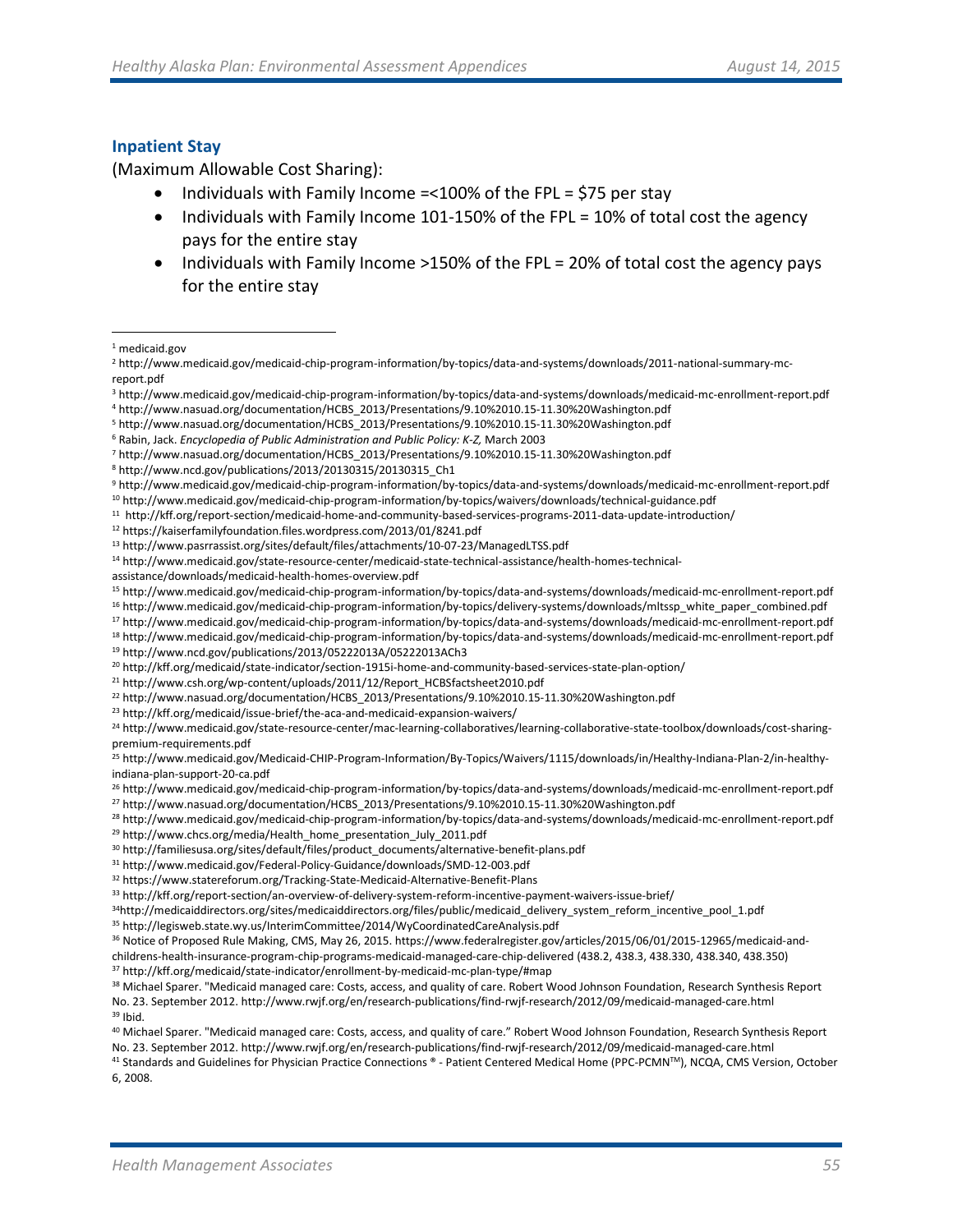### Inpatient Stay

(Maximum Allowable Cost Sharing):

- Individuals with Family Income =<100% of the FPL = $75 per stay
- Individuals with Family Income 101-150% of the FPL = 10% of total cost the agency pays for the entire stay
- Individuals with Family Income >150% of the FPL = 20% of total cost the agency pays for the entire stay

---

[1] medicaid.gov

[2] http://www.medicaid.gov/medicaid-chip-program-information/by-topics/data-and-systems/downloads/2011-national-summary-mc-report.pdf

[3] http://www.medicaid.gov/medicaid-chip-program-information/by-topics/data-and-systems/downloads/medicaid-mc-enrollment-report.pdf

[4] http://www.nasuad.org/documentation/HCBS_2013/Presentations/9.10%2010.15-11.30%20Washington.pdf

[5] http://www.nasuad.org/documentation/HCBS_2013/Presentations/9.10%2010.15-11.30%20Washington.pdf

[6] Rabin, Jack. *Encyclopedia of Public Administration and Public Policy: K-Z,* March 2003

[7] http://www.nasuad.org/documentation/HCBS_2013/Presentations/9.10%2010.15-11.30%20Washington.pdf

[8] http://www.ncd.gov/publications/2013/20130315/20130315_Ch1

[9] http://www.medicaid.gov/medicaid-chip-program-information/by-topics/data-and-systems/downloads/medicaid-mc-enrollment-report.pdf

[10] http://www.medicaid.gov/medicaid-chip-program-information/by-topics/waivers/downloads/technical-guidance.pdf

[11] http://kff.org/report-section/medicaid-home-and-community-based-services-programs-2011-data-update-introduction/

[12] https://kaiserfamilyfoundation.files.wordpress.com/2013/01/8241.pdf

[13] http://www.pasrrassist.org/sites/default/files/attachments/10-07-23/ManagedLTSS.pdf

[14] http://www.medicaid.gov/state-resource-center/medicaid-state-technical-assistance/health-homes-technical-assistance/downloads/medicaid-health-homes-overview.pdf

[15] http://www.medicaid.gov/medicaid-chip-program-information/by-topics/data-and-systems/downloads/medicaid-mc-enrollment-report.pdf

[16] http://www.medicaid.gov/medicaid-chip-program-information/by-topics/delivery-systems/downloads/mltssp_white_paper_combined.pdf

[17] http://www.medicaid.gov/medicaid-chip-program-information/by-topics/data-and-systems/downloads/medicaid-mc-enrollment-report.pdf

[18] http://www.medicaid.gov/medicaid-chip-program-information/by-topics/data-and-systems/downloads/medicaid-mc-enrollment-report.pdf

[19] http://www.ncd.gov/publications/2013/05222013A/05222013ACh3

[20] http://kff.org/medicaid/state-indicator/section-1915i-home-and-community-based-services-state-plan-option/

[21] http://www.csh.org/wp-content/uploads/2011/12/Report_HCBSfactsheet2010.pdf

[22] http://www.nasuad.org/documentation/HCBS_2013/Presentations/9.10%2010.15-11.30%20Washington.pdf

[23] http://kff.org/medicaid/issue-brief/the-aca-and-medicaid-expansion-waivers/

[24] http://www.medicaid.gov/state-resource-center/mac-learning-collaboratives/learning-collaborative-state-toolbox/downloads/cost-sharing-premium-requirements.pdf

[25] http://www.medicaid.gov/Medicaid-CHIP-Program-Information/By-Topics/Waivers/1115/downloads/in/Healthy-Indiana-Plan-2/in-healthy-indiana-plan-support-20-ca.pdf

[26] http://www.medicaid.gov/medicaid-chip-program-information/by-topics/data-and-systems/downloads/medicaid-mc-enrollment-report.pdf

[27] http://www.nasuad.org/documentation/HCBS_2013/Presentations/9.10%2010.15-11.30%20Washington.pdf

[28] http://www.medicaid.gov/medicaid-chip-program-information/by-topics/data-and-systems/downloads/medicaid-mc-enrollment-report.pdf

[29] http://www.chcs.org/media/Health_home_presentation_July_2011.pdf

[30] http://familiesusa.org/sites/default/files/product_documents/alternative-benefit-plans.pdf

[31] http://www.medicaid.gov/Federal-Policy-Guidance/downloads/SMD-12-003.pdf

[32] https://www.statereforum.org/Tracking-State-Medicaid-Alternative-Benefit-Plans

[33] http://kff.org/report-section/an-overview-of-delivery-system-reform-incentive-payment-waivers-issue-brief/

[34] http://medicaiddirectors.org/sites/medicaiddirectors.org/files/public/medicaid_delivery_system_reform_incentive_pool_1.pdf

[35] http://legisweb.state.wy.us/InterimCommittee/2014/WyCoordinatedCareAnalysis.pdf

[36] Notice of Proposed Rule Making, CMS, May 26, 2015. https://www.federalregister.gov/articles/2015/06/01/2015-12965/medicaid-and-childrens-health-insurance-program-chip-programs-medicaid-managed-care-chip-delivered (438.2, 438.3, 438.330, 438.340, 438.350)

[37] http://kff.org/medicaid/state-indicator/enrollment-by-medicaid-mc-plan-type/#map

[38] Michael Sparer. "Medicaid managed care: Costs, access, and quality of care. Robert Wood Johnson Foundation, Research Synthesis Report No. 23. September 2012. http://www.rwjf.org/en/research-publications/find-rwjf-research/2012/09/medicaid-managed-care.html

[39] Ibid.

[40] Michael Sparer. "Medicaid managed care: Costs, access, and quality of care." Robert Wood Johnson Foundation, Research Synthesis Report No. 23. September 2012. http://www.rwjf.org/en/research-publications/find-rwjf-research/2012/09/medicaid-managed-care.html

[41] Standards and Guidelines for Physician Practice Connections ® - Patient Centered Medical Home (PPC-PCMN™), NCQA, CMS Version, October 6, 2008.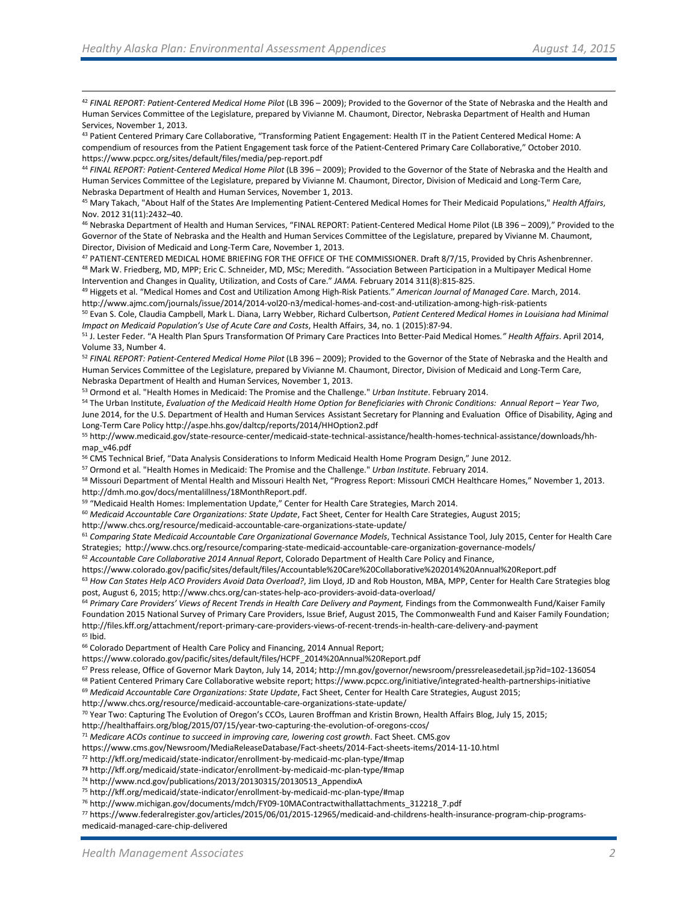[42] *FINAL REPORT: Patient-Centered Medical Home Pilot* (LB 396 – 2009); Provided to the Governor of the State of Nebraska and the Health and Human Services Committee of the Legislature, prepared by Vivianne M. Chaumont, Director, Nebraska Department of Health and Human Services, November 1, 2013.

[43] Patient Centered Primary Care Collaborative, "Transforming Patient Engagement: Health IT in the Patient Centered Medical Home: A compendium of resources from the Patient Engagement task force of the Patient-Centered Primary Care Collaborative," October 2010. https://www.pcpcc.org/sites/default/files/media/pep-report.pdf

[44] *FINAL REPORT: Patient-Centered Medical Home Pilot* (LB 396 – 2009); Provided to the Governor of the State of Nebraska and the Health and Human Services Committee of the Legislature, prepared by Vivianne M. Chaumont, Director, Division of Medicaid and Long-Term Care, Nebraska Department of Health and Human Services, November 1, 2013.

[45] Mary Takach, "About Half of the States Are Implementing Patient-Centered Medical Homes for Their Medicaid Populations," *Health Affairs*, Nov. 2012 31(11):2432–40.

[46] Nebraska Department of Health and Human Services, "FINAL REPORT: Patient-Centered Medical Home Pilot (LB 396 – 2009)," Provided to the Governor of the State of Nebraska and the Health and Human Services Committee of the Legislature, prepared by Vivianne M. Chaumont, Director, Division of Medicaid and Long-Term Care, November 1, 2013.

[47] PATIENT-CENTERED MEDICAL HOME BRIEFING FOR THE OFFICE OF THE COMMISSIONER. Draft 8/7/15, Provided by Chris Ashenbrenner.

[48] Mark W. Friedberg, MD, MPP; Eric C. Schneider, MD, MSc; Meredith. "Association Between Participation in a Multipayer Medical Home Intervention and Changes in Quality, Utilization, and Costs of Care." *JAMA.* February 2014 311(8):815-825.

[49] Higgets et al. "Medical Homes and Cost and Utilization Among High-Risk Patients." *American Journal of Managed Care*. March, 2014. http://www.ajmc.com/journals/issue/2014/2014-vol20-n3/medical-homes-and-cost-and-utilization-among-high-risk-patients

[50] Evan S. Cole, Claudia Campbell, Mark L. Diana, Larry Webber, Richard Culbertson, *Patient Centered Medical Homes in Louisiana had Minimal Impact on Medicaid Population's Use of Acute Care and Costs*, Health Affairs, 34, no. 1 (2015):87-94.

[51] J. Lester Feder. "A Health Plan Spurs Transformation Of Primary Care Practices Into Better-Paid Medical Homes*." Health Affairs*. April 2014, Volume 33, Number 4.

[52] *FINAL REPORT: Patient-Centered Medical Home Pilot* (LB 396 – 2009); Provided to the Governor of the State of Nebraska and the Health and Human Services Committee of the Legislature, prepared by Vivianne M. Chaumont, Director, Division of Medicaid and Long-Term Care, Nebraska Department of Health and Human Services, November 1, 2013.

[53] Ormond et al. "Health Homes in Medicaid: The Promise and the Challenge." *Urban Institute*. February 2014.

[54] The Urban Institute, *Evaluation of the Medicaid Health Home Option for Beneficiaries with Chronic Conditions: Annual Report – Year Two*, June 2014, for the U.S. Department of Health and Human Services Assistant Secretary for Planning and Evaluation Office of Disability, Aging and Long-Term Care Policy http://aspe.hhs.gov/daltcp/reports/2014/HHOption2.pdf

[55] http://www.medicaid.gov/state-resource-center/medicaid-state-technical-assistance/health-homes-technical-assistance/downloads/hh-map_v46.pdf

[56] CMS Technical Brief, "Data Analysis Considerations to Inform Medicaid Health Home Program Design," June 2012.

[57] Ormond et al. "Health Homes in Medicaid: The Promise and the Challenge." *Urban Institute*. February 2014.

[58] Missouri Department of Mental Health and Missouri Health Net, "Progress Report: Missouri CMCH Healthcare Homes," November 1, 2013. http://dmh.mo.gov/docs/mentalillness/18MonthReport.pdf.

[59] "Medicaid Health Homes: Implementation Update," Center for Health Care Strategies, March 2014.

[60] *Medicaid Accountable Care Organizations: State Update*, Fact Sheet, Center for Health Care Strategies, August 2015; http://www.chcs.org/resource/medicaid-accountable-care-organizations-state-update/

[61] *Comparing State Medicaid Accountable Care Organizational Governance Models*, Technical Assistance Tool, July 2015, Center for Health Care Strategies; http://www.chcs.org/resource/comparing-state-medicaid-accountable-care-organization-governance-models/

[62] *Accountable Care Collaborative 2014 Annual Report*, Colorado Department of Health Care Policy and Finance, https://www.colorado.gov/pacific/sites/default/files/Accountable%20Care%20Collaborative%202014%20Annual%20Report.pdf

[63] *How Can States Help ACO Providers Avoid Data Overload?*, Jim Lloyd, JD and Rob Houston, MBA, MPP, Center for Health Care Strategies blog post, August 6, 2015; http://www.chcs.org/can-states-help-aco-providers-avoid-data-overload/

[64] *Primary Care Providers' Views of Recent Trends in Health Care Delivery and Payment,* Findings from the Commonwealth Fund/Kaiser Family Foundation 2015 National Survey of Primary Care Providers, Issue Brief, August 2015, The Commonwealth Fund and Kaiser Family Foundation; http://files.kff.org/attachment/report-primary-care-providers-views-of-recent-trends-in-health-care-delivery-and-payment

[65] Ibid.

[66] Colorado Department of Health Care Policy and Financing, 2014 Annual Report; https://www.colorado.gov/pacific/sites/default/files/HCPF_2014%20Annual%20Report.pdf

[67] Press release, Office of Governor Mark Dayton, July 14, 2014; http://mn.gov/governor/newsroom/pressreleasedetail.jsp?id=102-136054

[68] Patient Centered Primary Care Collaborative website report; https://www.pcpcc.org/initiative/integrated-health-partnerships-initiative

[69] *Medicaid Accountable Care Organizations: State Update*, Fact Sheet, Center for Health Care Strategies, August 2015; http://www.chcs.org/resource/medicaid-accountable-care-organizations-state-update/

[70] Year Two: Capturing The Evolution of Oregon's CCOs, Lauren Broffman and Kristin Brown, Health Affairs Blog, July 15, 2015; http://healthaffairs.org/blog/2015/07/15/year-two-capturing-the-evolution-of-oregons-ccos/

[71] *Medicare ACOs continue to succeed in improving care, lowering cost growth*. Fact Sheet. CMS.gov https://www.cms.gov/Newsroom/MediaReleaseDatabase/Fact-sheets/2014-Fact-sheets-items/2014-11-10.html

[72] http://kff.org/medicaid/state-indicator/enrollment-by-medicaid-mc-plan-type/#map

[73] http://kff.org/medicaid/state-indicator/enrollment-by-medicaid-mc-plan-type/#map

[74] http://www.ncd.gov/publications/2013/20130315/20130513_AppendixA

[75] http://kff.org/medicaid/state-indicator/enrollment-by-medicaid-mc-plan-type/#map

[76] http://www.michigan.gov/documents/mdch/FY09-10MAContractwithallattachments_312218_7.pdf

[77] https://www.federalregister.gov/articles/2015/06/01/2015-12965/medicaid-and-childrens-health-insurance-program-chip-programs-medicaid-managed-care-chip-delivered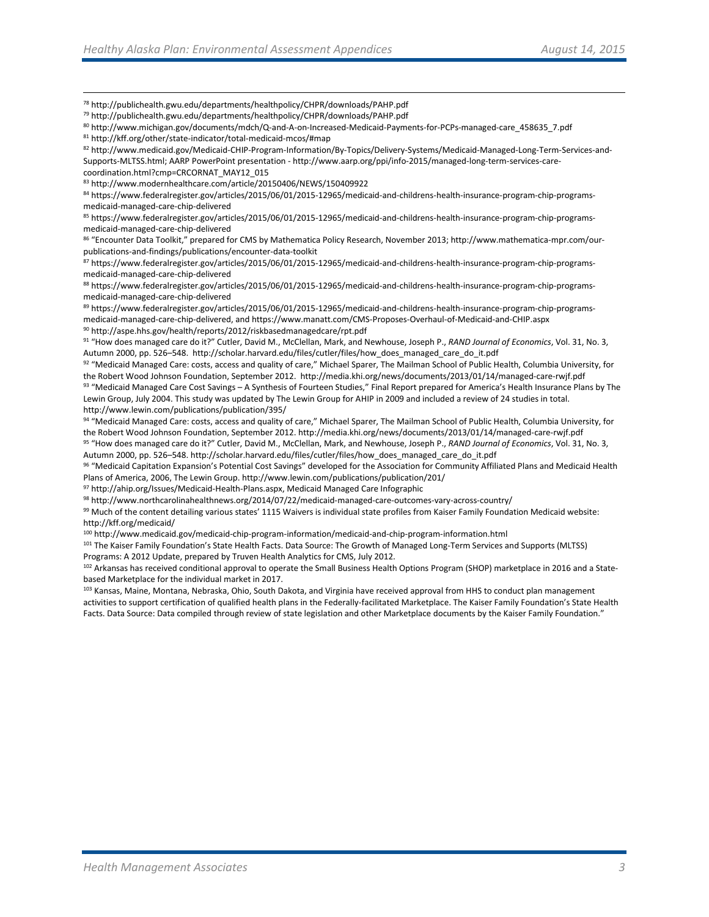[78] http://publichealth.gwu.edu/departments/healthpolicy/CHPR/downloads/PAHP.pdf

[79] http://publichealth.gwu.edu/departments/healthpolicy/CHPR/downloads/PAHP.pdf

[80] http://www.michigan.gov/documents/mdch/Q-and-A-on-Increased-Medicaid-Payments-for-PCPs-managed-care_458635_7.pdf

[81] http://kff.org/other/state-indicator/total-medicaid-mcos/#map

[82] http://www.medicaid.gov/Medicaid-CHIP-Program-Information/By-Topics/Delivery-Systems/Medicaid-Managed-Long-Term-Services-and-Supports-MLTSS.html; AARP PowerPoint presentation - http://www.aarp.org/ppi/info-2015/managed-long-term-services-care-coordination.html?cmp=CRCORNAT_MAY12_015

[83] http://www.modernhealthcare.com/article/20150406/NEWS/150409922

[84] https://www.federalregister.gov/articles/2015/06/01/2015-12965/medicaid-and-childrens-health-insurance-program-chip-programs-medicaid-managed-care-chip-delivered

[85] https://www.federalregister.gov/articles/2015/06/01/2015-12965/medicaid-and-childrens-health-insurance-program-chip-programs-medicaid-managed-care-chip-delivered

[86] "Encounter Data Toolkit," prepared for CMS by Mathematica Policy Research, November 2013; http://www.mathematica-mpr.com/our-publications-and-findings/publications/encounter-data-toolkit

[87] https://www.federalregister.gov/articles/2015/06/01/2015-12965/medicaid-and-childrens-health-insurance-program-chip-programs-medicaid-managed-care-chip-delivered

[88] https://www.federalregister.gov/articles/2015/06/01/2015-12965/medicaid-and-childrens-health-insurance-program-chip-programs-medicaid-managed-care-chip-delivered

[89] https://www.federalregister.gov/articles/2015/06/01/2015-12965/medicaid-and-childrens-health-insurance-program-chip-programs-medicaid-managed-care-chip-delivered, and https://www.manatt.com/CMS-Proposes-Overhaul-of-Medicaid-and-CHIP.aspx

[90] http://aspe.hhs.gov/health/reports/2012/riskbasedmanagedcare/rpt.pdf

[91] "How does managed care do it?" Cutler, David M., McClellan, Mark, and Newhouse, Joseph P., *RAND Journal of Economics*, Vol. 31, No. 3, Autumn 2000, pp. 526–548. http://scholar.harvard.edu/files/cutler/files/how_does_managed_care_do_it.pdf

[92] "Medicaid Managed Care: costs, access and quality of care," Michael Sparer, The Mailman School of Public Health, Columbia University, for the Robert Wood Johnson Foundation, September 2012. http://media.khi.org/news/documents/2013/01/14/managed-care-rwjf.pdf

[93] "Medicaid Managed Care Cost Savings – A Synthesis of Fourteen Studies," Final Report prepared for America's Health Insurance Plans by The Lewin Group, July 2004. This study was updated by The Lewin Group for AHIP in 2009 and included a review of 24 studies in total. http://www.lewin.com/publications/publication/395/

[94] "Medicaid Managed Care: costs, access and quality of care," Michael Sparer, The Mailman School of Public Health, Columbia University, for the Robert Wood Johnson Foundation, September 2012. http://media.khi.org/news/documents/2013/01/14/managed-care-rwjf.pdf

[95] "How does managed care do it?" Cutler, David M., McClellan, Mark, and Newhouse, Joseph P., *RAND Journal of Economics*, Vol. 31, No. 3, Autumn 2000, pp. 526–548. http://scholar.harvard.edu/files/cutler/files/how_does_managed_care_do_it.pdf

[96] "Medicaid Capitation Expansion's Potential Cost Savings" developed for the Association for Community Affiliated Plans and Medicaid Health Plans of America, 2006, The Lewin Group. http://www.lewin.com/publications/publication/201/

[97] http://ahip.org/Issues/Medicaid-Health-Plans.aspx, Medicaid Managed Care Infographic

[98] http://www.northcarolinahealthnews.org/2014/07/22/medicaid-managed-care-outcomes-vary-across-country/

[99] Much of the content detailing various states' 1115 Waivers is individual state profiles from Kaiser Family Foundation Medicaid website: http://kff.org/medicaid/

[100] http://www.medicaid.gov/medicaid-chip-program-information/medicaid-and-chip-program-information.html

[101] The Kaiser Family Foundation's State Health Facts. Data Source: The Growth of Managed Long-Term Services and Supports (MLTSS) Programs: A 2012 Update, prepared by Truven Health Analytics for CMS, July 2012.

[102] Arkansas has received conditional approval to operate the Small Business Health Options Program (SHOP) marketplace in 2016 and a State-based Marketplace for the individual market in 2017.

[103] Kansas, Maine, Montana, Nebraska, Ohio, South Dakota, and Virginia have received approval from HHS to conduct plan management activities to support certification of qualified health plans in the Federally-facilitated Marketplace. The Kaiser Family Foundation's State Health Facts. Data Source: Data compiled through review of state legislation and other Marketplace documents by the Kaiser Family Foundation."